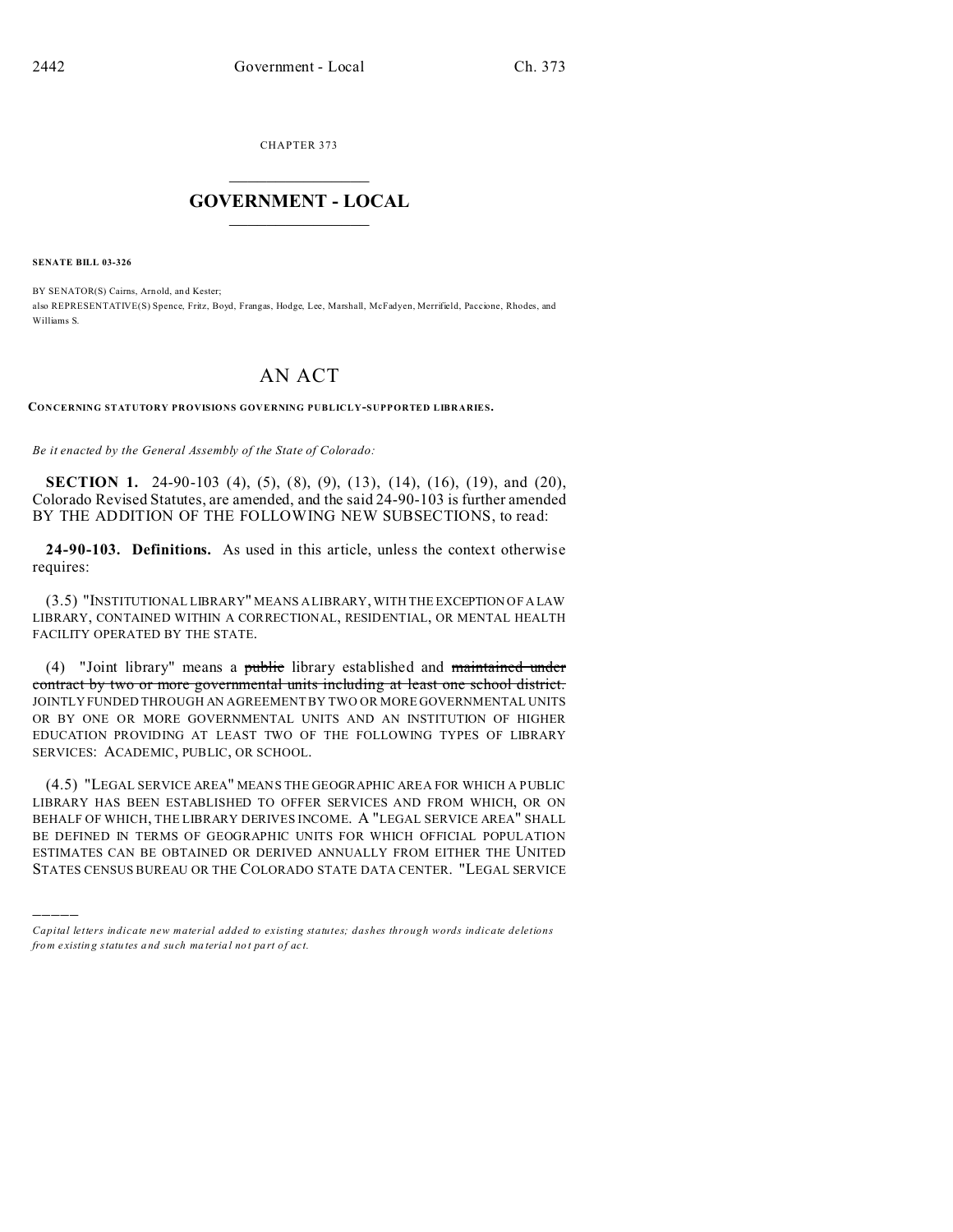CHAPTER 373

# GOVERNMENT - LOCAL

**SENATE BILL 03-326**

BY SENATOR(S) Cairns, Arnold, and Kester;
also REPRESENTATIVE(S) Spence, Fritz, Boyd, Frangas, Hodge, Lee, Marshall, McFadyen, Merrifield, Paccione, Rhodes, and Williams S.

# AN ACT

**CONCERNING STATUTORY PROVISIONS GOVERNING PUBLICLY-SUPPORTED LIBRARIES.**

*Be it enacted by the General Assembly of the State of Colorado:*

**SECTION 1.** 24-90-103 (4), (5), (8), (9), (13), (14), (16), (19), and (20), Colorado Revised Statutes, are amended, and the said 24-90-103 is further amended BY THE ADDITION OF THE FOLLOWING NEW SUBSECTIONS, to read:

**24-90-103. Definitions.** As used in this article, unless the context otherwise requires:

(3.5) "INSTITUTIONAL LIBRARY" MEANS A LIBRARY, WITH THE EXCEPTION OF A LAW LIBRARY, CONTAINED WITHIN A CORRECTIONAL, RESIDENTIAL, OR MENTAL HEALTH FACILITY OPERATED BY THE STATE.

(4) "Joint library" means a ~~public~~ library established and ~~maintained under contract by two or more governmental units including at least one school district.~~ JOINTLY FUNDED THROUGH AN AGREEMENT BY TWO OR MORE GOVERNMENTAL UNITS OR BY ONE OR MORE GOVERNMENTAL UNITS AND AN INSTITUTION OF HIGHER EDUCATION PROVIDING AT LEAST TWO OF THE FOLLOWING TYPES OF LIBRARY SERVICES: ACADEMIC, PUBLIC, OR SCHOOL.

(4.5) "LEGAL SERVICE AREA" MEANS THE GEOGRAPHIC AREA FOR WHICH A PUBLIC LIBRARY HAS BEEN ESTABLISHED TO OFFER SERVICES AND FROM WHICH, OR ON BEHALF OF WHICH, THE LIBRARY DERIVES INCOME. A "LEGAL SERVICE AREA" SHALL BE DEFINED IN TERMS OF GEOGRAPHIC UNITS FOR WHICH OFFICIAL POPULATION ESTIMATES CAN BE OBTAINED OR DERIVED ANNUALLY FROM EITHER THE UNITED STATES CENSUS BUREAU OR THE COLORADO STATE DATA CENTER. "LEGAL SERVICE

*Capital letters indicate new material added to existing statutes; dashes through words indicate deletions from existing statutes and such material not part of act.*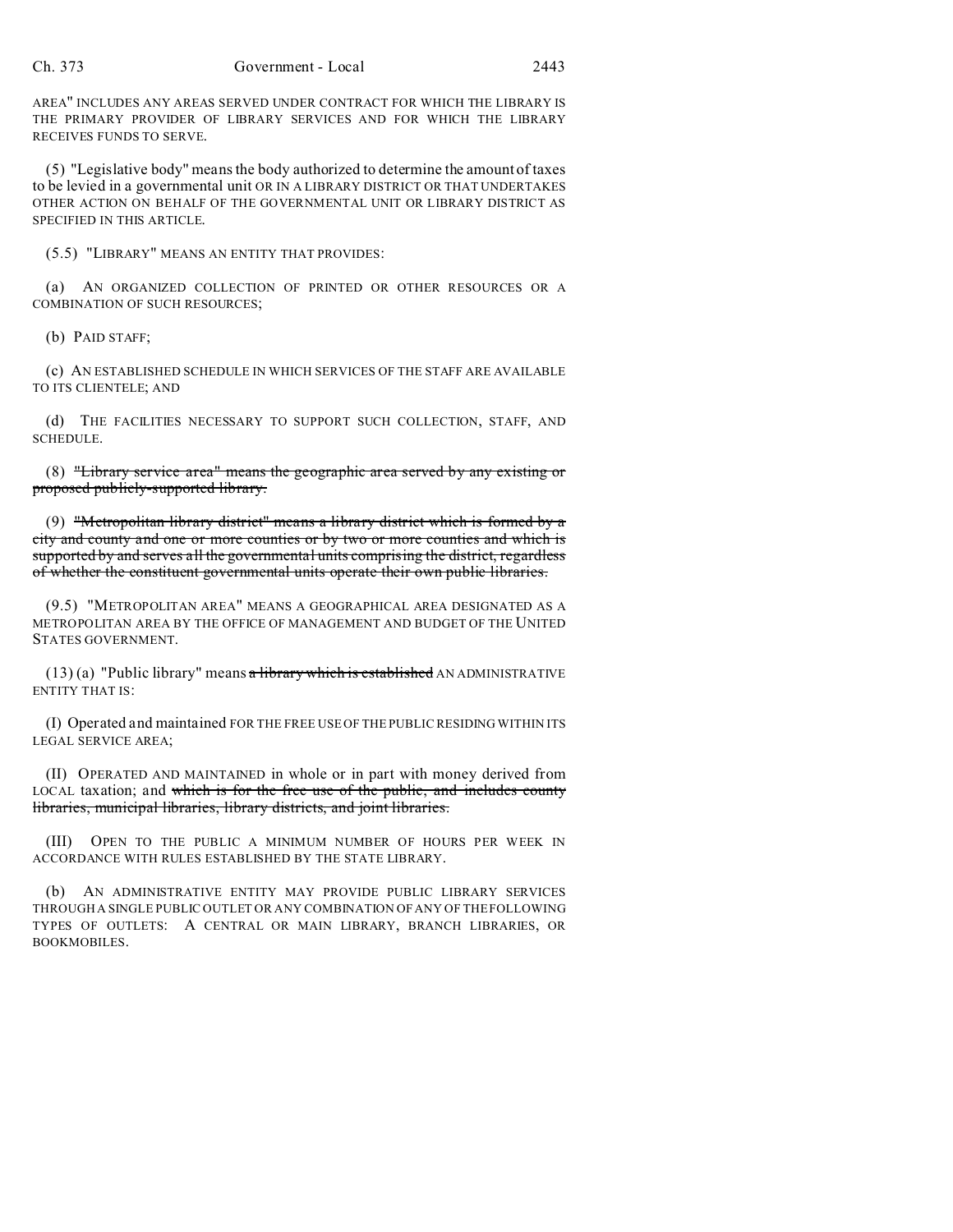AREA" INCLUDES ANY AREAS SERVED UNDER CONTRACT FOR WHICH THE LIBRARY IS THE PRIMARY PROVIDER OF LIBRARY SERVICES AND FOR WHICH THE LIBRARY RECEIVES FUNDS TO SERVE.

(5) "Legislative body" means the body authorized to determine the amount of taxes to be levied in a governmental unit OR IN A LIBRARY DISTRICT OR THAT UNDERTAKES OTHER ACTION ON BEHALF OF THE GOVERNMENTAL UNIT OR LIBRARY DISTRICT AS SPECIFIED IN THIS ARTICLE.

(5.5) "LIBRARY" MEANS AN ENTITY THAT PROVIDES:

(a) AN ORGANIZED COLLECTION OF PRINTED OR OTHER RESOURCES OR A COMBINATION OF SUCH RESOURCES;

(b) PAID STAFF;

(c) AN ESTABLISHED SCHEDULE IN WHICH SERVICES OF THE STAFF ARE AVAILABLE TO ITS CLIENTELE; AND

(d) THE FACILITIES NECESSARY TO SUPPORT SUCH COLLECTION, STAFF, AND SCHEDULE.

(8) ~~"Library service area" means the geographic area served by any existing or proposed publicly-supported library.~~

(9) ~~"Metropolitan library district" means a library district which is formed by a city and county and one or more counties or by two or more counties and which is supported by and serves all the governmental units comprising the district, regardless of whether the constituent governmental units operate their own public libraries.~~

(9.5) "METROPOLITAN AREA" MEANS A GEOGRAPHICAL AREA DESIGNATED AS A METROPOLITAN AREA BY THE OFFICE OF MANAGEMENT AND BUDGET OF THE UNITED STATES GOVERNMENT.

(13) (a) "Public library" means ~~a library which is established~~ AN ADMINISTRATIVE ENTITY THAT IS:

(I) Operated and maintained FOR THE FREE USE OF THE PUBLIC RESIDING WITHIN ITS LEGAL SERVICE AREA;

(II) OPERATED AND MAINTAINED in whole or in part with money derived from LOCAL taxation; and ~~which is for the free use of the public, and includes county libraries, municipal libraries, library districts, and joint libraries.~~

(III) OPEN TO THE PUBLIC A MINIMUM NUMBER OF HOURS PER WEEK IN ACCORDANCE WITH RULES ESTABLISHED BY THE STATE LIBRARY.

(b) AN ADMINISTRATIVE ENTITY MAY PROVIDE PUBLIC LIBRARY SERVICES THROUGH A SINGLE PUBLIC OUTLET OR ANY COMBINATION OF ANY OF THE FOLLOWING TYPES OF OUTLETS: A CENTRAL OR MAIN LIBRARY, BRANCH LIBRARIES, OR BOOKMOBILES.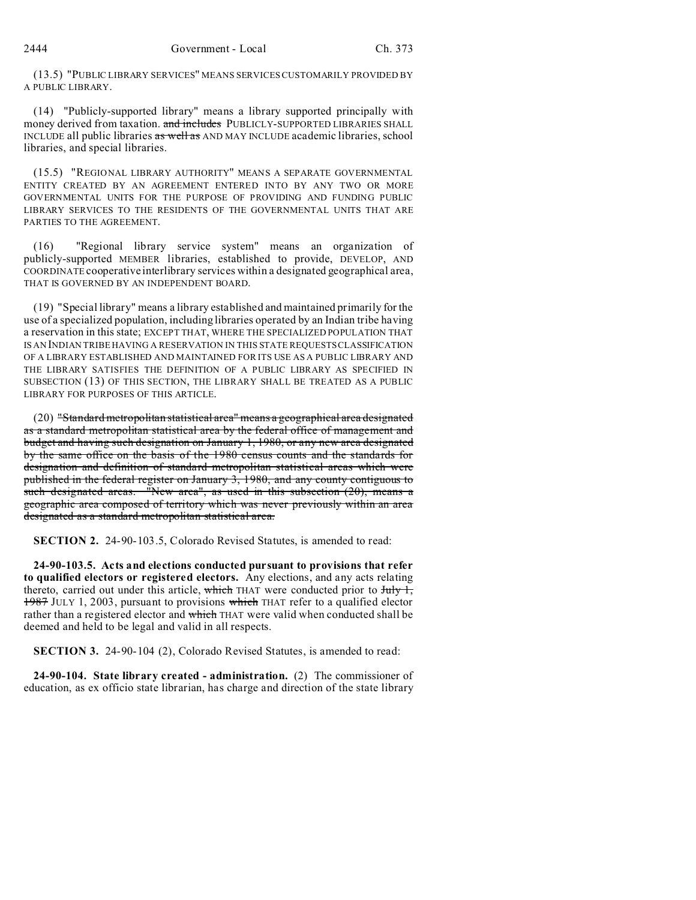(13.5) "PUBLIC LIBRARY SERVICES" MEANS SERVICES CUSTOMARILY PROVIDED BY A PUBLIC LIBRARY.

(14) "Publicly-supported library" means a library supported principally with money derived from taxation. ~~and includes~~ PUBLICLY-SUPPORTED LIBRARIES SHALL INCLUDE all public libraries ~~as well as~~ AND MAY INCLUDE academic libraries, school libraries, and special libraries.

(15.5) "REGIONAL LIBRARY AUTHORITY" MEANS A SEPARATE GOVERNMENTAL ENTITY CREATED BY AN AGREEMENT ENTERED INTO BY ANY TWO OR MORE GOVERNMENTAL UNITS FOR THE PURPOSE OF PROVIDING AND FUNDING PUBLIC LIBRARY SERVICES TO THE RESIDENTS OF THE GOVERNMENTAL UNITS THAT ARE PARTIES TO THE AGREEMENT.

(16) "Regional library service system" means an organization of publicly-supported MEMBER libraries, established to provide, DEVELOP, AND COORDINATE cooperative interlibrary services within a designated geographical area, THAT IS GOVERNED BY AN INDEPENDENT BOARD.

(19) "Special library" means a library established and maintained primarily for the use of a specialized population, including libraries operated by an Indian tribe having a reservation in this state; EXCEPT THAT, WHERE THE SPECIALIZED POPULATION THAT IS AN INDIAN TRIBE HAVING A RESERVATION IN THIS STATE REQUESTS CLASSIFICATION OF A LIBRARY ESTABLISHED AND MAINTAINED FOR ITS USE AS A PUBLIC LIBRARY AND THE LIBRARY SATISFIES THE DEFINITION OF A PUBLIC LIBRARY AS SPECIFIED IN SUBSECTION (13) OF THIS SECTION, THE LIBRARY SHALL BE TREATED AS A PUBLIC LIBRARY FOR PURPOSES OF THIS ARTICLE.

(20) ~~"Standard metropolitan statistical area" means a geographical area designated as a standard metropolitan statistical area by the federal office of management and budget and having such designation on January 1, 1980, or any new area designated by the same office on the basis of the 1980 census counts and the standards for designation and definition of standard metropolitan statistical areas which were published in the federal register on January 3, 1980, and any county contiguous to such designated areas. "New area", as used in this subsection (20), means a geographic area composed of territory which was never previously within an area designated as a standard metropolitan statistical area.~~

**SECTION 2.** 24-90-103.5, Colorado Revised Statutes, is amended to read:

**24-90-103.5. Acts and elections conducted pursuant to provisions that refer to qualified electors or registered electors.** Any elections, and any acts relating thereto, carried out under this article, ~~which~~ THAT were conducted prior to ~~July 1, 1987~~ JULY 1, 2003, pursuant to provisions ~~which~~ THAT refer to a qualified elector rather than a registered elector and ~~which~~ THAT were valid when conducted shall be deemed and held to be legal and valid in all respects.

**SECTION 3.** 24-90-104 (2), Colorado Revised Statutes, is amended to read:

**24-90-104. State library created - administration.** (2) The commissioner of education, as ex officio state librarian, has charge and direction of the state library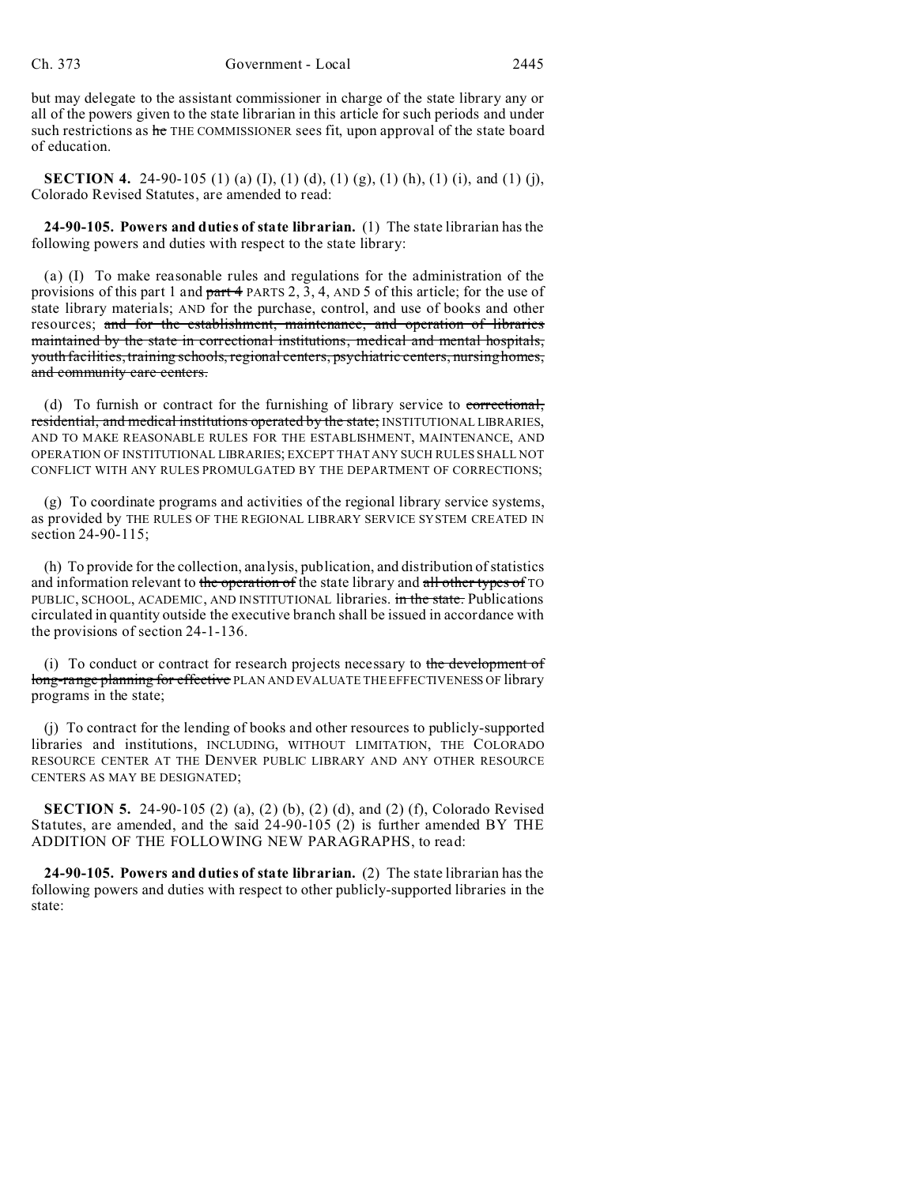but may delegate to the assistant commissioner in charge of the state library any or all of the powers given to the state librarian in this article for such periods and under such restrictions as ~~he~~ THE COMMISSIONER sees fit, upon approval of the state board of education.

**SECTION 4.** 24-90-105 (1) (a) (I), (1) (d), (1) (g), (1) (h), (1) (i), and (1) (j), Colorado Revised Statutes, are amended to read:

**24-90-105. Powers and duties of state librarian.** (1) The state librarian has the following powers and duties with respect to the state library:

(a) (I) To make reasonable rules and regulations for the administration of the provisions of this part 1 and ~~part 4~~ PARTS 2, 3, 4, AND 5 of this article; for the use of state library materials; AND for the purchase, control, and use of books and other resources; ~~and for the establishment, maintenance, and operation of libraries maintained by the state in correctional institutions, medical and mental hospitals, youth facilities, training schools, regional centers, psychiatric centers, nursing homes, and community care centers.~~

(d) To furnish or contract for the furnishing of library service to ~~correctional, residential, and medical institutions operated by the state;~~ INSTITUTIONAL LIBRARIES, AND TO MAKE REASONABLE RULES FOR THE ESTABLISHMENT, MAINTENANCE, AND OPERATION OF INSTITUTIONAL LIBRARIES; EXCEPT THAT ANY SUCH RULES SHALL NOT CONFLICT WITH ANY RULES PROMULGATED BY THE DEPARTMENT OF CORRECTIONS;

(g) To coordinate programs and activities of the regional library service systems, as provided by THE RULES OF THE REGIONAL LIBRARY SERVICE SYSTEM CREATED IN section 24-90-115;

(h) To provide for the collection, analysis, publication, and distribution of statistics and information relevant to ~~the operation of~~ the state library and ~~all other types of~~ TO PUBLIC, SCHOOL, ACADEMIC, AND INSTITUTIONAL libraries. ~~in the state.~~ Publications circulated in quantity outside the executive branch shall be issued in accordance with the provisions of section 24-1-136.

(i) To conduct or contract for research projects necessary to ~~the development of long-range planning for effective~~ PLAN AND EVALUATE THE EFFECTIVENESS OF library programs in the state;

(j) To contract for the lending of books and other resources to publicly-supported libraries and institutions, INCLUDING, WITHOUT LIMITATION, THE COLORADO RESOURCE CENTER AT THE DENVER PUBLIC LIBRARY AND ANY OTHER RESOURCE CENTERS AS MAY BE DESIGNATED;

**SECTION 5.** 24-90-105 (2) (a), (2) (b), (2) (d), and (2) (f), Colorado Revised Statutes, are amended, and the said 24-90-105 (2) is further amended BY THE ADDITION OF THE FOLLOWING NEW PARAGRAPHS, to read:

**24-90-105. Powers and duties of state librarian.** (2) The state librarian has the following powers and duties with respect to other publicly-supported libraries in the state: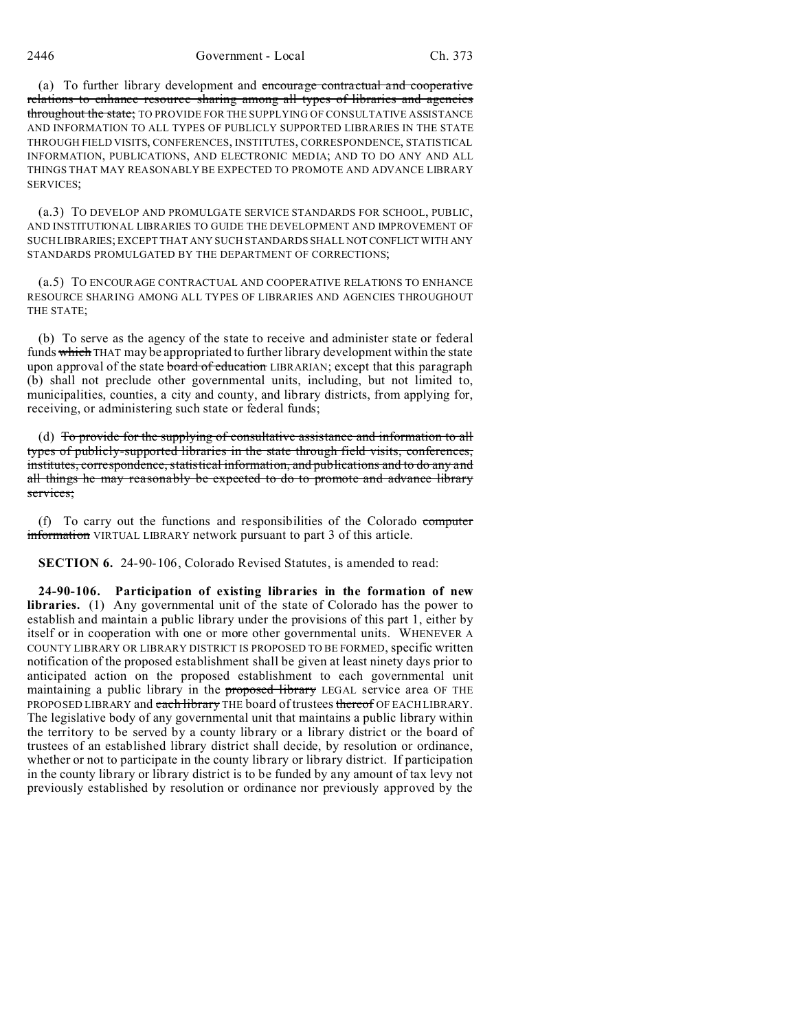(a) To further library development and ~~encourage contractual and cooperative relations to enhance resource sharing among all types of libraries and agencies throughout the state;~~ TO PROVIDE FOR THE SUPPLYING OF CONSULTATIVE ASSISTANCE AND INFORMATION TO ALL TYPES OF PUBLICLY SUPPORTED LIBRARIES IN THE STATE THROUGH FIELD VISITS, CONFERENCES, INSTITUTES, CORRESPONDENCE, STATISTICAL INFORMATION, PUBLICATIONS, AND ELECTRONIC MEDIA; AND TO DO ANY AND ALL THINGS THAT MAY REASONABLY BE EXPECTED TO PROMOTE AND ADVANCE LIBRARY SERVICES;

(a.3) TO DEVELOP AND PROMULGATE SERVICE STANDARDS FOR SCHOOL, PUBLIC, AND INSTITUTIONAL LIBRARIES TO GUIDE THE DEVELOPMENT AND IMPROVEMENT OF SUCH LIBRARIES; EXCEPT THAT ANY SUCH STANDARDS SHALL NOT CONFLICT WITH ANY STANDARDS PROMULGATED BY THE DEPARTMENT OF CORRECTIONS;

(a.5) TO ENCOURAGE CONTRACTUAL AND COOPERATIVE RELATIONS TO ENHANCE RESOURCE SHARING AMONG ALL TYPES OF LIBRARIES AND AGENCIES THROUGHOUT THE STATE;

(b) To serve as the agency of the state to receive and administer state or federal funds ~~which~~ THAT may be appropriated to further library development within the state upon approval of the state ~~board of education~~ LIBRARIAN; except that this paragraph (b) shall not preclude other governmental units, including, but not limited to, municipalities, counties, a city and county, and library districts, from applying for, receiving, or administering such state or federal funds;

(d) ~~To provide for the supplying of consultative assistance and information to all types of publicly-supported libraries in the state through field visits, conferences, institutes, correspondence, statistical information, and publications and to do any and all things he may reasonably be expected to do to promote and advance library services;~~

(f) To carry out the functions and responsibilities of the Colorado ~~computer information~~ VIRTUAL LIBRARY network pursuant to part 3 of this article.

**SECTION 6.** 24-90-106, Colorado Revised Statutes, is amended to read:

**24-90-106. Participation of existing libraries in the formation of new libraries.** (1) Any governmental unit of the state of Colorado has the power to establish and maintain a public library under the provisions of this part 1, either by itself or in cooperation with one or more other governmental units. WHENEVER A COUNTY LIBRARY OR LIBRARY DISTRICT IS PROPOSED TO BE FORMED, specific written notification of the proposed establishment shall be given at least ninety days prior to anticipated action on the proposed establishment to each governmental unit maintaining a public library in the ~~proposed library~~ LEGAL service area OF THE PROPOSED LIBRARY and ~~each library~~ THE board of trustees ~~thereof~~ OF EACH LIBRARY. The legislative body of any governmental unit that maintains a public library within the territory to be served by a county library or a library district or the board of trustees of an established library district shall decide, by resolution or ordinance, whether or not to participate in the county library or library district. If participation in the county library or library district is to be funded by any amount of tax levy not previously established by resolution or ordinance nor previously approved by the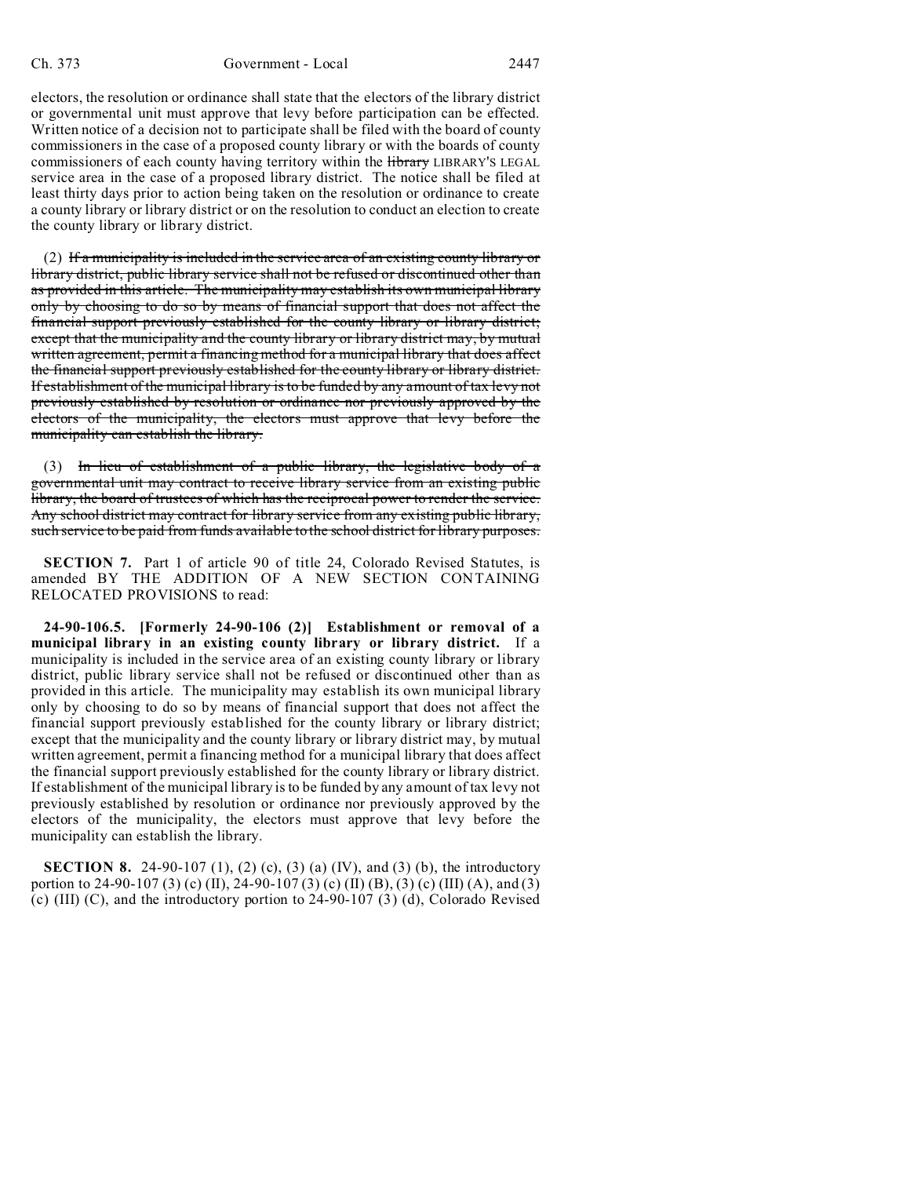electors, the resolution or ordinance shall state that the electors of the library district or governmental unit must approve that levy before participation can be effected. Written notice of a decision not to participate shall be filed with the board of county commissioners in the case of a proposed county library or with the boards of county commissioners of each county having territory within the ~~library~~ LIBRARY'S LEGAL service area in the case of a proposed library district. The notice shall be filed at least thirty days prior to action being taken on the resolution or ordinance to create a county library or library district or on the resolution to conduct an election to create the county library or library district.

(2) ~~If a municipality is included in the service area of an existing county library or library district, public library service shall not be refused or discontinued other than as provided in this article. The municipality may establish its own municipal library only by choosing to do so by means of financial support that does not affect the financial support previously established for the county library or library district; except that the municipality and the county library or library district may, by mutual written agreement, permit a financing method for a municipal library that does affect the financial support previously established for the county library or library district. If establishment of the municipal library is to be funded by any amount of tax levy not previously established by resolution or ordinance nor previously approved by the electors of the municipality, the electors must approve that levy before the municipality can establish the library.~~

(3) ~~In lieu of establishment of a public library, the legislative body of a governmental unit may contract to receive library service from an existing public library, the board of trustees of which has the reciprocal power to render the service. Any school district may contract for library service from any existing public library, such service to be paid from funds available to the school district for library purposes.~~

**SECTION 7.** Part 1 of article 90 of title 24, Colorado Revised Statutes, is amended BY THE ADDITION OF A NEW SECTION CONTAINING RELOCATED PROVISIONS to read:

**24-90-106.5. [Formerly 24-90-106 (2)] Establishment or removal of a municipal library in an existing county library or library district.** If a municipality is included in the service area of an existing county library or library district, public library service shall not be refused or discontinued other than as provided in this article. The municipality may establish its own municipal library only by choosing to do so by means of financial support that does not affect the financial support previously established for the county library or library district; except that the municipality and the county library or library district may, by mutual written agreement, permit a financing method for a municipal library that does affect the financial support previously established for the county library or library district. If establishment of the municipal library is to be funded by any amount of tax levy not previously established by resolution or ordinance nor previously approved by the electors of the municipality, the electors must approve that levy before the municipality can establish the library.

**SECTION 8.** 24-90-107 (1), (2) (c), (3) (a) (IV), and (3) (b), the introductory portion to 24-90-107 (3) (c) (II), 24-90-107 (3) (c) (II) (B), (3) (c) (III) (A), and (3) (c) (III) (C), and the introductory portion to 24-90-107 (3) (d), Colorado Revised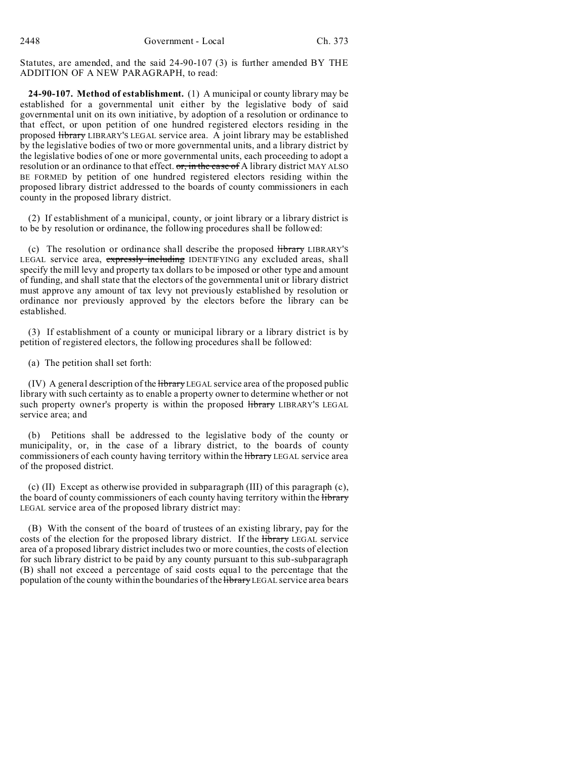Statutes, are amended, and the said 24-90-107 (3) is further amended BY THE ADDITION OF A NEW PARAGRAPH, to read:

**24-90-107. Method of establishment.** (1) A municipal or county library may be established for a governmental unit either by the legislative body of said governmental unit on its own initiative, by adoption of a resolution or ordinance to that effect, or upon petition of one hundred registered electors residing in the proposed ~~library~~ LIBRARY'S LEGAL service area. A joint library may be established by the legislative bodies of two or more governmental units, and a library district by the legislative bodies of one or more governmental units, each proceeding to adopt a resolution or an ordinance to that effect. ~~or, in the case of~~ A library district MAY ALSO BE FORMED by petition of one hundred registered electors residing within the proposed library district addressed to the boards of county commissioners in each county in the proposed library district.

(2) If establishment of a municipal, county, or joint library or a library district is to be by resolution or ordinance, the following procedures shall be followed:

(c) The resolution or ordinance shall describe the proposed ~~library~~ LIBRARY'S LEGAL service area, ~~expressly including~~ IDENTIFYING any excluded areas, shall specify the mill levy and property tax dollars to be imposed or other type and amount of funding, and shall state that the electors of the governmental unit or library district must approve any amount of tax levy not previously established by resolution or ordinance nor previously approved by the electors before the library can be established.

(3) If establishment of a county or municipal library or a library district is by petition of registered electors, the following procedures shall be followed:

(a) The petition shall set forth:

(IV) A general description of the ~~library~~ LEGAL service area of the proposed public library with such certainty as to enable a property owner to determine whether or not such property owner's property is within the proposed ~~library~~ LIBRARY'S LEGAL service area; and

(b) Petitions shall be addressed to the legislative body of the county or municipality, or, in the case of a library district, to the boards of county commissioners of each county having territory within the ~~library~~ LEGAL service area of the proposed district.

(c) (II) Except as otherwise provided in subparagraph (III) of this paragraph (c), the board of county commissioners of each county having territory within the ~~library~~ LEGAL service area of the proposed library district may:

(B) With the consent of the board of trustees of an existing library, pay for the costs of the election for the proposed library district. If the ~~library~~ LEGAL service area of a proposed library district includes two or more counties, the costs of election for such library district to be paid by any county pursuant to this sub-subparagraph (B) shall not exceed a percentage of said costs equal to the percentage that the population of the county within the boundaries of the ~~library~~ LEGAL service area bears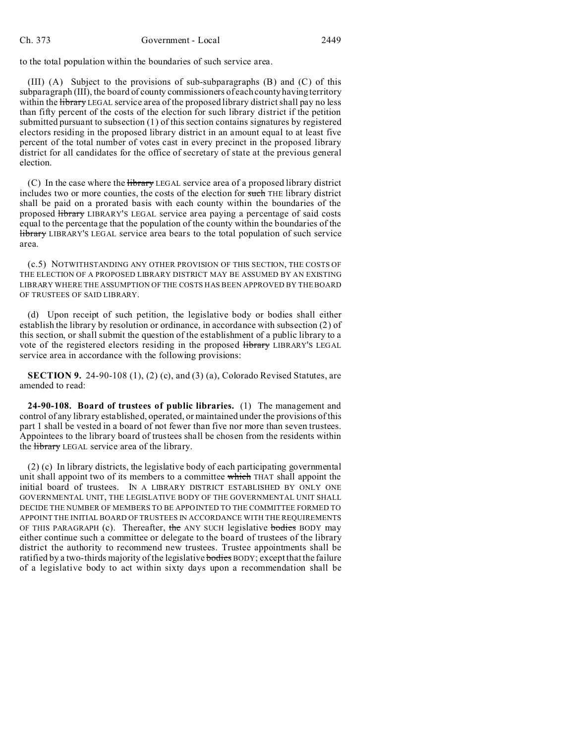to the total population within the boundaries of such service area.

(III) (A) Subject to the provisions of sub-subparagraphs (B) and (C) of this subparagraph (III), the board of county commissioners of each county having territory within the ~~library~~ LEGAL service area of the proposed library district shall pay no less than fifty percent of the costs of the election for such library district if the petition submitted pursuant to subsection (1) of this section contains signatures by registered electors residing in the proposed library district in an amount equal to at least five percent of the total number of votes cast in every precinct in the proposed library district for all candidates for the office of secretary of state at the previous general election.

(C) In the case where the ~~library~~ LEGAL service area of a proposed library district includes two or more counties, the costs of the election for ~~such~~ THE library district shall be paid on a prorated basis with each county within the boundaries of the proposed ~~library~~ LIBRARY'S LEGAL service area paying a percentage of said costs equal to the percentage that the population of the county within the boundaries of the ~~library~~ LIBRARY'S LEGAL service area bears to the total population of such service area.

(c.5) NOTWITHSTANDING ANY OTHER PROVISION OF THIS SECTION, THE COSTS OF THE ELECTION OF A PROPOSED LIBRARY DISTRICT MAY BE ASSUMED BY AN EXISTING LIBRARY WHERE THE ASSUMPTION OF THE COSTS HAS BEEN APPROVED BY THE BOARD OF TRUSTEES OF SAID LIBRARY.

(d) Upon receipt of such petition, the legislative body or bodies shall either establish the library by resolution or ordinance, in accordance with subsection (2) of this section, or shall submit the question of the establishment of a public library to a vote of the registered electors residing in the proposed ~~library~~ LIBRARY'S LEGAL service area in accordance with the following provisions:

**SECTION 9.** 24-90-108 (1), (2) (c), and (3) (a), Colorado Revised Statutes, are amended to read:

**24-90-108. Board of trustees of public libraries.** (1) The management and control of any library established, operated, or maintained under the provisions of this part 1 shall be vested in a board of not fewer than five nor more than seven trustees. Appointees to the library board of trustees shall be chosen from the residents within the ~~library~~ LEGAL service area of the library.

(2) (c) In library districts, the legislative body of each participating governmental unit shall appoint two of its members to a committee ~~which~~ THAT shall appoint the initial board of trustees. IN A LIBRARY DISTRICT ESTABLISHED BY ONLY ONE GOVERNMENTAL UNIT, THE LEGISLATIVE BODY OF THE GOVERNMENTAL UNIT SHALL DECIDE THE NUMBER OF MEMBERS TO BE APPOINTED TO THE COMMITTEE FORMED TO APPOINT THE INITIAL BOARD OF TRUSTEES IN ACCORDANCE WITH THE REQUIREMENTS OF THIS PARAGRAPH (c). Thereafter, ~~the~~ ANY SUCH legislative ~~bodies~~ BODY may either continue such a committee or delegate to the board of trustees of the library district the authority to recommend new trustees. Trustee appointments shall be ratified by a two-thirds majority of the legislative ~~bodies~~ BODY; except that the failure of a legislative body to act within sixty days upon a recommendation shall be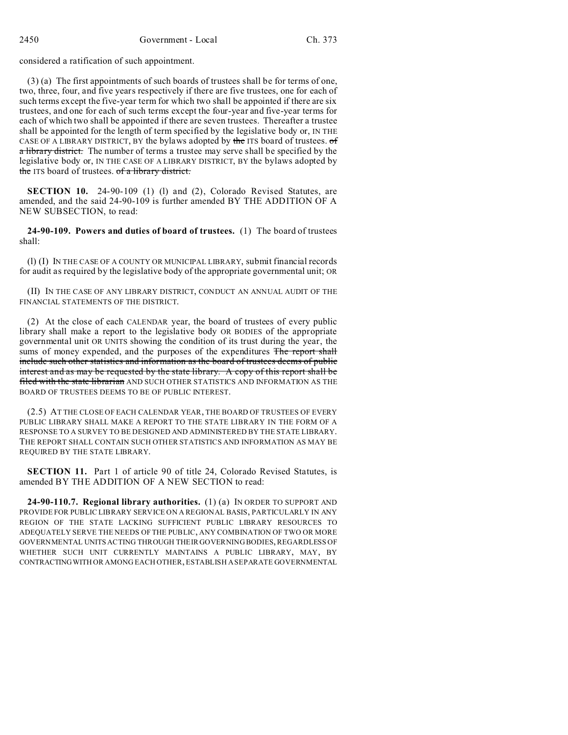considered a ratification of such appointment.

(3) (a) The first appointments of such boards of trustees shall be for terms of one, two, three, four, and five years respectively if there are five trustees, one for each of such terms except the five-year term for which two shall be appointed if there are six trustees, and one for each of such terms except the four-year and five-year terms for each of which two shall be appointed if there are seven trustees. Thereafter a trustee shall be appointed for the length of term specified by the legislative body or, IN THE CASE OF A LIBRARY DISTRICT, BY the bylaws adopted by ~~the~~ ITS board of trustees. ~~of a library district.~~ The number of terms a trustee may serve shall be specified by the legislative body or, IN THE CASE OF A LIBRARY DISTRICT, BY the bylaws adopted by ~~the~~ ITS board of trustees. ~~of a library district.~~

**SECTION 10.** 24-90-109 (1) (l) and (2), Colorado Revised Statutes, are amended, and the said 24-90-109 is further amended BY THE ADDITION OF A NEW SUBSECTION, to read:

**24-90-109. Powers and duties of board of trustees.** (1) The board of trustees shall:

(l) (I) IN THE CASE OF A COUNTY OR MUNICIPAL LIBRARY, submit financial records for audit as required by the legislative body of the appropriate governmental unit; OR

(II) IN THE CASE OF ANY LIBRARY DISTRICT, CONDUCT AN ANNUAL AUDIT OF THE FINANCIAL STATEMENTS OF THE DISTRICT.

(2) At the close of each CALENDAR year, the board of trustees of every public library shall make a report to the legislative body OR BODIES of the appropriate governmental unit OR UNITS showing the condition of its trust during the year, the sums of money expended, and the purposes of the expenditures ~~The report shall include such other statistics and information as the board of trustees deems of public interest and as may be requested by the state library. A copy of this report shall be filed with the state librarian~~ AND SUCH OTHER STATISTICS AND INFORMATION AS THE BOARD OF TRUSTEES DEEMS TO BE OF PUBLIC INTEREST.

(2.5) AT THE CLOSE OF EACH CALENDAR YEAR, THE BOARD OF TRUSTEES OF EVERY PUBLIC LIBRARY SHALL MAKE A REPORT TO THE STATE LIBRARY IN THE FORM OF A RESPONSE TO A SURVEY TO BE DESIGNED AND ADMINISTERED BY THE STATE LIBRARY. THE REPORT SHALL CONTAIN SUCH OTHER STATISTICS AND INFORMATION AS MAY BE REQUIRED BY THE STATE LIBRARY.

**SECTION 11.** Part 1 of article 90 of title 24, Colorado Revised Statutes, is amended BY THE ADDITION OF A NEW SECTION to read:

**24-90-110.7. Regional library authorities.** (1) (a) IN ORDER TO SUPPORT AND PROVIDE FOR PUBLIC LIBRARY SERVICE ON A REGIONAL BASIS, PARTICULARLY IN ANY REGION OF THE STATE LACKING SUFFICIENT PUBLIC LIBRARY RESOURCES TO ADEQUATELY SERVE THE NEEDS OF THE PUBLIC, ANY COMBINATION OF TWO OR MORE GOVERNMENTAL UNITS ACTING THROUGH THEIR GOVERNING BODIES, REGARDLESS OF WHETHER SUCH UNIT CURRENTLY MAINTAINS A PUBLIC LIBRARY, MAY, BY CONTRACTING WITH OR AMONG EACH OTHER, ESTABLISH A SEPARATE GOVERNMENTAL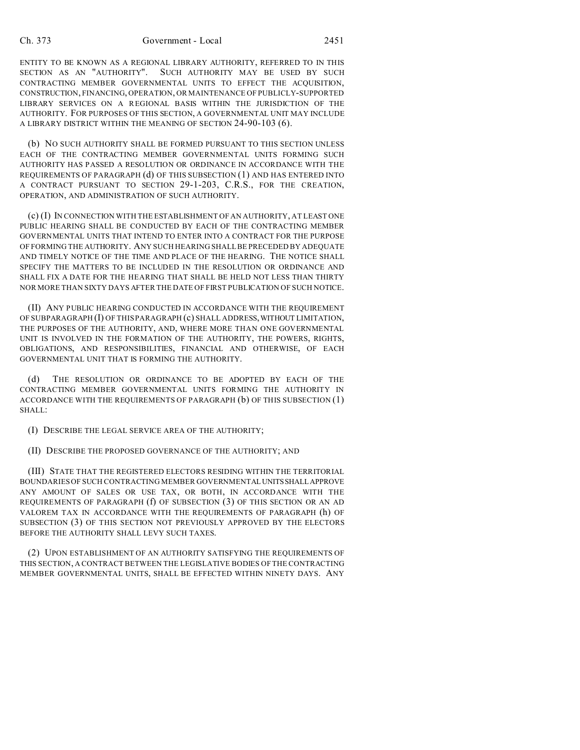ENTITY TO BE KNOWN AS A REGIONAL LIBRARY AUTHORITY, REFERRED TO IN THIS SECTION AS AN "AUTHORITY". SUCH AUTHORITY MAY BE USED BY SUCH CONTRACTING MEMBER GOVERNMENTAL UNITS TO EFFECT THE ACQUISITION, CONSTRUCTION, FINANCING, OPERATION, OR MAINTENANCE OF PUBLICLY-SUPPORTED LIBRARY SERVICES ON A REGIONAL BASIS WITHIN THE JURISDICTION OF THE AUTHORITY. FOR PURPOSES OF THIS SECTION, A GOVERNMENTAL UNIT MAY INCLUDE A LIBRARY DISTRICT WITHIN THE MEANING OF SECTION 24-90-103 (6).

(b) NO SUCH AUTHORITY SHALL BE FORMED PURSUANT TO THIS SECTION UNLESS EACH OF THE CONTRACTING MEMBER GOVERNMENTAL UNITS FORMING SUCH AUTHORITY HAS PASSED A RESOLUTION OR ORDINANCE IN ACCORDANCE WITH THE REQUIREMENTS OF PARAGRAPH (d) OF THIS SUBSECTION (1) AND HAS ENTERED INTO A CONTRACT PURSUANT TO SECTION 29-1-203, C.R.S., FOR THE CREATION, OPERATION, AND ADMINISTRATION OF SUCH AUTHORITY.

(c) (I) IN CONNECTION WITH THE ESTABLISHMENT OF AN AUTHORITY, AT LEAST ONE PUBLIC HEARING SHALL BE CONDUCTED BY EACH OF THE CONTRACTING MEMBER GOVERNMENTAL UNITS THAT INTEND TO ENTER INTO A CONTRACT FOR THE PURPOSE OF FORMING THE AUTHORITY. ANY SUCH HEARING SHALL BE PRECEDED BY ADEQUATE AND TIMELY NOTICE OF THE TIME AND PLACE OF THE HEARING. THE NOTICE SHALL SPECIFY THE MATTERS TO BE INCLUDED IN THE RESOLUTION OR ORDINANCE AND SHALL FIX A DATE FOR THE HEARING THAT SHALL BE HELD NOT LESS THAN THIRTY NOR MORE THAN SIXTY DAYS AFTER THE DATE OF FIRST PUBLICATION OF SUCH NOTICE.

(II) ANY PUBLIC HEARING CONDUCTED IN ACCORDANCE WITH THE REQUIREMENT OF SUBPARAGRAPH (I) OF THIS PARAGRAPH (c) SHALL ADDRESS, WITHOUT LIMITATION, THE PURPOSES OF THE AUTHORITY, AND, WHERE MORE THAN ONE GOVERNMENTAL UNIT IS INVOLVED IN THE FORMATION OF THE AUTHORITY, THE POWERS, RIGHTS, OBLIGATIONS, AND RESPONSIBILITIES, FINANCIAL AND OTHERWISE, OF EACH GOVERNMENTAL UNIT THAT IS FORMING THE AUTHORITY.

(d) THE RESOLUTION OR ORDINANCE TO BE ADOPTED BY EACH OF THE CONTRACTING MEMBER GOVERNMENTAL UNITS FORMING THE AUTHORITY IN ACCORDANCE WITH THE REQUIREMENTS OF PARAGRAPH (b) OF THIS SUBSECTION (1) SHALL:

(I) DESCRIBE THE LEGAL SERVICE AREA OF THE AUTHORITY;

(II) DESCRIBE THE PROPOSED GOVERNANCE OF THE AUTHORITY; AND

(III) STATE THAT THE REGISTERED ELECTORS RESIDING WITHIN THE TERRITORIAL BOUNDARIES OF SUCH CONTRACTING MEMBER GOVERNMENTAL UNITS SHALL APPROVE ANY AMOUNT OF SALES OR USE TAX, OR BOTH, IN ACCORDANCE WITH THE REQUIREMENTS OF PARAGRAPH (f) OF SUBSECTION (3) OF THIS SECTION OR AN AD VALOREM TAX IN ACCORDANCE WITH THE REQUIREMENTS OF PARAGRAPH (h) OF SUBSECTION (3) OF THIS SECTION NOT PREVIOUSLY APPROVED BY THE ELECTORS BEFORE THE AUTHORITY SHALL LEVY SUCH TAXES.

(2) UPON ESTABLISHMENT OF AN AUTHORITY SATISFYING THE REQUIREMENTS OF THIS SECTION, A CONTRACT BETWEEN THE LEGISLATIVE BODIES OF THE CONTRACTING MEMBER GOVERNMENTAL UNITS, SHALL BE EFFECTED WITHIN NINETY DAYS. ANY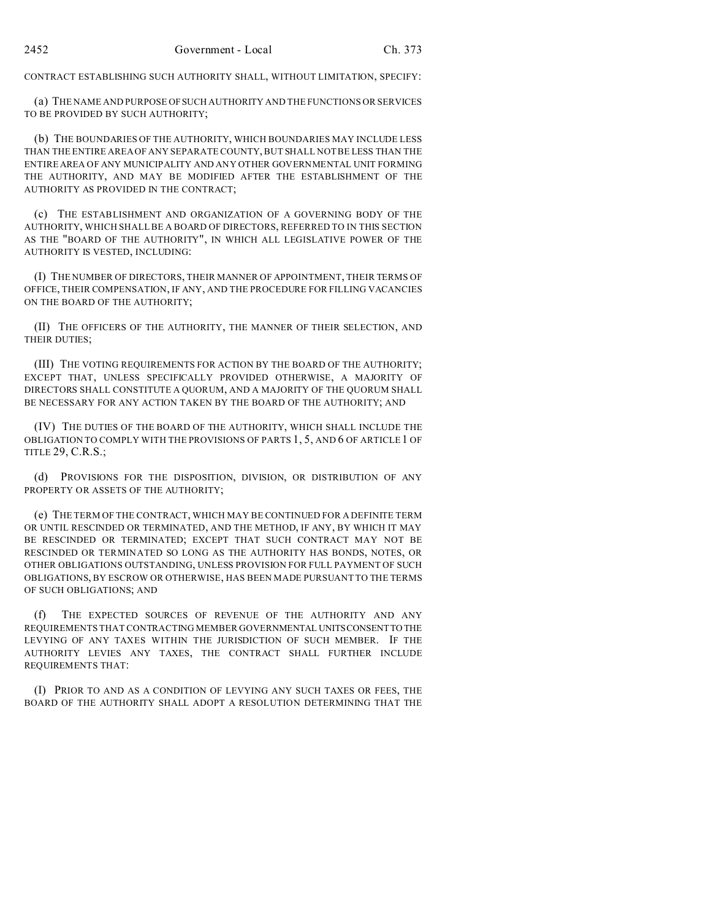CONTRACT ESTABLISHING SUCH AUTHORITY SHALL, WITHOUT LIMITATION, SPECIFY:

(a) THE NAME AND PURPOSE OF SUCH AUTHORITY AND THE FUNCTIONS OR SERVICES TO BE PROVIDED BY SUCH AUTHORITY;

(b) THE BOUNDARIES OF THE AUTHORITY, WHICH BOUNDARIES MAY INCLUDE LESS THAN THE ENTIRE AREA OF ANY SEPARATE COUNTY, BUT SHALL NOT BE LESS THAN THE ENTIRE AREA OF ANY MUNICIPALITY AND ANY OTHER GOVERNMENTAL UNIT FORMING THE AUTHORITY, AND MAY BE MODIFIED AFTER THE ESTABLISHMENT OF THE AUTHORITY AS PROVIDED IN THE CONTRACT;

(c) THE ESTABLISHMENT AND ORGANIZATION OF A GOVERNING BODY OF THE AUTHORITY, WHICH SHALL BE A BOARD OF DIRECTORS, REFERRED TO IN THIS SECTION AS THE "BOARD OF THE AUTHORITY", IN WHICH ALL LEGISLATIVE POWER OF THE AUTHORITY IS VESTED, INCLUDING:

(I) THE NUMBER OF DIRECTORS, THEIR MANNER OF APPOINTMENT, THEIR TERMS OF OFFICE, THEIR COMPENSATION, IF ANY, AND THE PROCEDURE FOR FILLING VACANCIES ON THE BOARD OF THE AUTHORITY;

(II) THE OFFICERS OF THE AUTHORITY, THE MANNER OF THEIR SELECTION, AND THEIR DUTIES;

(III) THE VOTING REQUIREMENTS FOR ACTION BY THE BOARD OF THE AUTHORITY; EXCEPT THAT, UNLESS SPECIFICALLY PROVIDED OTHERWISE, A MAJORITY OF DIRECTORS SHALL CONSTITUTE A QUORUM, AND A MAJORITY OF THE QUORUM SHALL BE NECESSARY FOR ANY ACTION TAKEN BY THE BOARD OF THE AUTHORITY; AND

(IV) THE DUTIES OF THE BOARD OF THE AUTHORITY, WHICH SHALL INCLUDE THE OBLIGATION TO COMPLY WITH THE PROVISIONS OF PARTS 1, 5, AND 6 OF ARTICLE 1 OF TITLE 29, C.R.S.;

(d) PROVISIONS FOR THE DISPOSITION, DIVISION, OR DISTRIBUTION OF ANY PROPERTY OR ASSETS OF THE AUTHORITY;

(e) THE TERM OF THE CONTRACT, WHICH MAY BE CONTINUED FOR A DEFINITE TERM OR UNTIL RESCINDED OR TERMINATED, AND THE METHOD, IF ANY, BY WHICH IT MAY BE RESCINDED OR TERMINATED; EXCEPT THAT SUCH CONTRACT MAY NOT BE RESCINDED OR TERMINATED SO LONG AS THE AUTHORITY HAS BONDS, NOTES, OR OTHER OBLIGATIONS OUTSTANDING, UNLESS PROVISION FOR FULL PAYMENT OF SUCH OBLIGATIONS, BY ESCROW OR OTHERWISE, HAS BEEN MADE PURSUANT TO THE TERMS OF SUCH OBLIGATIONS; AND

(f) THE EXPECTED SOURCES OF REVENUE OF THE AUTHORITY AND ANY REQUIREMENTS THAT CONTRACTING MEMBER GOVERNMENTAL UNITS CONSENT TO THE LEVYING OF ANY TAXES WITHIN THE JURISDICTION OF SUCH MEMBER. IF THE AUTHORITY LEVIES ANY TAXES, THE CONTRACT SHALL FURTHER INCLUDE REQUIREMENTS THAT:

(I) PRIOR TO AND AS A CONDITION OF LEVYING ANY SUCH TAXES OR FEES, THE BOARD OF THE AUTHORITY SHALL ADOPT A RESOLUTION DETERMINING THAT THE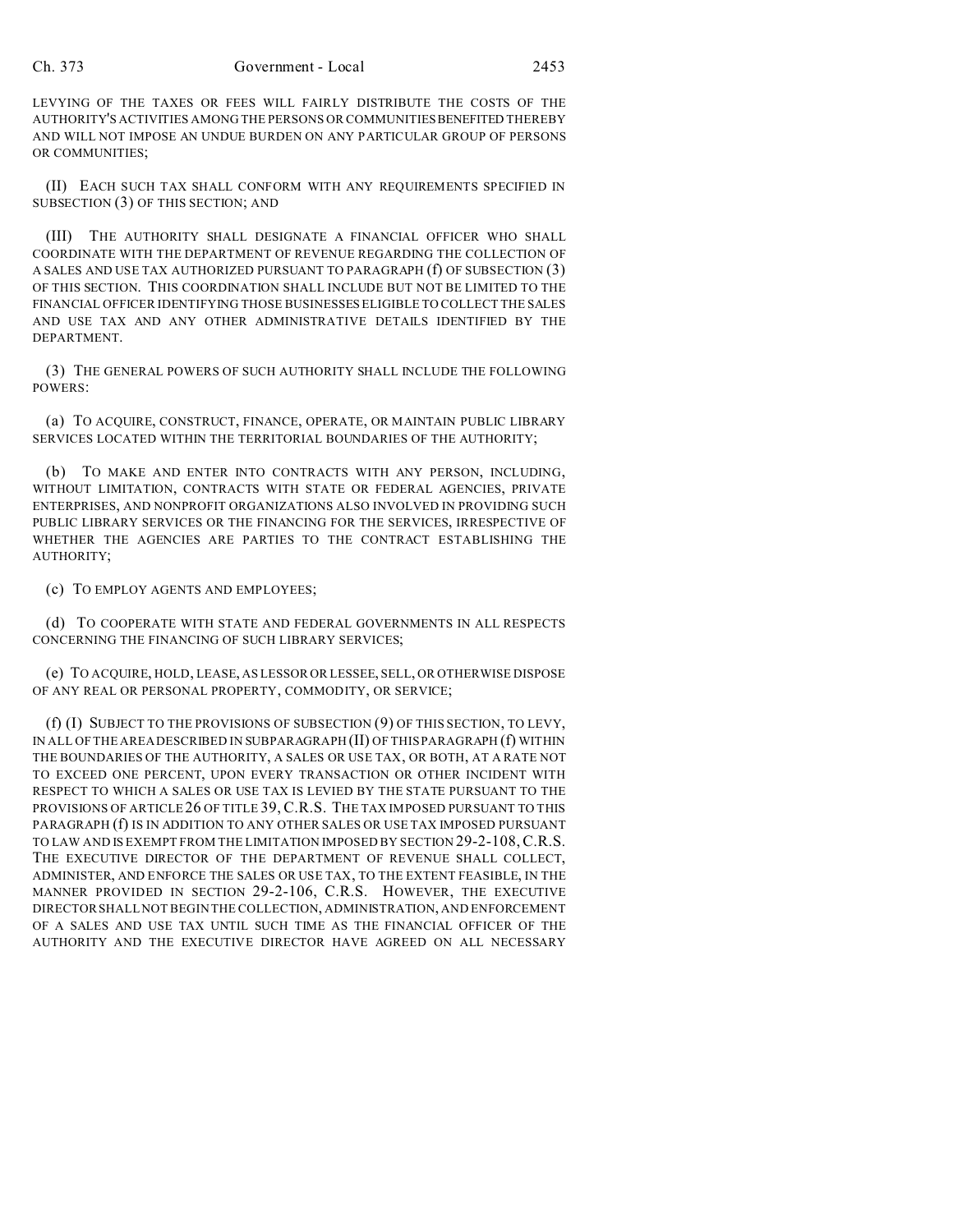LEVYING OF THE TAXES OR FEES WILL FAIRLY DISTRIBUTE THE COSTS OF THE AUTHORITY'S ACTIVITIES AMONG THE PERSONS OR COMMUNITIES BENEFITED THEREBY AND WILL NOT IMPOSE AN UNDUE BURDEN ON ANY PARTICULAR GROUP OF PERSONS OR COMMUNITIES;

(II) EACH SUCH TAX SHALL CONFORM WITH ANY REQUIREMENTS SPECIFIED IN SUBSECTION (3) OF THIS SECTION; AND

(III) THE AUTHORITY SHALL DESIGNATE A FINANCIAL OFFICER WHO SHALL COORDINATE WITH THE DEPARTMENT OF REVENUE REGARDING THE COLLECTION OF A SALES AND USE TAX AUTHORIZED PURSUANT TO PARAGRAPH (f) OF SUBSECTION (3) OF THIS SECTION. THIS COORDINATION SHALL INCLUDE BUT NOT BE LIMITED TO THE FINANCIAL OFFICER IDENTIFYING THOSE BUSINESSES ELIGIBLE TO COLLECT THE SALES AND USE TAX AND ANY OTHER ADMINISTRATIVE DETAILS IDENTIFIED BY THE DEPARTMENT.

(3) THE GENERAL POWERS OF SUCH AUTHORITY SHALL INCLUDE THE FOLLOWING POWERS:

(a) TO ACQUIRE, CONSTRUCT, FINANCE, OPERATE, OR MAINTAIN PUBLIC LIBRARY SERVICES LOCATED WITHIN THE TERRITORIAL BOUNDARIES OF THE AUTHORITY;

(b) TO MAKE AND ENTER INTO CONTRACTS WITH ANY PERSON, INCLUDING, WITHOUT LIMITATION, CONTRACTS WITH STATE OR FEDERAL AGENCIES, PRIVATE ENTERPRISES, AND NONPROFIT ORGANIZATIONS ALSO INVOLVED IN PROVIDING SUCH PUBLIC LIBRARY SERVICES OR THE FINANCING FOR THE SERVICES, IRRESPECTIVE OF WHETHER THE AGENCIES ARE PARTIES TO THE CONTRACT ESTABLISHING THE AUTHORITY;

(c) TO EMPLOY AGENTS AND EMPLOYEES;

(d) TO COOPERATE WITH STATE AND FEDERAL GOVERNMENTS IN ALL RESPECTS CONCERNING THE FINANCING OF SUCH LIBRARY SERVICES;

(e) TO ACQUIRE, HOLD, LEASE, AS LESSOR OR LESSEE, SELL, OR OTHERWISE DISPOSE OF ANY REAL OR PERSONAL PROPERTY, COMMODITY, OR SERVICE;

(f) (I) SUBJECT TO THE PROVISIONS OF SUBSECTION (9) OF THIS SECTION, TO LEVY, IN ALL OF THE AREA DESCRIBED IN SUBPARAGRAPH (II) OF THIS PARAGRAPH (f) WITHIN THE BOUNDARIES OF THE AUTHORITY, A SALES OR USE TAX, OR BOTH, AT A RATE NOT TO EXCEED ONE PERCENT, UPON EVERY TRANSACTION OR OTHER INCIDENT WITH RESPECT TO WHICH A SALES OR USE TAX IS LEVIED BY THE STATE PURSUANT TO THE PROVISIONS OF ARTICLE 26 OF TITLE 39, C.R.S. THE TAX IMPOSED PURSUANT TO THIS PARAGRAPH (f) IS IN ADDITION TO ANY OTHER SALES OR USE TAX IMPOSED PURSUANT TO LAW AND IS EXEMPT FROM THE LIMITATION IMPOSED BY SECTION 29-2-108, C.R.S. THE EXECUTIVE DIRECTOR OF THE DEPARTMENT OF REVENUE SHALL COLLECT, ADMINISTER, AND ENFORCE THE SALES OR USE TAX, TO THE EXTENT FEASIBLE, IN THE MANNER PROVIDED IN SECTION 29-2-106, C.R.S. HOWEVER, THE EXECUTIVE DIRECTOR SHALL NOT BEGIN THE COLLECTION, ADMINISTRATION, AND ENFORCEMENT OF A SALES AND USE TAX UNTIL SUCH TIME AS THE FINANCIAL OFFICER OF THE AUTHORITY AND THE EXECUTIVE DIRECTOR HAVE AGREED ON ALL NECESSARY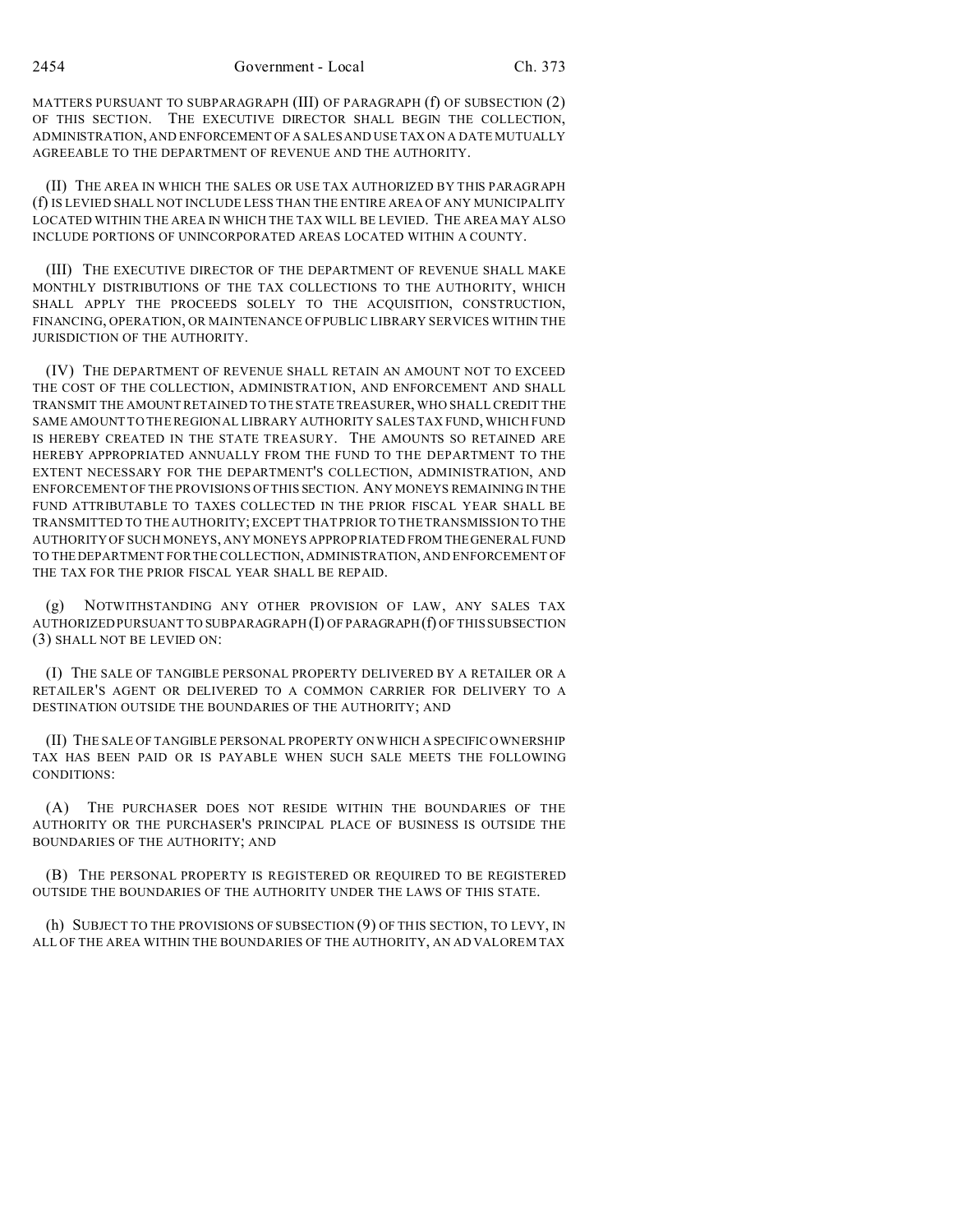MATTERS PURSUANT TO SUBPARAGRAPH (III) OF PARAGRAPH (f) OF SUBSECTION (2) OF THIS SECTION. THE EXECUTIVE DIRECTOR SHALL BEGIN THE COLLECTION, ADMINISTRATION, AND ENFORCEMENT OF A SALES AND USE TAX ON A DATE MUTUALLY AGREEABLE TO THE DEPARTMENT OF REVENUE AND THE AUTHORITY.

(II) THE AREA IN WHICH THE SALES OR USE TAX AUTHORIZED BY THIS PARAGRAPH (f) IS LEVIED SHALL NOT INCLUDE LESS THAN THE ENTIRE AREA OF ANY MUNICIPALITY LOCATED WITHIN THE AREA IN WHICH THE TAX WILL BE LEVIED. THE AREA MAY ALSO INCLUDE PORTIONS OF UNINCORPORATED AREAS LOCATED WITHIN A COUNTY.

(III) THE EXECUTIVE DIRECTOR OF THE DEPARTMENT OF REVENUE SHALL MAKE MONTHLY DISTRIBUTIONS OF THE TAX COLLECTIONS TO THE AUTHORITY, WHICH SHALL APPLY THE PROCEEDS SOLELY TO THE ACQUISITION, CONSTRUCTION, FINANCING, OPERATION, OR MAINTENANCE OF PUBLIC LIBRARY SERVICES WITHIN THE JURISDICTION OF THE AUTHORITY.

(IV) THE DEPARTMENT OF REVENUE SHALL RETAIN AN AMOUNT NOT TO EXCEED THE COST OF THE COLLECTION, ADMINISTRATION, AND ENFORCEMENT AND SHALL TRANSMIT THE AMOUNT RETAINED TO THE STATE TREASURER, WHO SHALL CREDIT THE SAME AMOUNT TO THE REGIONAL LIBRARY AUTHORITY SALES TAX FUND, WHICH FUND IS HEREBY CREATED IN THE STATE TREASURY. THE AMOUNTS SO RETAINED ARE HEREBY APPROPRIATED ANNUALLY FROM THE FUND TO THE DEPARTMENT TO THE EXTENT NECESSARY FOR THE DEPARTMENT'S COLLECTION, ADMINISTRATION, AND ENFORCEMENT OF THE PROVISIONS OF THIS SECTION. ANY MONEYS REMAINING IN THE FUND ATTRIBUTABLE TO TAXES COLLECTED IN THE PRIOR FISCAL YEAR SHALL BE TRANSMITTED TO THE AUTHORITY; EXCEPT THAT PRIOR TO THE TRANSMISSION TO THE AUTHORITY OF SUCH MONEYS, ANY MONEYS APPROPRIATED FROM THE GENERAL FUND TO THE DEPARTMENT FOR THE COLLECTION, ADMINISTRATION, AND ENFORCEMENT OF THE TAX FOR THE PRIOR FISCAL YEAR SHALL BE REPAID.

(g) NOTWITHSTANDING ANY OTHER PROVISION OF LAW, ANY SALES TAX AUTHORIZED PURSUANT TO SUBPARAGRAPH (I) OF PARAGRAPH (f) OF THIS SUBSECTION (3) SHALL NOT BE LEVIED ON:

(I) THE SALE OF TANGIBLE PERSONAL PROPERTY DELIVERED BY A RETAILER OR A RETAILER'S AGENT OR DELIVERED TO A COMMON CARRIER FOR DELIVERY TO A DESTINATION OUTSIDE THE BOUNDARIES OF THE AUTHORITY; AND

(II) THE SALE OF TANGIBLE PERSONAL PROPERTY ON WHICH A SPECIFIC OWNERSHIP TAX HAS BEEN PAID OR IS PAYABLE WHEN SUCH SALE MEETS THE FOLLOWING CONDITIONS:

(A) THE PURCHASER DOES NOT RESIDE WITHIN THE BOUNDARIES OF THE AUTHORITY OR THE PURCHASER'S PRINCIPAL PLACE OF BUSINESS IS OUTSIDE THE BOUNDARIES OF THE AUTHORITY; AND

(B) THE PERSONAL PROPERTY IS REGISTERED OR REQUIRED TO BE REGISTERED OUTSIDE THE BOUNDARIES OF THE AUTHORITY UNDER THE LAWS OF THIS STATE.

(h) SUBJECT TO THE PROVISIONS OF SUBSECTION (9) OF THIS SECTION, TO LEVY, IN ALL OF THE AREA WITHIN THE BOUNDARIES OF THE AUTHORITY, AN AD VALOREM TAX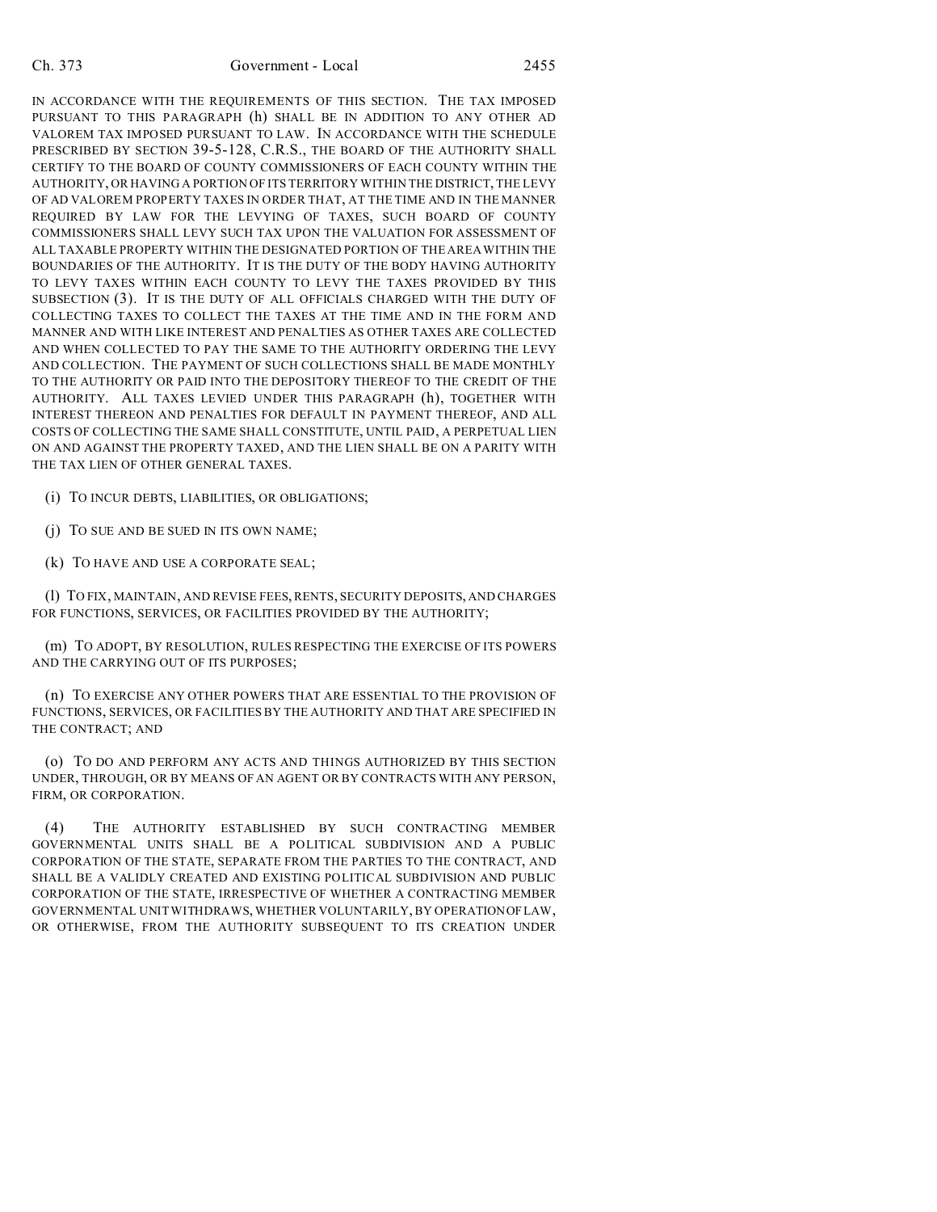IN ACCORDANCE WITH THE REQUIREMENTS OF THIS SECTION. THE TAX IMPOSED PURSUANT TO THIS PARAGRAPH (h) SHALL BE IN ADDITION TO ANY OTHER AD VALOREM TAX IMPOSED PURSUANT TO LAW. IN ACCORDANCE WITH THE SCHEDULE PRESCRIBED BY SECTION 39-5-128, C.R.S., THE BOARD OF THE AUTHORITY SHALL CERTIFY TO THE BOARD OF COUNTY COMMISSIONERS OF EACH COUNTY WITHIN THE AUTHORITY, OR HAVING A PORTION OF ITS TERRITORY WITHIN THE DISTRICT, THE LEVY OF AD VALOREM PROPERTY TAXES IN ORDER THAT, AT THE TIME AND IN THE MANNER REQUIRED BY LAW FOR THE LEVYING OF TAXES, SUCH BOARD OF COUNTY COMMISSIONERS SHALL LEVY SUCH TAX UPON THE VALUATION FOR ASSESSMENT OF ALL TAXABLE PROPERTY WITHIN THE DESIGNATED PORTION OF THE AREA WITHIN THE BOUNDARIES OF THE AUTHORITY. IT IS THE DUTY OF THE BODY HAVING AUTHORITY TO LEVY TAXES WITHIN EACH COUNTY TO LEVY THE TAXES PROVIDED BY THIS SUBSECTION (3). IT IS THE DUTY OF ALL OFFICIALS CHARGED WITH THE DUTY OF COLLECTING TAXES TO COLLECT THE TAXES AT THE TIME AND IN THE FORM AND MANNER AND WITH LIKE INTEREST AND PENALTIES AS OTHER TAXES ARE COLLECTED AND WHEN COLLECTED TO PAY THE SAME TO THE AUTHORITY ORDERING THE LEVY AND COLLECTION. THE PAYMENT OF SUCH COLLECTIONS SHALL BE MADE MONTHLY TO THE AUTHORITY OR PAID INTO THE DEPOSITORY THEREOF TO THE CREDIT OF THE AUTHORITY. ALL TAXES LEVIED UNDER THIS PARAGRAPH (h), TOGETHER WITH INTEREST THEREON AND PENALTIES FOR DEFAULT IN PAYMENT THEREOF, AND ALL COSTS OF COLLECTING THE SAME SHALL CONSTITUTE, UNTIL PAID, A PERPETUAL LIEN ON AND AGAINST THE PROPERTY TAXED, AND THE LIEN SHALL BE ON A PARITY WITH THE TAX LIEN OF OTHER GENERAL TAXES.

(i) TO INCUR DEBTS, LIABILITIES, OR OBLIGATIONS;

(j) TO SUE AND BE SUED IN ITS OWN NAME;

(k) TO HAVE AND USE A CORPORATE SEAL;

(l) TO FIX, MAINTAIN, AND REVISE FEES, RENTS, SECURITY DEPOSITS, AND CHARGES FOR FUNCTIONS, SERVICES, OR FACILITIES PROVIDED BY THE AUTHORITY;

(m) TO ADOPT, BY RESOLUTION, RULES RESPECTING THE EXERCISE OF ITS POWERS AND THE CARRYING OUT OF ITS PURPOSES;

(n) TO EXERCISE ANY OTHER POWERS THAT ARE ESSENTIAL TO THE PROVISION OF FUNCTIONS, SERVICES, OR FACILITIES BY THE AUTHORITY AND THAT ARE SPECIFIED IN THE CONTRACT; AND

(o) TO DO AND PERFORM ANY ACTS AND THINGS AUTHORIZED BY THIS SECTION UNDER, THROUGH, OR BY MEANS OF AN AGENT OR BY CONTRACTS WITH ANY PERSON, FIRM, OR CORPORATION.

(4) THE AUTHORITY ESTABLISHED BY SUCH CONTRACTING MEMBER GOVERNMENTAL UNITS SHALL BE A POLITICAL SUBDIVISION AND A PUBLIC CORPORATION OF THE STATE, SEPARATE FROM THE PARTIES TO THE CONTRACT, AND SHALL BE A VALIDLY CREATED AND EXISTING POLITICAL SUBDIVISION AND PUBLIC CORPORATION OF THE STATE, IRRESPECTIVE OF WHETHER A CONTRACTING MEMBER GOVERNMENTAL UNIT WITHDRAWS, WHETHER VOLUNTARILY, BY OPERATION OF LAW, OR OTHERWISE, FROM THE AUTHORITY SUBSEQUENT TO ITS CREATION UNDER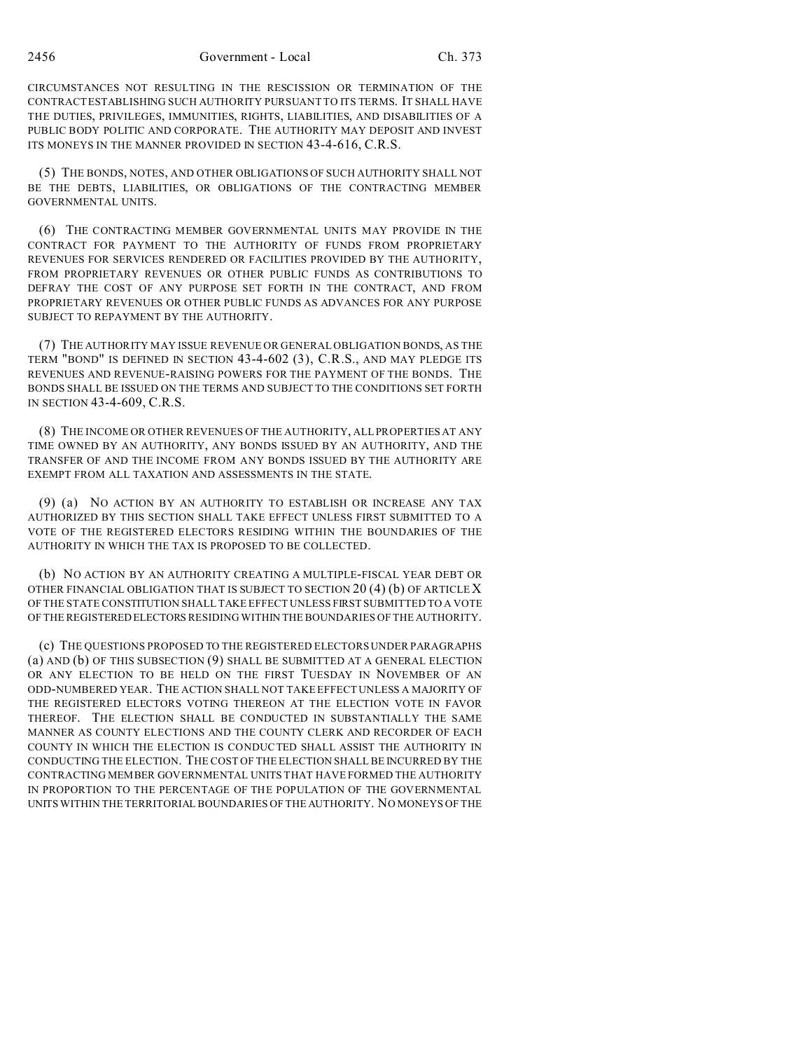CIRCUMSTANCES NOT RESULTING IN THE RESCISSION OR TERMINATION OF THE CONTRACT ESTABLISHING SUCH AUTHORITY PURSUANT TO ITS TERMS. IT SHALL HAVE THE DUTIES, PRIVILEGES, IMMUNITIES, RIGHTS, LIABILITIES, AND DISABILITIES OF A PUBLIC BODY POLITIC AND CORPORATE. THE AUTHORITY MAY DEPOSIT AND INVEST ITS MONEYS IN THE MANNER PROVIDED IN SECTION 43-4-616, C.R.S.

(5) THE BONDS, NOTES, AND OTHER OBLIGATIONS OF SUCH AUTHORITY SHALL NOT BE THE DEBTS, LIABILITIES, OR OBLIGATIONS OF THE CONTRACTING MEMBER GOVERNMENTAL UNITS.

(6) THE CONTRACTING MEMBER GOVERNMENTAL UNITS MAY PROVIDE IN THE CONTRACT FOR PAYMENT TO THE AUTHORITY OF FUNDS FROM PROPRIETARY REVENUES FOR SERVICES RENDERED OR FACILITIES PROVIDED BY THE AUTHORITY, FROM PROPRIETARY REVENUES OR OTHER PUBLIC FUNDS AS CONTRIBUTIONS TO DEFRAY THE COST OF ANY PURPOSE SET FORTH IN THE CONTRACT, AND FROM PROPRIETARY REVENUES OR OTHER PUBLIC FUNDS AS ADVANCES FOR ANY PURPOSE SUBJECT TO REPAYMENT BY THE AUTHORITY.

(7) THE AUTHORITY MAY ISSUE REVENUE OR GENERAL OBLIGATION BONDS, AS THE TERM "BOND" IS DEFINED IN SECTION 43-4-602 (3), C.R.S., AND MAY PLEDGE ITS REVENUES AND REVENUE-RAISING POWERS FOR THE PAYMENT OF THE BONDS. THE BONDS SHALL BE ISSUED ON THE TERMS AND SUBJECT TO THE CONDITIONS SET FORTH IN SECTION 43-4-609, C.R.S.

(8) THE INCOME OR OTHER REVENUES OF THE AUTHORITY, ALL PROPERTIES AT ANY TIME OWNED BY AN AUTHORITY, ANY BONDS ISSUED BY AN AUTHORITY, AND THE TRANSFER OF AND THE INCOME FROM ANY BONDS ISSUED BY THE AUTHORITY ARE EXEMPT FROM ALL TAXATION AND ASSESSMENTS IN THE STATE.

(9) (a) NO ACTION BY AN AUTHORITY TO ESTABLISH OR INCREASE ANY TAX AUTHORIZED BY THIS SECTION SHALL TAKE EFFECT UNLESS FIRST SUBMITTED TO A VOTE OF THE REGISTERED ELECTORS RESIDING WITHIN THE BOUNDARIES OF THE AUTHORITY IN WHICH THE TAX IS PROPOSED TO BE COLLECTED.

(b) NO ACTION BY AN AUTHORITY CREATING A MULTIPLE-FISCAL YEAR DEBT OR OTHER FINANCIAL OBLIGATION THAT IS SUBJECT TO SECTION 20 (4) (b) OF ARTICLE X OF THE STATE CONSTITUTION SHALL TAKE EFFECT UNLESS FIRST SUBMITTED TO A VOTE OF THE REGISTERED ELECTORS RESIDING WITHIN THE BOUNDARIES OF THE AUTHORITY.

(c) THE QUESTIONS PROPOSED TO THE REGISTERED ELECTORS UNDER PARAGRAPHS (a) AND (b) OF THIS SUBSECTION (9) SHALL BE SUBMITTED AT A GENERAL ELECTION OR ANY ELECTION TO BE HELD ON THE FIRST TUESDAY IN NOVEMBER OF AN ODD-NUMBERED YEAR. THE ACTION SHALL NOT TAKE EFFECT UNLESS A MAJORITY OF THE REGISTERED ELECTORS VOTING THEREON AT THE ELECTION VOTE IN FAVOR THEREOF. THE ELECTION SHALL BE CONDUCTED IN SUBSTANTIALLY THE SAME MANNER AS COUNTY ELECTIONS AND THE COUNTY CLERK AND RECORDER OF EACH COUNTY IN WHICH THE ELECTION IS CONDUCTED SHALL ASSIST THE AUTHORITY IN CONDUCTING THE ELECTION. THE COST OF THE ELECTION SHALL BE INCURRED BY THE CONTRACTING MEMBER GOVERNMENTAL UNITS THAT HAVE FORMED THE AUTHORITY IN PROPORTION TO THE PERCENTAGE OF THE POPULATION OF THE GOVERNMENTAL UNITS WITHIN THE TERRITORIAL BOUNDARIES OF THE AUTHORITY. NO MONEYS OF THE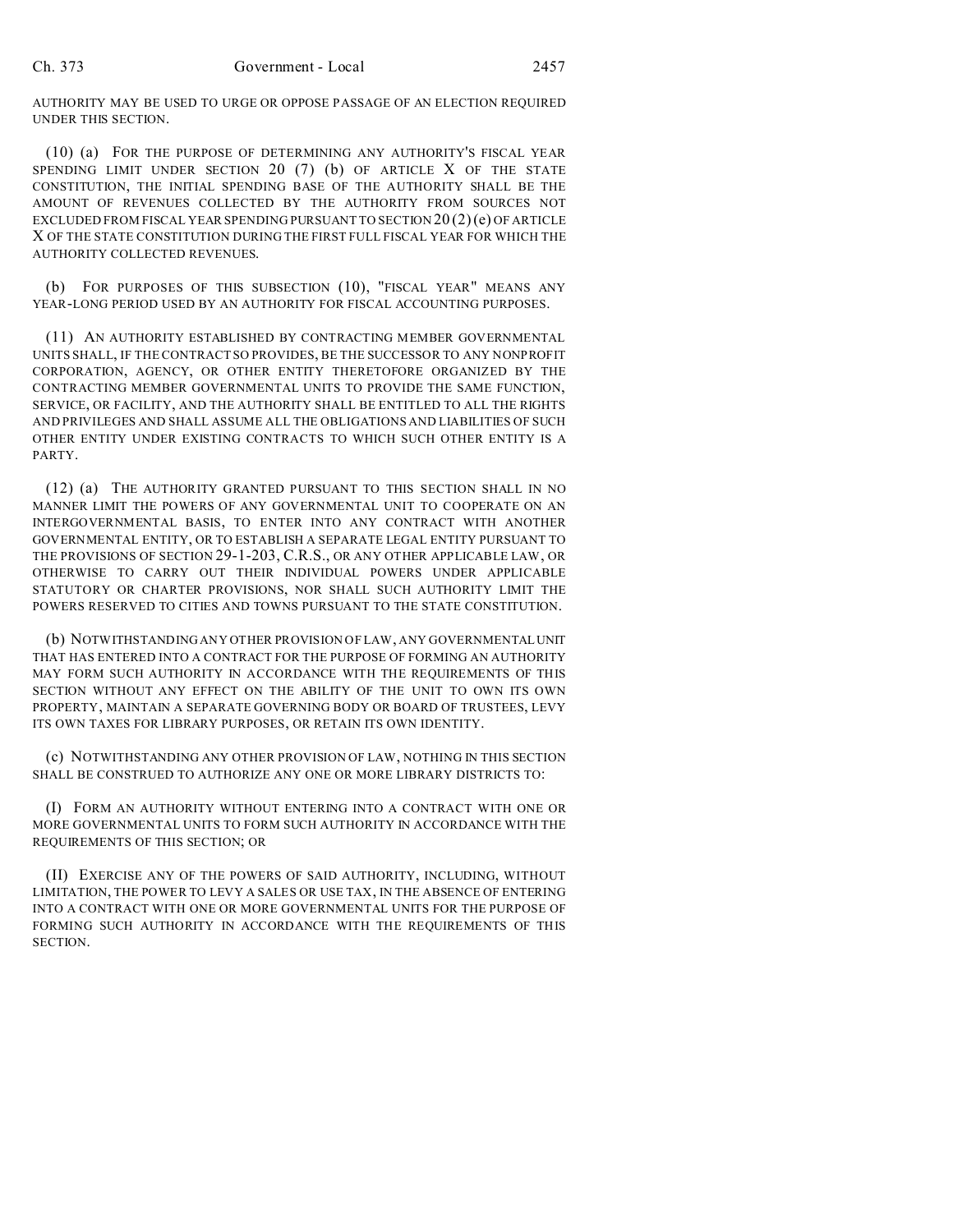AUTHORITY MAY BE USED TO URGE OR OPPOSE PASSAGE OF AN ELECTION REQUIRED UNDER THIS SECTION.

(10) (a) FOR THE PURPOSE OF DETERMINING ANY AUTHORITY'S FISCAL YEAR SPENDING LIMIT UNDER SECTION 20 (7) (b) OF ARTICLE X OF THE STATE CONSTITUTION, THE INITIAL SPENDING BASE OF THE AUTHORITY SHALL BE THE AMOUNT OF REVENUES COLLECTED BY THE AUTHORITY FROM SOURCES NOT EXCLUDED FROM FISCAL YEAR SPENDING PURSUANT TO SECTION 20 (2) (e) OF ARTICLE X OF THE STATE CONSTITUTION DURING THE FIRST FULL FISCAL YEAR FOR WHICH THE AUTHORITY COLLECTED REVENUES.

(b) FOR PURPOSES OF THIS SUBSECTION (10), "FISCAL YEAR" MEANS ANY YEAR-LONG PERIOD USED BY AN AUTHORITY FOR FISCAL ACCOUNTING PURPOSES.

(11) AN AUTHORITY ESTABLISHED BY CONTRACTING MEMBER GOVERNMENTAL UNITS SHALL, IF THE CONTRACT SO PROVIDES, BE THE SUCCESSOR TO ANY NONPROFIT CORPORATION, AGENCY, OR OTHER ENTITY THERETOFORE ORGANIZED BY THE CONTRACTING MEMBER GOVERNMENTAL UNITS TO PROVIDE THE SAME FUNCTION, SERVICE, OR FACILITY, AND THE AUTHORITY SHALL BE ENTITLED TO ALL THE RIGHTS AND PRIVILEGES AND SHALL ASSUME ALL THE OBLIGATIONS AND LIABILITIES OF SUCH OTHER ENTITY UNDER EXISTING CONTRACTS TO WHICH SUCH OTHER ENTITY IS A PARTY.

(12) (a) THE AUTHORITY GRANTED PURSUANT TO THIS SECTION SHALL IN NO MANNER LIMIT THE POWERS OF ANY GOVERNMENTAL UNIT TO COOPERATE ON AN INTERGOVERNMENTAL BASIS, TO ENTER INTO ANY CONTRACT WITH ANOTHER GOVERNMENTAL ENTITY, OR TO ESTABLISH A SEPARATE LEGAL ENTITY PURSUANT TO THE PROVISIONS OF SECTION 29-1-203, C.R.S., OR ANY OTHER APPLICABLE LAW, OR OTHERWISE TO CARRY OUT THEIR INDIVIDUAL POWERS UNDER APPLICABLE STATUTORY OR CHARTER PROVISIONS, NOR SHALL SUCH AUTHORITY LIMIT THE POWERS RESERVED TO CITIES AND TOWNS PURSUANT TO THE STATE CONSTITUTION.

(b) NOTWITHSTANDING ANY OTHER PROVISION OF LAW, ANY GOVERNMENTAL UNIT THAT HAS ENTERED INTO A CONTRACT FOR THE PURPOSE OF FORMING AN AUTHORITY MAY FORM SUCH AUTHORITY IN ACCORDANCE WITH THE REQUIREMENTS OF THIS SECTION WITHOUT ANY EFFECT ON THE ABILITY OF THE UNIT TO OWN ITS OWN PROPERTY, MAINTAIN A SEPARATE GOVERNING BODY OR BOARD OF TRUSTEES, LEVY ITS OWN TAXES FOR LIBRARY PURPOSES, OR RETAIN ITS OWN IDENTITY.

(c) NOTWITHSTANDING ANY OTHER PROVISION OF LAW, NOTHING IN THIS SECTION SHALL BE CONSTRUED TO AUTHORIZE ANY ONE OR MORE LIBRARY DISTRICTS TO:

(I) FORM AN AUTHORITY WITHOUT ENTERING INTO A CONTRACT WITH ONE OR MORE GOVERNMENTAL UNITS TO FORM SUCH AUTHORITY IN ACCORDANCE WITH THE REQUIREMENTS OF THIS SECTION; OR

(II) EXERCISE ANY OF THE POWERS OF SAID AUTHORITY, INCLUDING, WITHOUT LIMITATION, THE POWER TO LEVY A SALES OR USE TAX, IN THE ABSENCE OF ENTERING INTO A CONTRACT WITH ONE OR MORE GOVERNMENTAL UNITS FOR THE PURPOSE OF FORMING SUCH AUTHORITY IN ACCORDANCE WITH THE REQUIREMENTS OF THIS SECTION.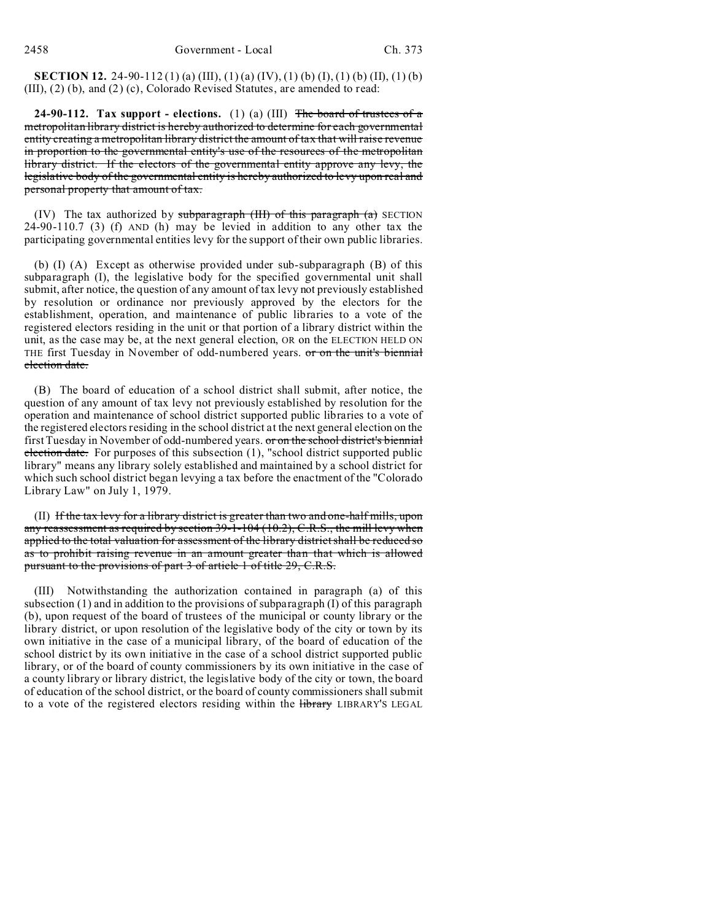**SECTION 12.** 24-90-112 (1) (a) (III), (1) (a) (IV), (1) (b) (I), (1) (b) (II), (1) (b) (III), (2) (b), and (2) (c), Colorado Revised Statutes, are amended to read:

**24-90-112. Tax support - elections.** (1) (a) (III) ~~The board of trustees of a metropolitan library district is hereby authorized to determine for each governmental entity creating a metropolitan library district the amount of tax that will raise revenue in proportion to the governmental entity's use of the resources of the metropolitan library district. If the electors of the governmental entity approve any levy, the legislative body of the governmental entity is hereby authorized to levy upon real and personal property that amount of tax.~~

(IV) The tax authorized by ~~subparagraph (III) of this paragraph (a)~~ SECTION 24-90-110.7 (3) (f) AND (h) may be levied in addition to any other tax the participating governmental entities levy for the support of their own public libraries.

(b) (I) (A) Except as otherwise provided under sub-subparagraph (B) of this subparagraph (I), the legislative body for the specified governmental unit shall submit, after notice, the question of any amount of tax levy not previously established by resolution or ordinance nor previously approved by the electors for the establishment, operation, and maintenance of public libraries to a vote of the registered electors residing in the unit or that portion of a library district within the unit, as the case may be, at the next general election, OR on the ELECTION HELD ON THE first Tuesday in November of odd-numbered years. ~~or on the unit's biennial election date.~~

(B) The board of education of a school district shall submit, after notice, the question of any amount of tax levy not previously established by resolution for the operation and maintenance of school district supported public libraries to a vote of the registered electors residing in the school district at the next general election on the first Tuesday in November of odd-numbered years. ~~or on the school district's biennial election date.~~ For purposes of this subsection (1), "school district supported public library" means any library solely established and maintained by a school district for which such school district began levying a tax before the enactment of the "Colorado Library Law" on July 1, 1979.

(II) ~~If the tax levy for a library district is greater than two and one-half mills, upon any reassessment as required by section 39-1-104 (10.2), C.R.S., the mill levy when applied to the total valuation for assessment of the library district shall be reduced so as to prohibit raising revenue in an amount greater than that which is allowed pursuant to the provisions of part 3 of article 1 of title 29, C.R.S.~~

(III) Notwithstanding the authorization contained in paragraph (a) of this subsection (1) and in addition to the provisions of subparagraph (I) of this paragraph (b), upon request of the board of trustees of the municipal or county library or the library district, or upon resolution of the legislative body of the city or town by its own initiative in the case of a municipal library, of the board of education of the school district by its own initiative in the case of a school district supported public library, or of the board of county commissioners by its own initiative in the case of a county library or library district, the legislative body of the city or town, the board of education of the school district, or the board of county commissioners shall submit to a vote of the registered electors residing within the ~~library~~ LIBRARY'S LEGAL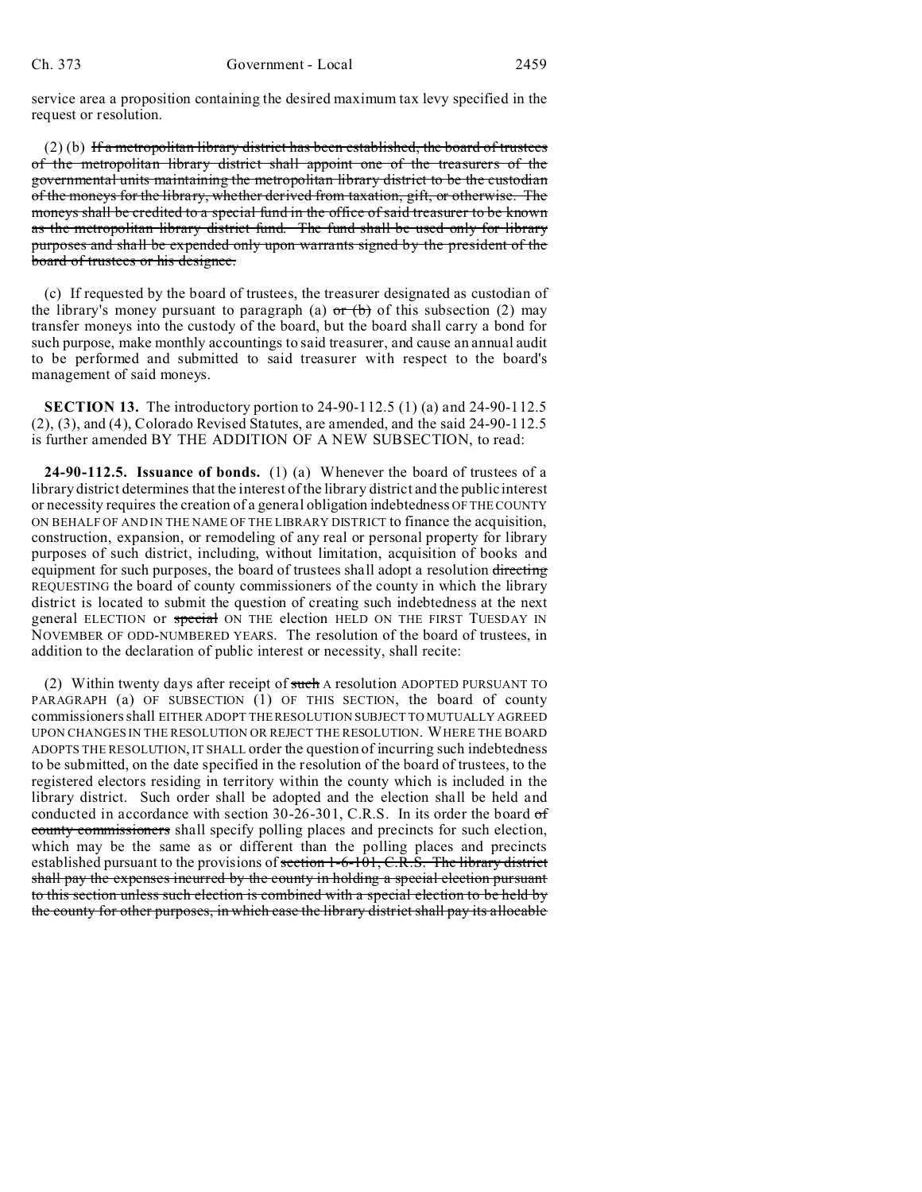service area a proposition containing the desired maximum tax levy specified in the request or resolution.

(2) (b) ~~If a metropolitan library district has been established, the board of trustees of the metropolitan library district shall appoint one of the treasurers of the governmental units maintaining the metropolitan library district to be the custodian of the moneys for the library, whether derived from taxation, gift, or otherwise. The moneys shall be credited to a special fund in the office of said treasurer to be known as the metropolitan library district fund. The fund shall be used only for library purposes and shall be expended only upon warrants signed by the president of the board of trustees or his designee.~~

(c) If requested by the board of trustees, the treasurer designated as custodian of the library's money pursuant to paragraph (a) ~~or (b)~~ of this subsection (2) may transfer moneys into the custody of the board, but the board shall carry a bond for such purpose, make monthly accountings to said treasurer, and cause an annual audit to be performed and submitted to said treasurer with respect to the board's management of said moneys.

**SECTION 13.** The introductory portion to 24-90-112.5 (1) (a) and 24-90-112.5 (2), (3), and (4), Colorado Revised Statutes, are amended, and the said 24-90-112.5 is further amended BY THE ADDITION OF A NEW SUBSECTION, to read:

**24-90-112.5. Issuance of bonds.** (1) (a) Whenever the board of trustees of a library district determines that the interest of the library district and the public interest or necessity requires the creation of a general obligation indebtedness OF THE COUNTY ON BEHALF OF AND IN THE NAME OF THE LIBRARY DISTRICT to finance the acquisition, construction, expansion, or remodeling of any real or personal property for library purposes of such district, including, without limitation, acquisition of books and equipment for such purposes, the board of trustees shall adopt a resolution ~~directing~~ REQUESTING the board of county commissioners of the county in which the library district is located to submit the question of creating such indebtedness at the next general ELECTION or ~~special~~ ON THE election HELD ON THE FIRST TUESDAY IN NOVEMBER OF ODD-NUMBERED YEARS. The resolution of the board of trustees, in addition to the declaration of public interest or necessity, shall recite:

(2) Within twenty days after receipt of ~~such~~ A resolution ADOPTED PURSUANT TO PARAGRAPH (a) OF SUBSECTION (1) OF THIS SECTION, the board of county commissioners shall EITHER ADOPT THE RESOLUTION SUBJECT TO MUTUALLY AGREED UPON CHANGES IN THE RESOLUTION OR REJECT THE RESOLUTION. WHERE THE BOARD ADOPTS THE RESOLUTION, IT SHALL order the question of incurring such indebtedness to be submitted, on the date specified in the resolution of the board of trustees, to the registered electors residing in territory within the county which is included in the library district. Such order shall be adopted and the election shall be held and conducted in accordance with section 30-26-301, C.R.S. In its order the board ~~of county commissioners~~ shall specify polling places and precincts for such election, which may be the same as or different than the polling places and precincts established pursuant to the provisions of ~~section 1-6-101, C.R.S. The library district shall pay the expenses incurred by the county in holding a special election pursuant to this section unless such election is combined with a special election to be held by the county for other purposes, in which case the library district shall pay its allocable~~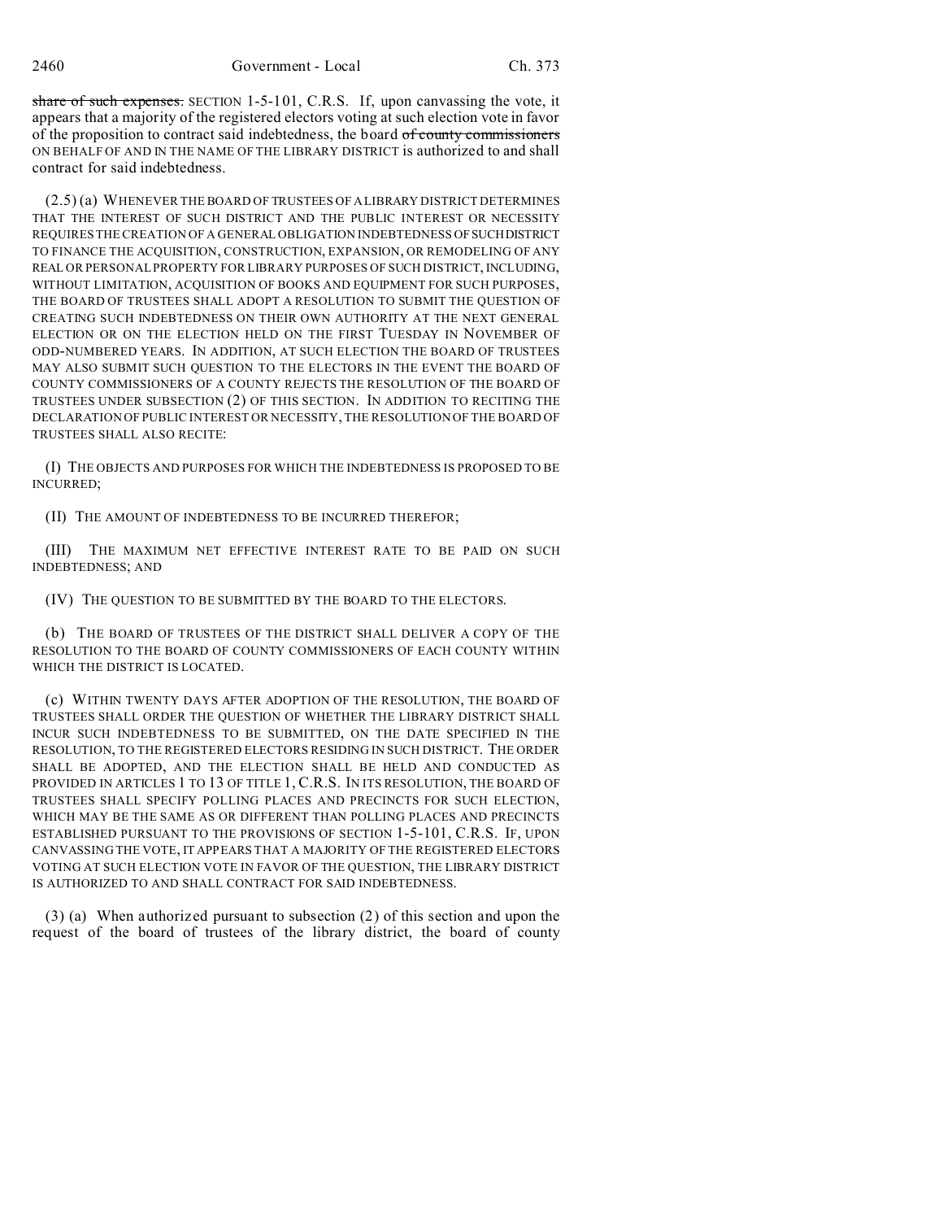~~share of such expenses.~~ SECTION 1-5-101, C.R.S. If, upon canvassing the vote, it appears that a majority of the registered electors voting at such election vote in favor of the proposition to contract said indebtedness, the board ~~of county commissioners~~ ON BEHALF OF AND IN THE NAME OF THE LIBRARY DISTRICT is authorized to and shall contract for said indebtedness.

(2.5) (a) WHENEVER THE BOARD OF TRUSTEES OF A LIBRARY DISTRICT DETERMINES THAT THE INTEREST OF SUCH DISTRICT AND THE PUBLIC INTEREST OR NECESSITY REQUIRES THE CREATION OF A GENERAL OBLIGATION INDEBTEDNESS OF SUCH DISTRICT TO FINANCE THE ACQUISITION, CONSTRUCTION, EXPANSION, OR REMODELING OF ANY REAL OR PERSONAL PROPERTY FOR LIBRARY PURPOSES OF SUCH DISTRICT, INCLUDING, WITHOUT LIMITATION, ACQUISITION OF BOOKS AND EQUIPMENT FOR SUCH PURPOSES, THE BOARD OF TRUSTEES SHALL ADOPT A RESOLUTION TO SUBMIT THE QUESTION OF CREATING SUCH INDEBTEDNESS ON THEIR OWN AUTHORITY AT THE NEXT GENERAL ELECTION OR ON THE ELECTION HELD ON THE FIRST TUESDAY IN NOVEMBER OF ODD-NUMBERED YEARS. IN ADDITION, AT SUCH ELECTION THE BOARD OF TRUSTEES MAY ALSO SUBMIT SUCH QUESTION TO THE ELECTORS IN THE EVENT THE BOARD OF COUNTY COMMISSIONERS OF A COUNTY REJECTS THE RESOLUTION OF THE BOARD OF TRUSTEES UNDER SUBSECTION (2) OF THIS SECTION. IN ADDITION TO RECITING THE DECLARATION OF PUBLIC INTEREST OR NECESSITY, THE RESOLUTION OF THE BOARD OF TRUSTEES SHALL ALSO RECITE:

(I) THE OBJECTS AND PURPOSES FOR WHICH THE INDEBTEDNESS IS PROPOSED TO BE INCURRED;

(II) THE AMOUNT OF INDEBTEDNESS TO BE INCURRED THEREFOR;

(III) THE MAXIMUM NET EFFECTIVE INTEREST RATE TO BE PAID ON SUCH INDEBTEDNESS; AND

(IV) THE QUESTION TO BE SUBMITTED BY THE BOARD TO THE ELECTORS.

(b) THE BOARD OF TRUSTEES OF THE DISTRICT SHALL DELIVER A COPY OF THE RESOLUTION TO THE BOARD OF COUNTY COMMISSIONERS OF EACH COUNTY WITHIN WHICH THE DISTRICT IS LOCATED.

(c) WITHIN TWENTY DAYS AFTER ADOPTION OF THE RESOLUTION, THE BOARD OF TRUSTEES SHALL ORDER THE QUESTION OF WHETHER THE LIBRARY DISTRICT SHALL INCUR SUCH INDEBTEDNESS TO BE SUBMITTED, ON THE DATE SPECIFIED IN THE RESOLUTION, TO THE REGISTERED ELECTORS RESIDING IN SUCH DISTRICT. THE ORDER SHALL BE ADOPTED, AND THE ELECTION SHALL BE HELD AND CONDUCTED AS PROVIDED IN ARTICLES 1 TO 13 OF TITLE 1, C.R.S. IN ITS RESOLUTION, THE BOARD OF TRUSTEES SHALL SPECIFY POLLING PLACES AND PRECINCTS FOR SUCH ELECTION, WHICH MAY BE THE SAME AS OR DIFFERENT THAN POLLING PLACES AND PRECINCTS ESTABLISHED PURSUANT TO THE PROVISIONS OF SECTION 1-5-101, C.R.S. IF, UPON CANVASSING THE VOTE, IT APPEARS THAT A MAJORITY OF THE REGISTERED ELECTORS VOTING AT SUCH ELECTION VOTE IN FAVOR OF THE QUESTION, THE LIBRARY DISTRICT IS AUTHORIZED TO AND SHALL CONTRACT FOR SAID INDEBTEDNESS.

(3) (a) When authorized pursuant to subsection (2) of this section and upon the request of the board of trustees of the library district, the board of county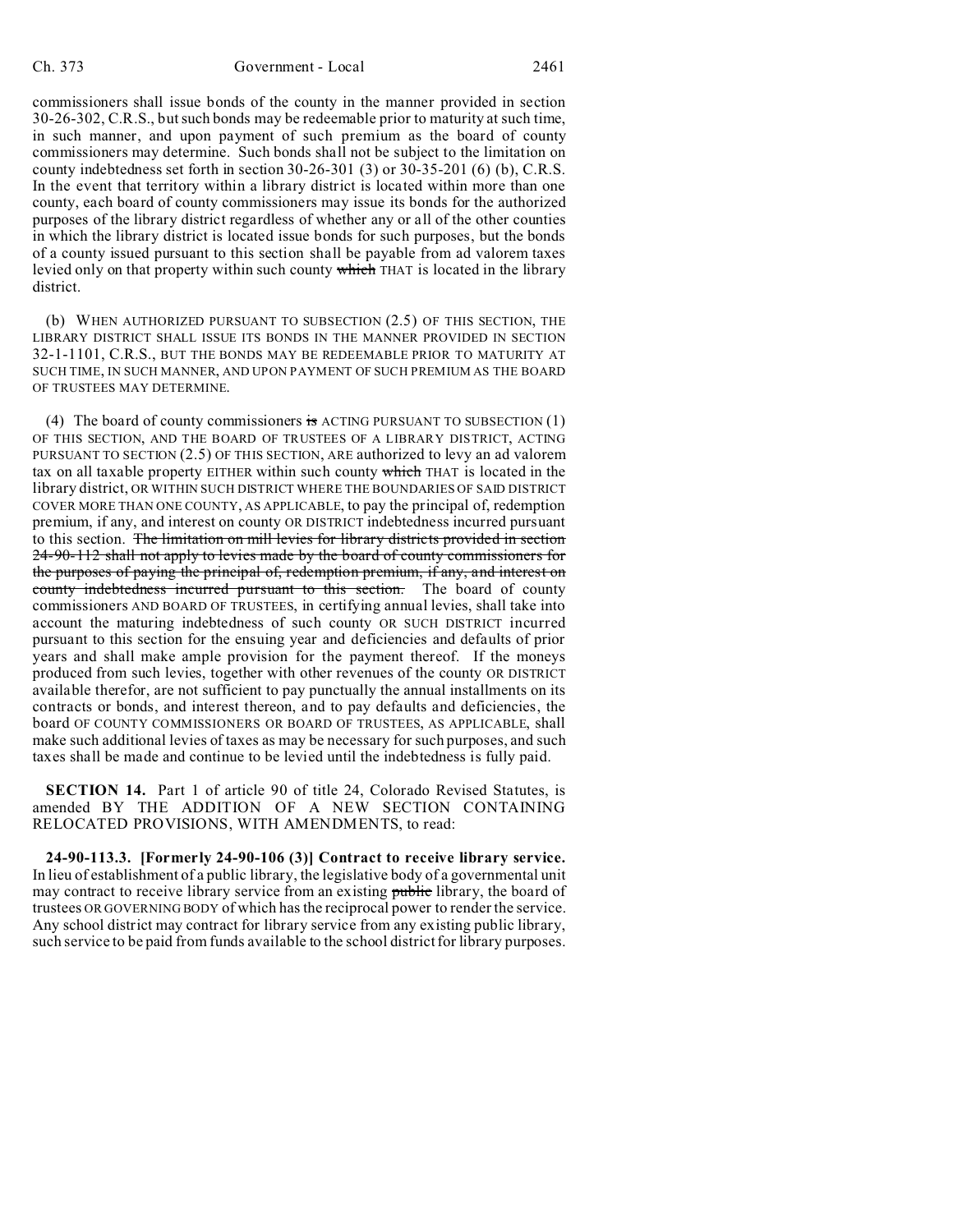commissioners shall issue bonds of the county in the manner provided in section 30-26-302, C.R.S., but such bonds may be redeemable prior to maturity at such time, in such manner, and upon payment of such premium as the board of county commissioners may determine. Such bonds shall not be subject to the limitation on county indebtedness set forth in section 30-26-301 (3) or 30-35-201 (6) (b), C.R.S. In the event that territory within a library district is located within more than one county, each board of county commissioners may issue its bonds for the authorized purposes of the library district regardless of whether any or all of the other counties in which the library district is located issue bonds for such purposes, but the bonds of a county issued pursuant to this section shall be payable from ad valorem taxes levied only on that property within such county ~~which~~ THAT is located in the library district.

(b) WHEN AUTHORIZED PURSUANT TO SUBSECTION (2.5) OF THIS SECTION, THE LIBRARY DISTRICT SHALL ISSUE ITS BONDS IN THE MANNER PROVIDED IN SECTION 32-1-1101, C.R.S., BUT THE BONDS MAY BE REDEEMABLE PRIOR TO MATURITY AT SUCH TIME, IN SUCH MANNER, AND UPON PAYMENT OF SUCH PREMIUM AS THE BOARD OF TRUSTEES MAY DETERMINE.

(4) The board of county commissioners ~~is~~ ACTING PURSUANT TO SUBSECTION (1) OF THIS SECTION, AND THE BOARD OF TRUSTEES OF A LIBRARY DISTRICT, ACTING PURSUANT TO SECTION (2.5) OF THIS SECTION, ARE authorized to levy an ad valorem tax on all taxable property EITHER within such county ~~which~~ THAT is located in the library district, OR WITHIN SUCH DISTRICT WHERE THE BOUNDARIES OF SAID DISTRICT COVER MORE THAN ONE COUNTY, AS APPLICABLE, to pay the principal of, redemption premium, if any, and interest on county OR DISTRICT indebtedness incurred pursuant to this section. ~~The limitation on mill levies for library districts provided in section 24-90-112 shall not apply to levies made by the board of county commissioners for the purposes of paying the principal of, redemption premium, if any, and interest on county indebtedness incurred pursuant to this section.~~ The board of county commissioners AND BOARD OF TRUSTEES, in certifying annual levies, shall take into account the maturing indebtedness of such county OR SUCH DISTRICT incurred pursuant to this section for the ensuing year and deficiencies and defaults of prior years and shall make ample provision for the payment thereof. If the moneys produced from such levies, together with other revenues of the county OR DISTRICT available therefor, are not sufficient to pay punctually the annual installments on its contracts or bonds, and interest thereon, and to pay defaults and deficiencies, the board OF COUNTY COMMISSIONERS OR BOARD OF TRUSTEES, AS APPLICABLE, shall make such additional levies of taxes as may be necessary for such purposes, and such taxes shall be made and continue to be levied until the indebtedness is fully paid.

**SECTION 14.** Part 1 of article 90 of title 24, Colorado Revised Statutes, is amended BY THE ADDITION OF A NEW SECTION CONTAINING RELOCATED PROVISIONS, WITH AMENDMENTS, to read:

**24-90-113.3. [Formerly 24-90-106 (3)] Contract to receive library service.** In lieu of establishment of a public library, the legislative body of a governmental unit may contract to receive library service from an existing ~~public~~ library, the board of trustees OR GOVERNING BODY of which has the reciprocal power to render the service. Any school district may contract for library service from any existing public library, such service to be paid from funds available to the school district for library purposes.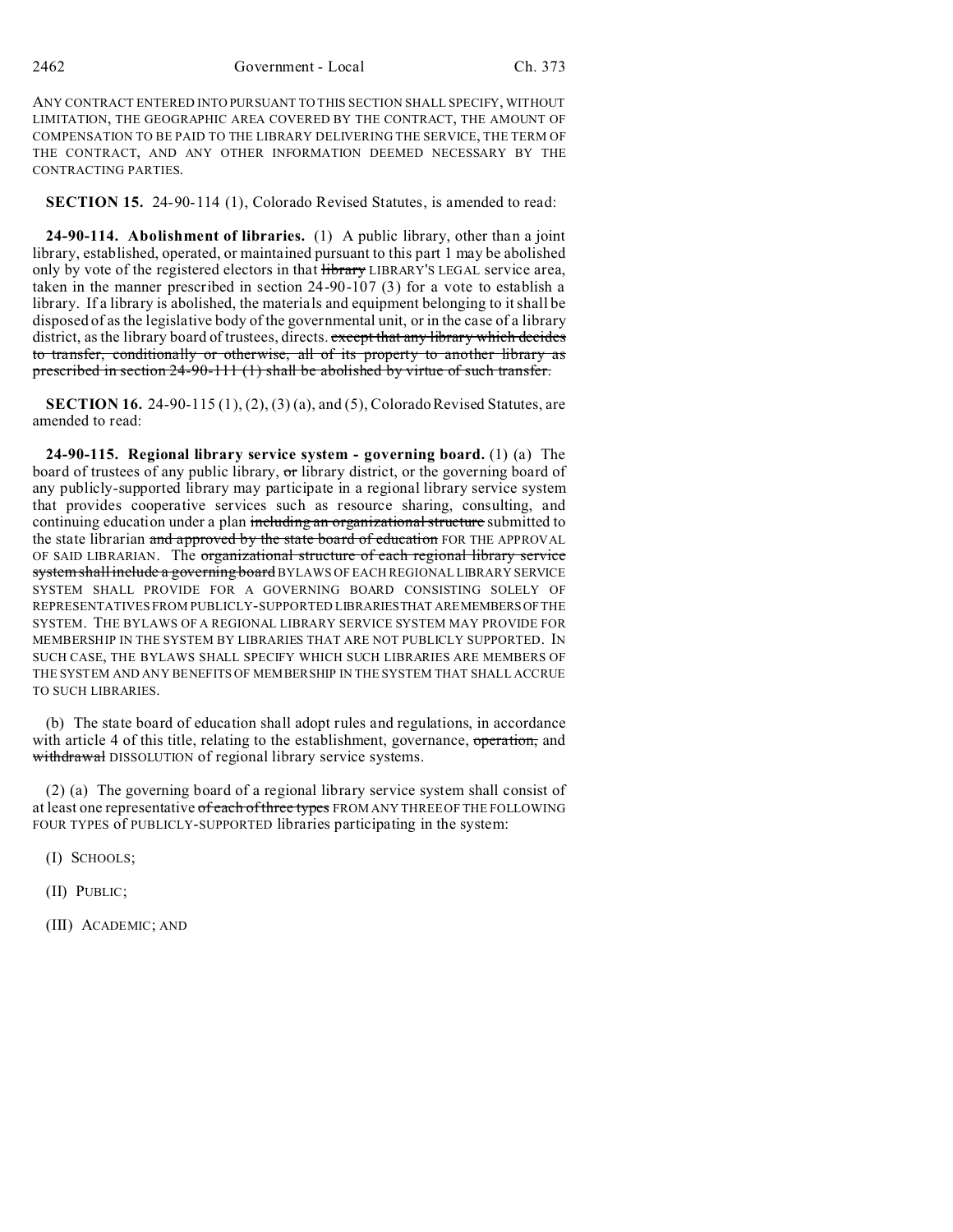ANY CONTRACT ENTERED INTO PURSUANT TO THIS SECTION SHALL SPECIFY, WITHOUT LIMITATION, THE GEOGRAPHIC AREA COVERED BY THE CONTRACT, THE AMOUNT OF COMPENSATION TO BE PAID TO THE LIBRARY DELIVERING THE SERVICE, THE TERM OF THE CONTRACT, AND ANY OTHER INFORMATION DEEMED NECESSARY BY THE CONTRACTING PARTIES.

**SECTION 15.** 24-90-114 (1), Colorado Revised Statutes, is amended to read:

**24-90-114. Abolishment of libraries.** (1) A public library, other than a joint library, established, operated, or maintained pursuant to this part 1 may be abolished only by vote of the registered electors in that ~~library~~ LIBRARY'S LEGAL service area, taken in the manner prescribed in section 24-90-107 (3) for a vote to establish a library. If a library is abolished, the materials and equipment belonging to it shall be disposed of as the legislative body of the governmental unit, or in the case of a library district, as the library board of trustees, directs. ~~except that any library which decides to transfer, conditionally or otherwise, all of its property to another library as prescribed in section 24-90-111 (1) shall be abolished by virtue of such transfer.~~

**SECTION 16.** 24-90-115 (1), (2), (3) (a), and (5), Colorado Revised Statutes, are amended to read:

**24-90-115. Regional library service system - governing board.** (1) (a) The board of trustees of any public library, ~~or~~ library district, or the governing board of any publicly-supported library may participate in a regional library service system that provides cooperative services such as resource sharing, consulting, and continuing education under a plan ~~including an organizational structure~~ submitted to the state librarian ~~and approved by the state board of education~~ FOR THE APPROVAL OF SAID LIBRARIAN. The ~~organizational structure of each regional library service system shall include a governing board~~ BYLAWS OF EACH REGIONAL LIBRARY SERVICE SYSTEM SHALL PROVIDE FOR A GOVERNING BOARD CONSISTING SOLELY OF REPRESENTATIVES FROM PUBLICLY-SUPPORTED LIBRARIES THAT ARE MEMBERS OF THE SYSTEM. THE BYLAWS OF A REGIONAL LIBRARY SERVICE SYSTEM MAY PROVIDE FOR MEMBERSHIP IN THE SYSTEM BY LIBRARIES THAT ARE NOT PUBLICLY SUPPORTED. IN SUCH CASE, THE BYLAWS SHALL SPECIFY WHICH SUCH LIBRARIES ARE MEMBERS OF THE SYSTEM AND ANY BENEFITS OF MEMBERSHIP IN THE SYSTEM THAT SHALL ACCRUE TO SUCH LIBRARIES.

(b) The state board of education shall adopt rules and regulations, in accordance with article 4 of this title, relating to the establishment, governance, ~~operation,~~ and ~~withdrawal~~ DISSOLUTION of regional library service systems.

(2) (a) The governing board of a regional library service system shall consist of at least one representative ~~of each of three types~~ FROM ANY THREE OF THE FOLLOWING FOUR TYPES of PUBLICLY-SUPPORTED libraries participating in the system:

(I) SCHOOLS;

(II) PUBLIC;

(III) ACADEMIC; AND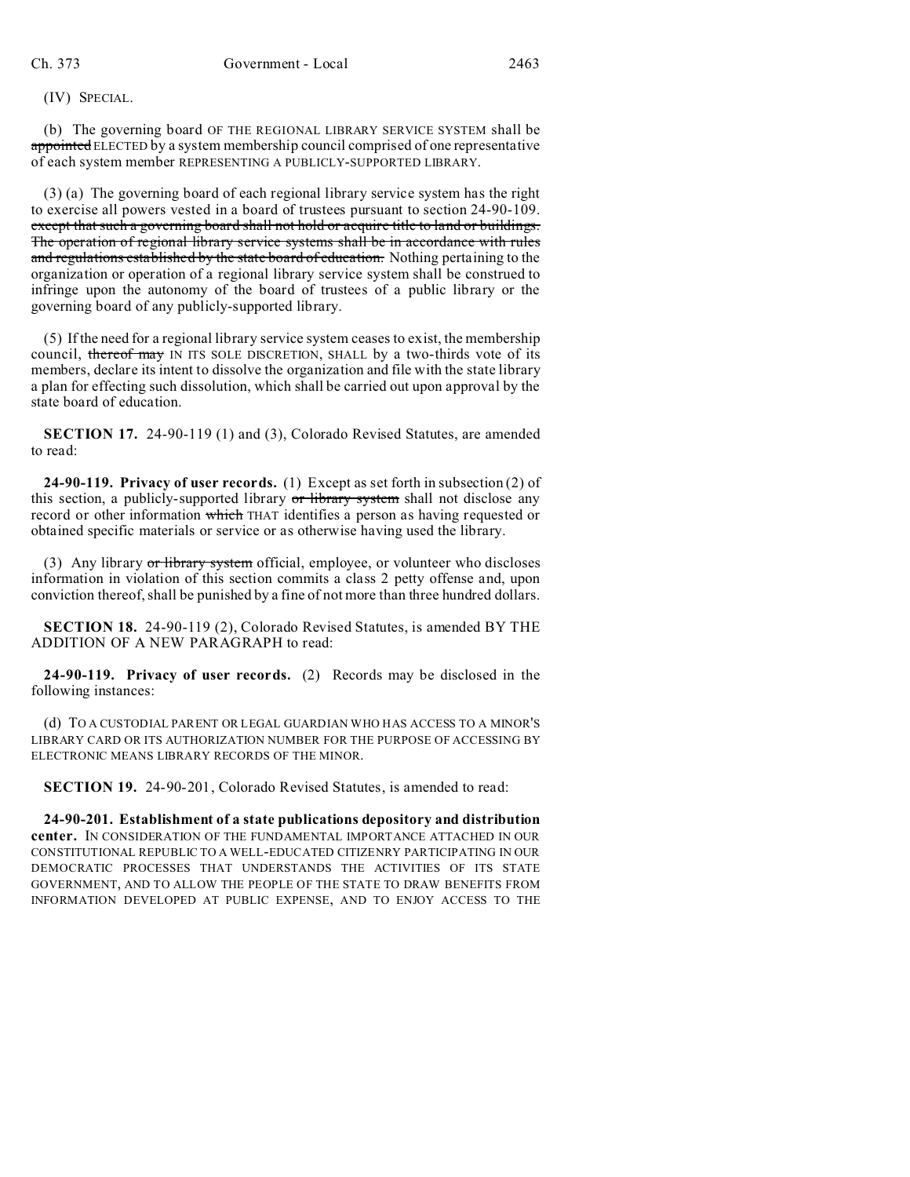(IV) SPECIAL.

(b) The governing board OF THE REGIONAL LIBRARY SERVICE SYSTEM shall be ~~appointed~~ ELECTED by a system membership council comprised of one representative of each system member REPRESENTING A PUBLICLY-SUPPORTED LIBRARY.

(3) (a) The governing board of each regional library service system has the right to exercise all powers vested in a board of trustees pursuant to section 24-90-109. ~~except that such a governing board shall not hold or acquire title to land or buildings. The operation of regional library service systems shall be in accordance with rules and regulations established by the state board of education.~~ Nothing pertaining to the organization or operation of a regional library service system shall be construed to infringe upon the autonomy of the board of trustees of a public library or the governing board of any publicly-supported library.

(5) If the need for a regional library service system ceases to exist, the membership council, ~~thereof may~~ IN ITS SOLE DISCRETION, SHALL by a two-thirds vote of its members, declare its intent to dissolve the organization and file with the state library a plan for effecting such dissolution, which shall be carried out upon approval by the state board of education.

**SECTION 17.** 24-90-119 (1) and (3), Colorado Revised Statutes, are amended to read:

**24-90-119. Privacy of user records.** (1) Except as set forth in subsection (2) of this section, a publicly-supported library ~~or library system~~ shall not disclose any record or other information ~~which~~ THAT identifies a person as having requested or obtained specific materials or service or as otherwise having used the library.

(3) Any library ~~or library system~~ official, employee, or volunteer who discloses information in violation of this section commits a class 2 petty offense and, upon conviction thereof, shall be punished by a fine of not more than three hundred dollars.

**SECTION 18.** 24-90-119 (2), Colorado Revised Statutes, is amended BY THE ADDITION OF A NEW PARAGRAPH to read:

**24-90-119. Privacy of user records.** (2) Records may be disclosed in the following instances:

(d) TO A CUSTODIAL PARENT OR LEGAL GUARDIAN WHO HAS ACCESS TO A MINOR'S LIBRARY CARD OR ITS AUTHORIZATION NUMBER FOR THE PURPOSE OF ACCESSING BY ELECTRONIC MEANS LIBRARY RECORDS OF THE MINOR.

**SECTION 19.** 24-90-201, Colorado Revised Statutes, is amended to read:

**24-90-201. Establishment of a state publications depository and distribution center.** IN CONSIDERATION OF THE FUNDAMENTAL IMPORTANCE ATTACHED IN OUR CONSTITUTIONAL REPUBLIC TO A WELL-EDUCATED CITIZENRY PARTICIPATING IN OUR DEMOCRATIC PROCESSES THAT UNDERSTANDS THE ACTIVITIES OF ITS STATE GOVERNMENT, AND TO ALLOW THE PEOPLE OF THE STATE TO DRAW BENEFITS FROM INFORMATION DEVELOPED AT PUBLIC EXPENSE, AND TO ENJOY ACCESS TO THE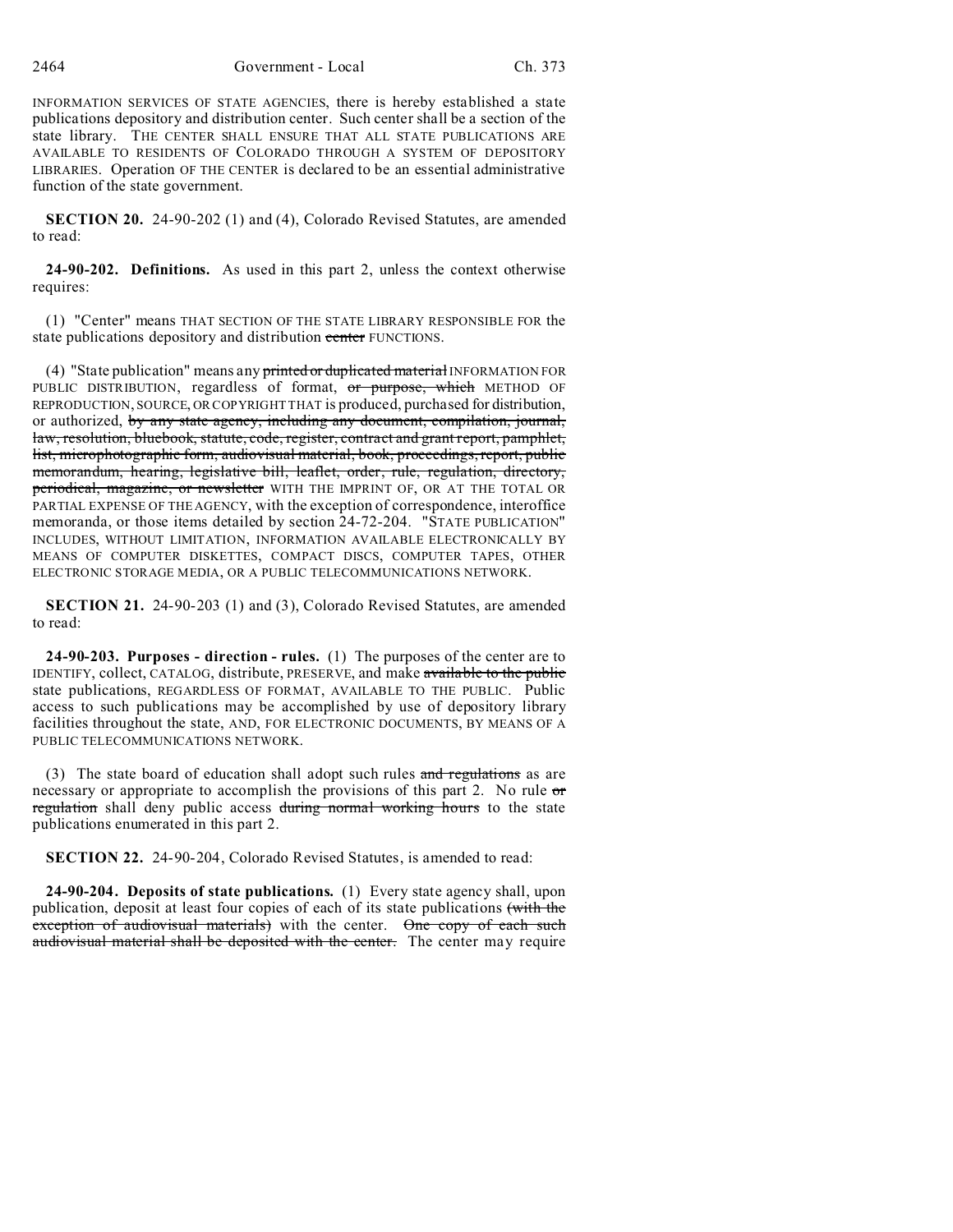INFORMATION SERVICES OF STATE AGENCIES, there is hereby established a state publications depository and distribution center. Such center shall be a section of the state library. THE CENTER SHALL ENSURE THAT ALL STATE PUBLICATIONS ARE AVAILABLE TO RESIDENTS OF COLORADO THROUGH A SYSTEM OF DEPOSITORY LIBRARIES. Operation OF THE CENTER is declared to be an essential administrative function of the state government.

**SECTION 20.** 24-90-202 (1) and (4), Colorado Revised Statutes, are amended to read:

**24-90-202. Definitions.** As used in this part 2, unless the context otherwise requires:

(1) "Center" means THAT SECTION OF THE STATE LIBRARY RESPONSIBLE FOR the state publications depository and distribution ~~center~~ FUNCTIONS.

(4) "State publication" means any ~~printed or duplicated material~~ INFORMATION FOR PUBLIC DISTRIBUTION, regardless of format, ~~or purpose, which~~ METHOD OF REPRODUCTION, SOURCE, OR COPYRIGHT THAT is produced, purchased for distribution, or authorized, ~~by any state agency, including any document, compilation, journal, law, resolution, bluebook, statute, code, register, contract and grant report, pamphlet, list, microphotographic form, audiovisual material, book, proceedings, report, public memorandum, hearing, legislative bill, leaflet, order, rule, regulation, directory, periodical, magazine, or newsletter~~ WITH THE IMPRINT OF, OR AT THE TOTAL OR PARTIAL EXPENSE OF THE AGENCY, with the exception of correspondence, interoffice memoranda, or those items detailed by section 24-72-204. "STATE PUBLICATION" INCLUDES, WITHOUT LIMITATION, INFORMATION AVAILABLE ELECTRONICALLY BY MEANS OF COMPUTER DISKETTES, COMPACT DISCS, COMPUTER TAPES, OTHER ELECTRONIC STORAGE MEDIA, OR A PUBLIC TELECOMMUNICATIONS NETWORK.

**SECTION 21.** 24-90-203 (1) and (3), Colorado Revised Statutes, are amended to read:

**24-90-203. Purposes - direction - rules.** (1) The purposes of the center are to IDENTIFY, collect, CATALOG, distribute, PRESERVE, and make ~~available to the public~~ state publications, REGARDLESS OF FORMAT, AVAILABLE TO THE PUBLIC. Public access to such publications may be accomplished by use of depository library facilities throughout the state, AND, FOR ELECTRONIC DOCUMENTS, BY MEANS OF A PUBLIC TELECOMMUNICATIONS NETWORK.

(3) The state board of education shall adopt such rules ~~and regulations~~ as are necessary or appropriate to accomplish the provisions of this part 2. No rule ~~or regulation~~ shall deny public access ~~during normal working hours~~ to the state publications enumerated in this part 2.

**SECTION 22.** 24-90-204, Colorado Revised Statutes, is amended to read:

**24-90-204. Deposits of state publications.** (1) Every state agency shall, upon publication, deposit at least four copies of each of its state publications ~~(with the exception of audiovisual materials)~~ with the center. ~~One copy of each such audiovisual material shall be deposited with the center.~~ The center may require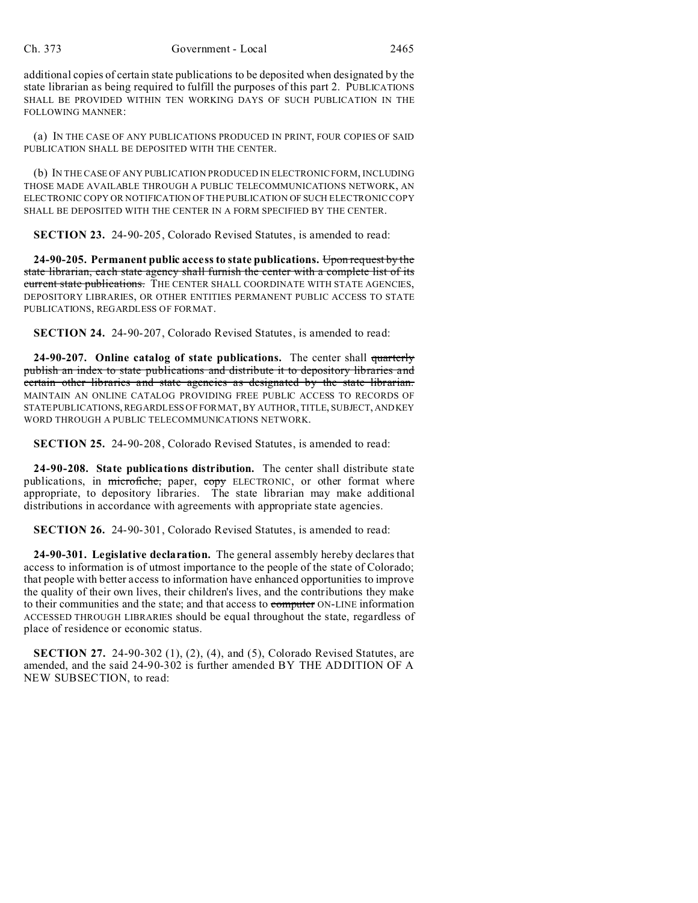additional copies of certain state publications to be deposited when designated by the state librarian as being required to fulfill the purposes of this part 2. PUBLICATIONS SHALL BE PROVIDED WITHIN TEN WORKING DAYS OF SUCH PUBLICATION IN THE FOLLOWING MANNER:

(a) IN THE CASE OF ANY PUBLICATIONS PRODUCED IN PRINT, FOUR COPIES OF SAID PUBLICATION SHALL BE DEPOSITED WITH THE CENTER.

(b) IN THE CASE OF ANY PUBLICATION PRODUCED IN ELECTRONIC FORM, INCLUDING THOSE MADE AVAILABLE THROUGH A PUBLIC TELECOMMUNICATIONS NETWORK, AN ELECTRONIC COPY OR NOTIFICATION OF THE PUBLICATION OF SUCH ELECTRONIC COPY SHALL BE DEPOSITED WITH THE CENTER IN A FORM SPECIFIED BY THE CENTER.

**SECTION 23.** 24-90-205, Colorado Revised Statutes, is amended to read:

**24-90-205. Permanent public access to state publications.** ~~Upon request by the state librarian, each state agency shall furnish the center with a complete list of its current state publications.~~ THE CENTER SHALL COORDINATE WITH STATE AGENCIES, DEPOSITORY LIBRARIES, OR OTHER ENTITIES PERMANENT PUBLIC ACCESS TO STATE PUBLICATIONS, REGARDLESS OF FORMAT.

**SECTION 24.** 24-90-207, Colorado Revised Statutes, is amended to read:

**24-90-207. Online catalog of state publications.** The center shall ~~quarterly publish an index to state publications and distribute it to depository libraries and certain other libraries and state agencies as designated by the state librarian.~~ MAINTAIN AN ONLINE CATALOG PROVIDING FREE PUBLIC ACCESS TO RECORDS OF STATE PUBLICATIONS, REGARDLESS OF FORMAT, BY AUTHOR, TITLE, SUBJECT, AND KEY WORD THROUGH A PUBLIC TELECOMMUNICATIONS NETWORK.

**SECTION 25.** 24-90-208, Colorado Revised Statutes, is amended to read:

**24-90-208. State publications distribution.** The center shall distribute state publications, in ~~microfiche,~~ paper, ~~copy~~ ELECTRONIC, or other format where appropriate, to depository libraries. The state librarian may make additional distributions in accordance with agreements with appropriate state agencies.

**SECTION 26.** 24-90-301, Colorado Revised Statutes, is amended to read:

**24-90-301. Legislative declaration.** The general assembly hereby declares that access to information is of utmost importance to the people of the state of Colorado; that people with better access to information have enhanced opportunities to improve the quality of their own lives, their children's lives, and the contributions they make to their communities and the state; and that access to ~~computer~~ ON-LINE information ACCESSED THROUGH LIBRARIES should be equal throughout the state, regardless of place of residence or economic status.

**SECTION 27.** 24-90-302 (1), (2), (4), and (5), Colorado Revised Statutes, are amended, and the said 24-90-302 is further amended BY THE ADDITION OF A NEW SUBSECTION, to read: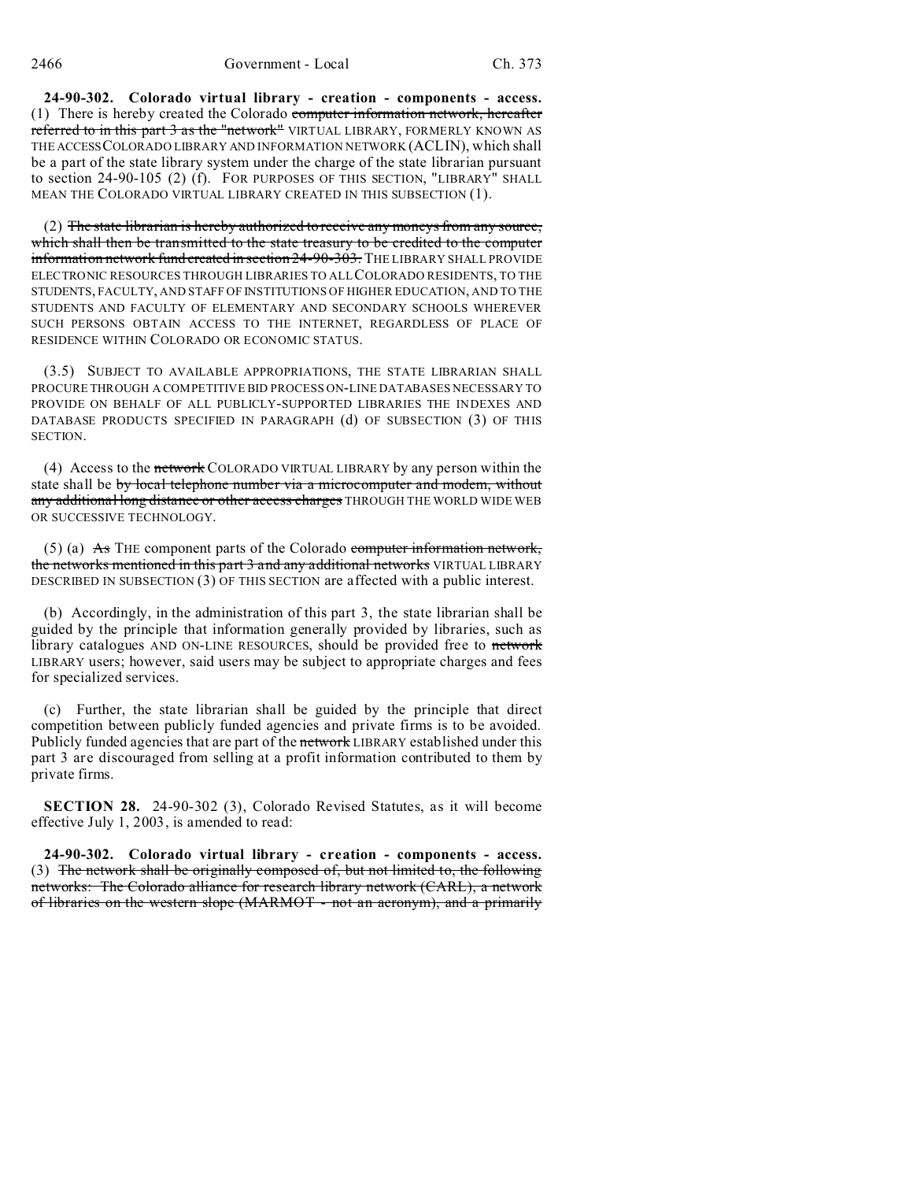**24-90-302. Colorado virtual library - creation - components - access.** (1) There is hereby created the Colorado ~~computer information network, hereafter referred to in this part 3 as the "network"~~ VIRTUAL LIBRARY, FORMERLY KNOWN AS THE ACCESS COLORADO LIBRARY AND INFORMATION NETWORK (ACLIN), which shall be a part of the state library system under the charge of the state librarian pursuant to section 24-90-105 (2) (f). FOR PURPOSES OF THIS SECTION, "LIBRARY" SHALL MEAN THE COLORADO VIRTUAL LIBRARY CREATED IN THIS SUBSECTION (1).

(2) ~~The state librarian is hereby authorized to receive any moneys from any source, which shall then be transmitted to the state treasury to be credited to the computer information network fund created in section 24-90-303.~~ THE LIBRARY SHALL PROVIDE ELECTRONIC RESOURCES THROUGH LIBRARIES TO ALL COLORADO RESIDENTS, TO THE STUDENTS, FACULTY, AND STAFF OF INSTITUTIONS OF HIGHER EDUCATION, AND TO THE STUDENTS AND FACULTY OF ELEMENTARY AND SECONDARY SCHOOLS WHEREVER SUCH PERSONS OBTAIN ACCESS TO THE INTERNET, REGARDLESS OF PLACE OF RESIDENCE WITHIN COLORADO OR ECONOMIC STATUS.

(3.5) SUBJECT TO AVAILABLE APPROPRIATIONS, THE STATE LIBRARIAN SHALL PROCURE THROUGH A COMPETITIVE BID PROCESS ON-LINE DATABASES NECESSARY TO PROVIDE ON BEHALF OF ALL PUBLICLY-SUPPORTED LIBRARIES THE INDEXES AND DATABASE PRODUCTS SPECIFIED IN PARAGRAPH (d) OF SUBSECTION (3) OF THIS SECTION.

(4) Access to the ~~network~~ COLORADO VIRTUAL LIBRARY by any person within the state shall be ~~by local telephone number via a microcomputer and modem, without any additional long distance or other access charges~~ THROUGH THE WORLD WIDE WEB OR SUCCESSIVE TECHNOLOGY.

(5) (a) ~~As~~ THE component parts of the Colorado ~~computer information network, the networks mentioned in this part 3 and any additional networks~~ VIRTUAL LIBRARY DESCRIBED IN SUBSECTION (3) OF THIS SECTION are affected with a public interest.

(b) Accordingly, in the administration of this part 3, the state librarian shall be guided by the principle that information generally provided by libraries, such as library catalogues AND ON-LINE RESOURCES, should be provided free to ~~network~~ LIBRARY users; however, said users may be subject to appropriate charges and fees for specialized services.

(c) Further, the state librarian shall be guided by the principle that direct competition between publicly funded agencies and private firms is to be avoided. Publicly funded agencies that are part of the ~~network~~ LIBRARY established under this part 3 are discouraged from selling at a profit information contributed to them by private firms.

**SECTION 28.** 24-90-302 (3), Colorado Revised Statutes, as it will become effective July 1, 2003, is amended to read:

**24-90-302. Colorado virtual library - creation - components - access.** (3) ~~The network shall be originally composed of, but not limited to, the following networks: The Colorado alliance for research library network (CARL), a network of libraries on the western slope (MARMOT - not an acronym), and a primarily~~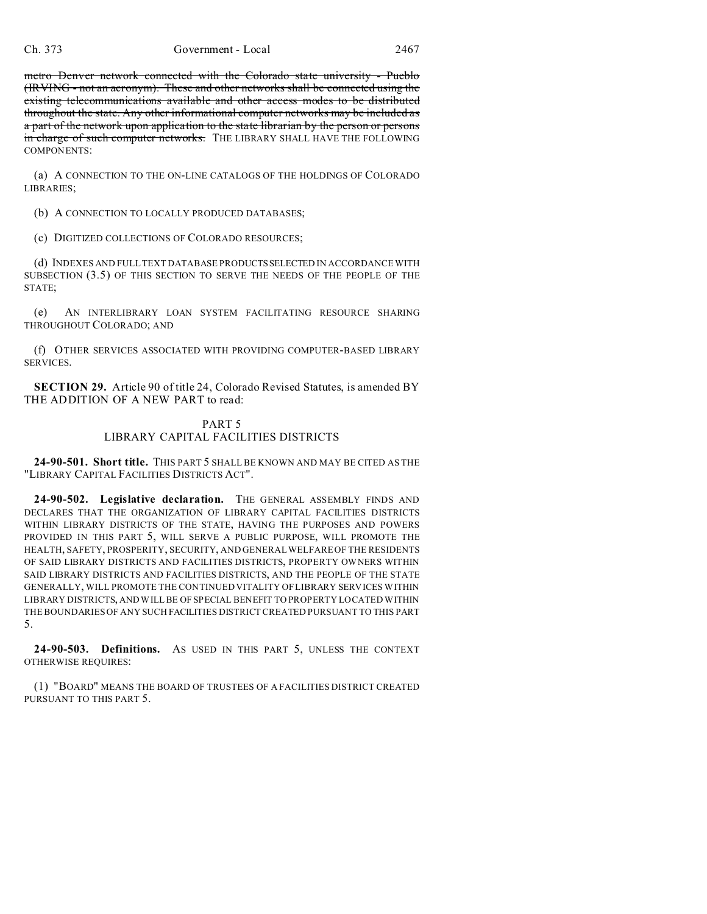~~metro Denver network connected with the Colorado state university - Pueblo (IRVING - not an acronym). These and other networks shall be connected using the existing telecommunications available and other access modes to be distributed throughout the state. Any other informational computer networks may be included as a part of the network upon application to the state librarian by the person or persons in charge of such computer networks.~~ THE LIBRARY SHALL HAVE THE FOLLOWING COMPONENTS:

(a) A CONNECTION TO THE ON-LINE CATALOGS OF THE HOLDINGS OF COLORADO LIBRARIES;

(b) A CONNECTION TO LOCALLY PRODUCED DATABASES;

(c) DIGITIZED COLLECTIONS OF COLORADO RESOURCES;

(d) INDEXES AND FULL TEXT DATABASE PRODUCTS SELECTED IN ACCORDANCE WITH SUBSECTION (3.5) OF THIS SECTION TO SERVE THE NEEDS OF THE PEOPLE OF THE STATE;

(e) AN INTERLIBRARY LOAN SYSTEM FACILITATING RESOURCE SHARING THROUGHOUT COLORADO; AND

(f) OTHER SERVICES ASSOCIATED WITH PROVIDING COMPUTER-BASED LIBRARY SERVICES.

**SECTION 29.** Article 90 of title 24, Colorado Revised Statutes, is amended BY THE ADDITION OF A NEW PART to read:

PART 5
LIBRARY CAPITAL FACILITIES DISTRICTS

**24-90-501. Short title.** THIS PART 5 SHALL BE KNOWN AND MAY BE CITED AS THE "LIBRARY CAPITAL FACILITIES DISTRICTS ACT".

**24-90-502. Legislative declaration.** THE GENERAL ASSEMBLY FINDS AND DECLARES THAT THE ORGANIZATION OF LIBRARY CAPITAL FACILITIES DISTRICTS WITHIN LIBRARY DISTRICTS OF THE STATE, HAVING THE PURPOSES AND POWERS PROVIDED IN THIS PART 5, WILL SERVE A PUBLIC PURPOSE, WILL PROMOTE THE HEALTH, SAFETY, PROSPERITY, SECURITY, AND GENERAL WELFARE OF THE RESIDENTS OF SAID LIBRARY DISTRICTS AND FACILITIES DISTRICTS, PROPERTY OWNERS WITHIN SAID LIBRARY DISTRICTS AND FACILITIES DISTRICTS, AND THE PEOPLE OF THE STATE GENERALLY, WILL PROMOTE THE CONTINUED VITALITY OF LIBRARY SERVICES WITHIN LIBRARY DISTRICTS, AND WILL BE OF SPECIAL BENEFIT TO PROPERTY LOCATED WITHIN THE BOUNDARIES OF ANY SUCH FACILITIES DISTRICT CREATED PURSUANT TO THIS PART 5.

**24-90-503. Definitions.** AS USED IN THIS PART 5, UNLESS THE CONTEXT OTHERWISE REQUIRES:

(1) "BOARD" MEANS THE BOARD OF TRUSTEES OF A FACILITIES DISTRICT CREATED PURSUANT TO THIS PART 5.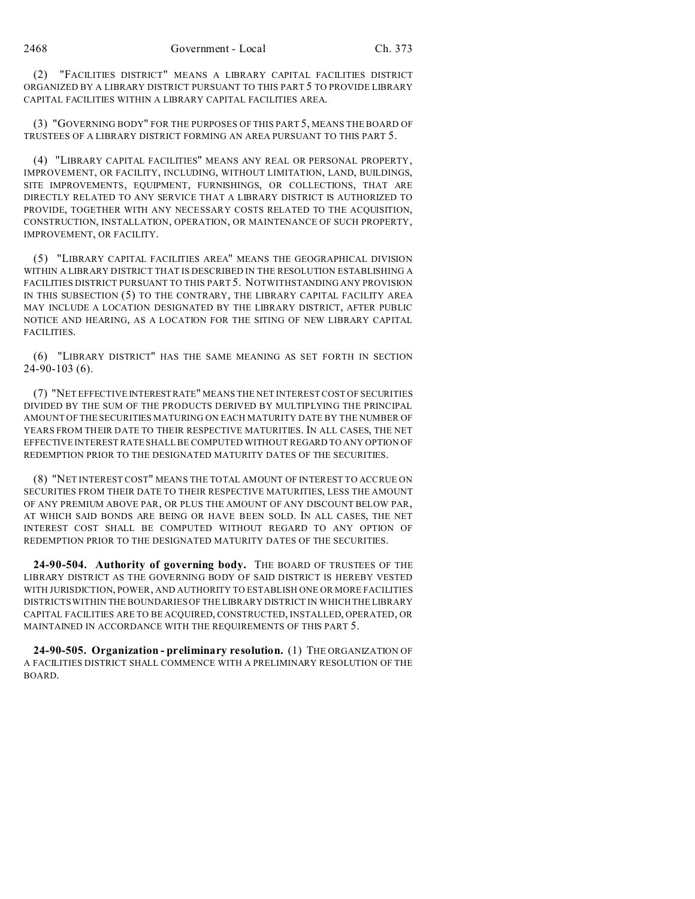(2) "FACILITIES DISTRICT" MEANS A LIBRARY CAPITAL FACILITIES DISTRICT ORGANIZED BY A LIBRARY DISTRICT PURSUANT TO THIS PART 5 TO PROVIDE LIBRARY CAPITAL FACILITIES WITHIN A LIBRARY CAPITAL FACILITIES AREA.

(3) "GOVERNING BODY" FOR THE PURPOSES OF THIS PART 5, MEANS THE BOARD OF TRUSTEES OF A LIBRARY DISTRICT FORMING AN AREA PURSUANT TO THIS PART 5.

(4) "LIBRARY CAPITAL FACILITIES" MEANS ANY REAL OR PERSONAL PROPERTY, IMPROVEMENT, OR FACILITY, INCLUDING, WITHOUT LIMITATION, LAND, BUILDINGS, SITE IMPROVEMENTS, EQUIPMENT, FURNISHINGS, OR COLLECTIONS, THAT ARE DIRECTLY RELATED TO ANY SERVICE THAT A LIBRARY DISTRICT IS AUTHORIZED TO PROVIDE, TOGETHER WITH ANY NECESSARY COSTS RELATED TO THE ACQUISITION, CONSTRUCTION, INSTALLATION, OPERATION, OR MAINTENANCE OF SUCH PROPERTY, IMPROVEMENT, OR FACILITY.

(5) "LIBRARY CAPITAL FACILITIES AREA" MEANS THE GEOGRAPHICAL DIVISION WITHIN A LIBRARY DISTRICT THAT IS DESCRIBED IN THE RESOLUTION ESTABLISHING A FACILITIES DISTRICT PURSUANT TO THIS PART 5. NOTWITHSTANDING ANY PROVISION IN THIS SUBSECTION (5) TO THE CONTRARY, THE LIBRARY CAPITAL FACILITY AREA MAY INCLUDE A LOCATION DESIGNATED BY THE LIBRARY DISTRICT, AFTER PUBLIC NOTICE AND HEARING, AS A LOCATION FOR THE SITING OF NEW LIBRARY CAPITAL FACILITIES.

(6) "LIBRARY DISTRICT" HAS THE SAME MEANING AS SET FORTH IN SECTION 24-90-103 (6).

(7) "NET EFFECTIVE INTEREST RATE" MEANS THE NET INTEREST COST OF SECURITIES DIVIDED BY THE SUM OF THE PRODUCTS DERIVED BY MULTIPLYING THE PRINCIPAL AMOUNT OF THE SECURITIES MATURING ON EACH MATURITY DATE BY THE NUMBER OF YEARS FROM THEIR DATE TO THEIR RESPECTIVE MATURITIES. IN ALL CASES, THE NET EFFECTIVE INTEREST RATE SHALL BE COMPUTED WITHOUT REGARD TO ANY OPTION OF REDEMPTION PRIOR TO THE DESIGNATED MATURITY DATES OF THE SECURITIES.

(8) "NET INTEREST COST" MEANS THE TOTAL AMOUNT OF INTEREST TO ACCRUE ON SECURITIES FROM THEIR DATE TO THEIR RESPECTIVE MATURITIES, LESS THE AMOUNT OF ANY PREMIUM ABOVE PAR, OR PLUS THE AMOUNT OF ANY DISCOUNT BELOW PAR, AT WHICH SAID BONDS ARE BEING OR HAVE BEEN SOLD. IN ALL CASES, THE NET INTEREST COST SHALL BE COMPUTED WITHOUT REGARD TO ANY OPTION OF REDEMPTION PRIOR TO THE DESIGNATED MATURITY DATES OF THE SECURITIES.

**24-90-504. Authority of governing body.** THE BOARD OF TRUSTEES OF THE LIBRARY DISTRICT AS THE GOVERNING BODY OF SAID DISTRICT IS HEREBY VESTED WITH JURISDICTION, POWER, AND AUTHORITY TO ESTABLISH ONE OR MORE FACILITIES DISTRICTS WITHIN THE BOUNDARIES OF THE LIBRARY DISTRICT IN WHICH THE LIBRARY CAPITAL FACILITIES ARE TO BE ACQUIRED, CONSTRUCTED, INSTALLED, OPERATED, OR MAINTAINED IN ACCORDANCE WITH THE REQUIREMENTS OF THIS PART 5.

**24-90-505. Organization - preliminary resolution.** (1) THE ORGANIZATION OF A FACILITIES DISTRICT SHALL COMMENCE WITH A PRELIMINARY RESOLUTION OF THE BOARD.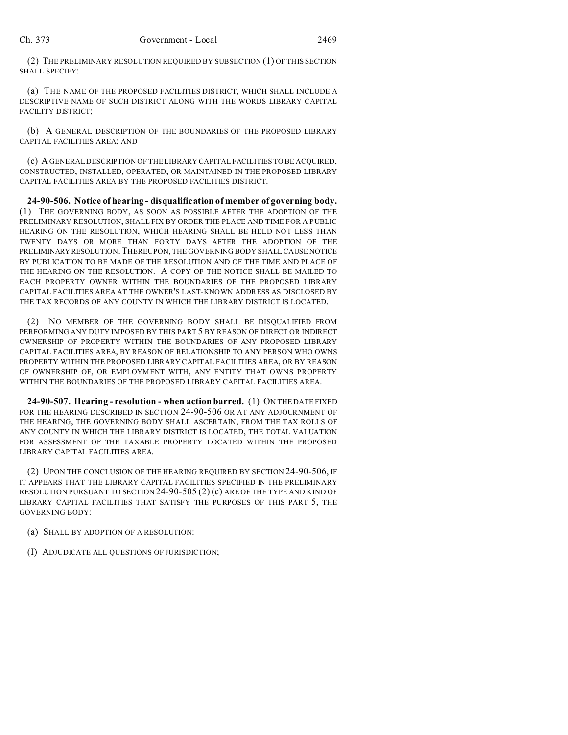(2) THE PRELIMINARY RESOLUTION REQUIRED BY SUBSECTION (1) OF THIS SECTION SHALL SPECIFY:

(a) THE NAME OF THE PROPOSED FACILITIES DISTRICT, WHICH SHALL INCLUDE A DESCRIPTIVE NAME OF SUCH DISTRICT ALONG WITH THE WORDS LIBRARY CAPITAL FACILITY DISTRICT;

(b) A GENERAL DESCRIPTION OF THE BOUNDARIES OF THE PROPOSED LIBRARY CAPITAL FACILITIES AREA; AND

(c) A GENERAL DESCRIPTION OF THE LIBRARY CAPITAL FACILITIES TO BE ACQUIRED, CONSTRUCTED, INSTALLED, OPERATED, OR MAINTAINED IN THE PROPOSED LIBRARY CAPITAL FACILITIES AREA BY THE PROPOSED FACILITIES DISTRICT.

**24-90-506. Notice of hearing - disqualification of member of governing body.** (1) THE GOVERNING BODY, AS SOON AS POSSIBLE AFTER THE ADOPTION OF THE PRELIMINARY RESOLUTION, SHALL FIX BY ORDER THE PLACE AND TIME FOR A PUBLIC HEARING ON THE RESOLUTION, WHICH HEARING SHALL BE HELD NOT LESS THAN TWENTY DAYS OR MORE THAN FORTY DAYS AFTER THE ADOPTION OF THE PRELIMINARY RESOLUTION. THEREUPON, THE GOVERNING BODY SHALL CAUSE NOTICE BY PUBLICATION TO BE MADE OF THE RESOLUTION AND OF THE TIME AND PLACE OF THE HEARING ON THE RESOLUTION. A COPY OF THE NOTICE SHALL BE MAILED TO EACH PROPERTY OWNER WITHIN THE BOUNDARIES OF THE PROPOSED LIBRARY CAPITAL FACILITIES AREA AT THE OWNER'S LAST-KNOWN ADDRESS AS DISCLOSED BY THE TAX RECORDS OF ANY COUNTY IN WHICH THE LIBRARY DISTRICT IS LOCATED.

(2) NO MEMBER OF THE GOVERNING BODY SHALL BE DISQUALIFIED FROM PERFORMING ANY DUTY IMPOSED BY THIS PART 5 BY REASON OF DIRECT OR INDIRECT OWNERSHIP OF PROPERTY WITHIN THE BOUNDARIES OF ANY PROPOSED LIBRARY CAPITAL FACILITIES AREA, BY REASON OF RELATIONSHIP TO ANY PERSON WHO OWNS PROPERTY WITHIN THE PROPOSED LIBRARY CAPITAL FACILITIES AREA, OR BY REASON OF OWNERSHIP OF, OR EMPLOYMENT WITH, ANY ENTITY THAT OWNS PROPERTY WITHIN THE BOUNDARIES OF THE PROPOSED LIBRARY CAPITAL FACILITIES AREA.

**24-90-507. Hearing - resolution - when action barred.** (1) ON THE DATE FIXED FOR THE HEARING DESCRIBED IN SECTION 24-90-506 OR AT ANY ADJOURNMENT OF THE HEARING, THE GOVERNING BODY SHALL ASCERTAIN, FROM THE TAX ROLLS OF ANY COUNTY IN WHICH THE LIBRARY DISTRICT IS LOCATED, THE TOTAL VALUATION FOR ASSESSMENT OF THE TAXABLE PROPERTY LOCATED WITHIN THE PROPOSED LIBRARY CAPITAL FACILITIES AREA.

(2) UPON THE CONCLUSION OF THE HEARING REQUIRED BY SECTION 24-90-506, IF IT APPEARS THAT THE LIBRARY CAPITAL FACILITIES SPECIFIED IN THE PRELIMINARY RESOLUTION PURSUANT TO SECTION 24-90-505 (2) (c) ARE OF THE TYPE AND KIND OF LIBRARY CAPITAL FACILITIES THAT SATISFY THE PURPOSES OF THIS PART 5, THE GOVERNING BODY:

(a) SHALL BY ADOPTION OF A RESOLUTION:

(I) ADJUDICATE ALL QUESTIONS OF JURISDICTION;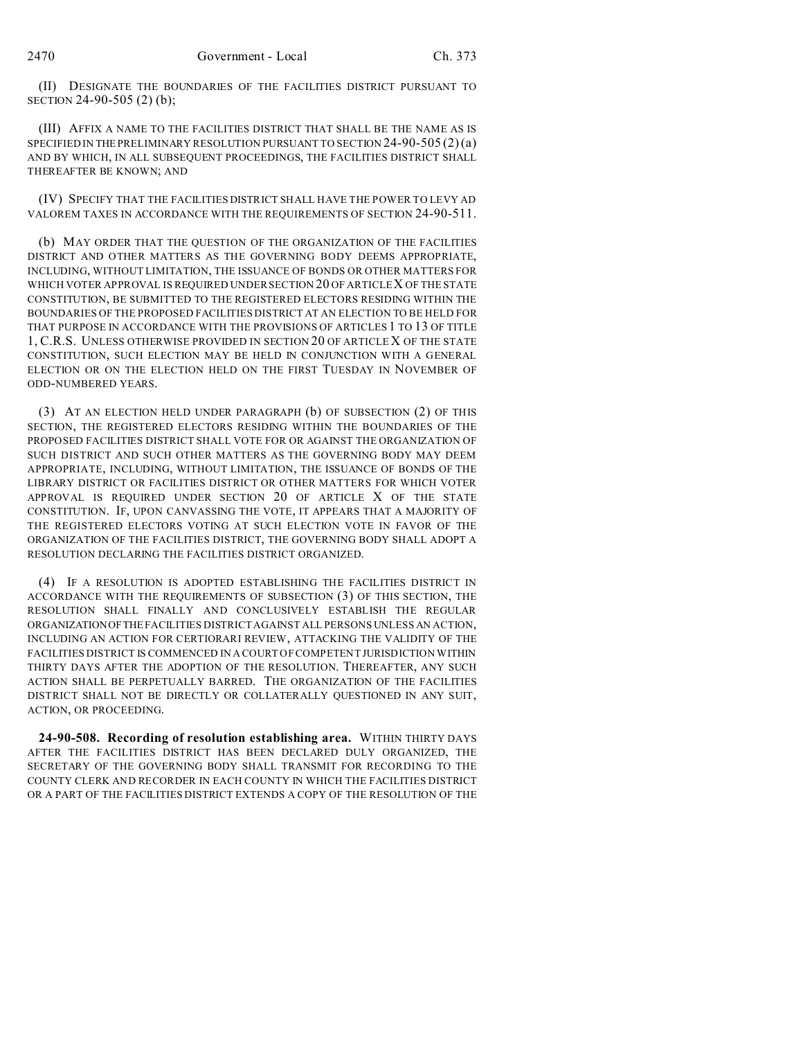(II) DESIGNATE THE BOUNDARIES OF THE FACILITIES DISTRICT PURSUANT TO SECTION 24-90-505 (2) (b);

(III) AFFIX A NAME TO THE FACILITIES DISTRICT THAT SHALL BE THE NAME AS IS SPECIFIED IN THE PRELIMINARY RESOLUTION PURSUANT TO SECTION 24-90-505 (2) (a) AND BY WHICH, IN ALL SUBSEQUENT PROCEEDINGS, THE FACILITIES DISTRICT SHALL THEREAFTER BE KNOWN; AND

(IV) SPECIFY THAT THE FACILITIES DISTRICT SHALL HAVE THE POWER TO LEVY AD VALOREM TAXES IN ACCORDANCE WITH THE REQUIREMENTS OF SECTION 24-90-511.

(b) MAY ORDER THAT THE QUESTION OF THE ORGANIZATION OF THE FACILITIES DISTRICT AND OTHER MATTERS AS THE GOVERNING BODY DEEMS APPROPRIATE, INCLUDING, WITHOUT LIMITATION, THE ISSUANCE OF BONDS OR OTHER MATTERS FOR WHICH VOTER APPROVAL IS REQUIRED UNDER SECTION 20 OF ARTICLE X OF THE STATE CONSTITUTION, BE SUBMITTED TO THE REGISTERED ELECTORS RESIDING WITHIN THE BOUNDARIES OF THE PROPOSED FACILITIES DISTRICT AT AN ELECTION TO BE HELD FOR THAT PURPOSE IN ACCORDANCE WITH THE PROVISIONS OF ARTICLES 1 TO 13 OF TITLE 1, C.R.S. UNLESS OTHERWISE PROVIDED IN SECTION 20 OF ARTICLE X OF THE STATE CONSTITUTION, SUCH ELECTION MAY BE HELD IN CONJUNCTION WITH A GENERAL ELECTION OR ON THE ELECTION HELD ON THE FIRST TUESDAY IN NOVEMBER OF ODD-NUMBERED YEARS.

(3) AT AN ELECTION HELD UNDER PARAGRAPH (b) OF SUBSECTION (2) OF THIS SECTION, THE REGISTERED ELECTORS RESIDING WITHIN THE BOUNDARIES OF THE PROPOSED FACILITIES DISTRICT SHALL VOTE FOR OR AGAINST THE ORGANIZATION OF SUCH DISTRICT AND SUCH OTHER MATTERS AS THE GOVERNING BODY MAY DEEM APPROPRIATE, INCLUDING, WITHOUT LIMITATION, THE ISSUANCE OF BONDS OF THE LIBRARY DISTRICT OR FACILITIES DISTRICT OR OTHER MATTERS FOR WHICH VOTER APPROVAL IS REQUIRED UNDER SECTION 20 OF ARTICLE X OF THE STATE CONSTITUTION. IF, UPON CANVASSING THE VOTE, IT APPEARS THAT A MAJORITY OF THE REGISTERED ELECTORS VOTING AT SUCH ELECTION VOTE IN FAVOR OF THE ORGANIZATION OF THE FACILITIES DISTRICT, THE GOVERNING BODY SHALL ADOPT A RESOLUTION DECLARING THE FACILITIES DISTRICT ORGANIZED.

(4) IF A RESOLUTION IS ADOPTED ESTABLISHING THE FACILITIES DISTRICT IN ACCORDANCE WITH THE REQUIREMENTS OF SUBSECTION (3) OF THIS SECTION, THE RESOLUTION SHALL FINALLY AND CONCLUSIVELY ESTABLISH THE REGULAR ORGANIZATION OF THE FACILITIES DISTRICT AGAINST ALL PERSONS UNLESS AN ACTION, INCLUDING AN ACTION FOR CERTIORARI REVIEW, ATTACKING THE VALIDITY OF THE FACILITIES DISTRICT IS COMMENCED IN A COURT OF COMPETENT JURISDICTION WITHIN THIRTY DAYS AFTER THE ADOPTION OF THE RESOLUTION. THEREAFTER, ANY SUCH ACTION SHALL BE PERPETUALLY BARRED. THE ORGANIZATION OF THE FACILITIES DISTRICT SHALL NOT BE DIRECTLY OR COLLATERALLY QUESTIONED IN ANY SUIT, ACTION, OR PROCEEDING.

**24-90-508. Recording of resolution establishing area.** WITHIN THIRTY DAYS AFTER THE FACILITIES DISTRICT HAS BEEN DECLARED DULY ORGANIZED, THE SECRETARY OF THE GOVERNING BODY SHALL TRANSMIT FOR RECORDING TO THE COUNTY CLERK AND RECORDER IN EACH COUNTY IN WHICH THE FACILITIES DISTRICT OR A PART OF THE FACILITIES DISTRICT EXTENDS A COPY OF THE RESOLUTION OF THE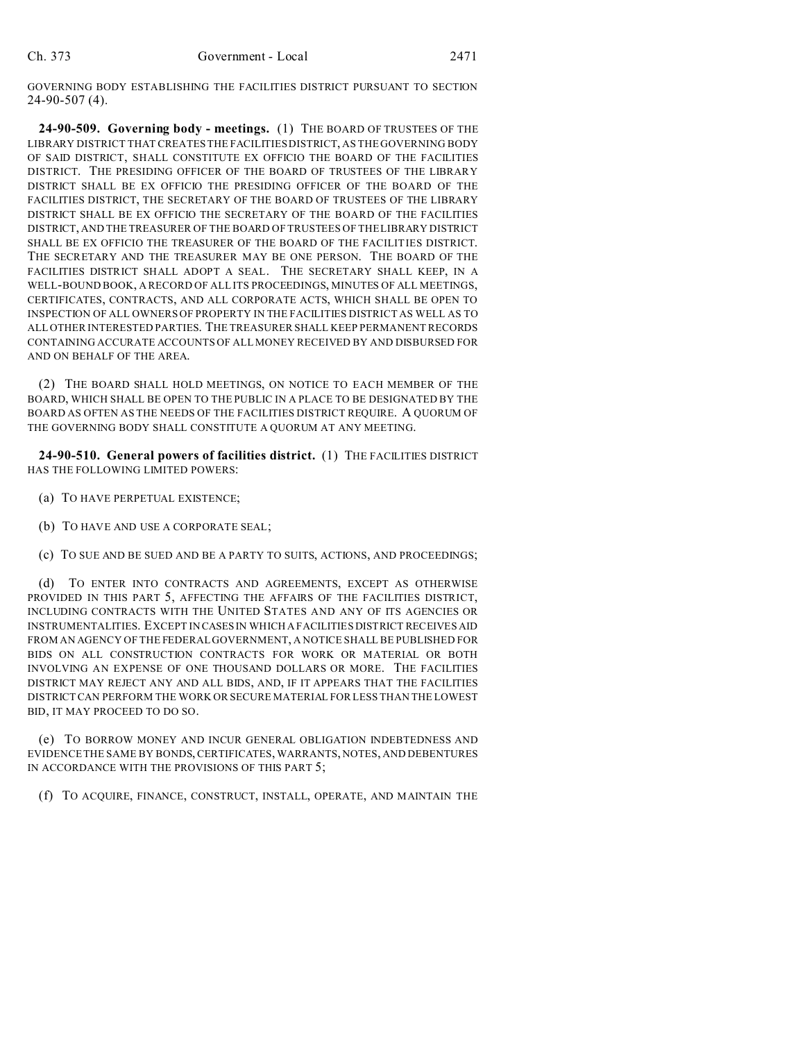GOVERNING BODY ESTABLISHING THE FACILITIES DISTRICT PURSUANT TO SECTION 24-90-507 (4).

**24-90-509. Governing body - meetings.** (1) THE BOARD OF TRUSTEES OF THE LIBRARY DISTRICT THAT CREATES THE FACILITIES DISTRICT, AS THE GOVERNING BODY OF SAID DISTRICT, SHALL CONSTITUTE EX OFFICIO THE BOARD OF THE FACILITIES DISTRICT. THE PRESIDING OFFICER OF THE BOARD OF TRUSTEES OF THE LIBRARY DISTRICT SHALL BE EX OFFICIO THE PRESIDING OFFICER OF THE BOARD OF THE FACILITIES DISTRICT, THE SECRETARY OF THE BOARD OF TRUSTEES OF THE LIBRARY DISTRICT SHALL BE EX OFFICIO THE SECRETARY OF THE BOARD OF THE FACILITIES DISTRICT, AND THE TREASURER OF THE BOARD OF TRUSTEES OF THE LIBRARY DISTRICT SHALL BE EX OFFICIO THE TREASURER OF THE BOARD OF THE FACILITIES DISTRICT. THE SECRETARY AND THE TREASURER MAY BE ONE PERSON. THE BOARD OF THE FACILITIES DISTRICT SHALL ADOPT A SEAL. THE SECRETARY SHALL KEEP, IN A WELL-BOUND BOOK, A RECORD OF ALL ITS PROCEEDINGS, MINUTES OF ALL MEETINGS, CERTIFICATES, CONTRACTS, AND ALL CORPORATE ACTS, WHICH SHALL BE OPEN TO INSPECTION OF ALL OWNERS OF PROPERTY IN THE FACILITIES DISTRICT AS WELL AS TO ALL OTHER INTERESTED PARTIES. THE TREASURER SHALL KEEP PERMANENT RECORDS CONTAINING ACCURATE ACCOUNTS OF ALL MONEY RECEIVED BY AND DISBURSED FOR AND ON BEHALF OF THE AREA.

(2) THE BOARD SHALL HOLD MEETINGS, ON NOTICE TO EACH MEMBER OF THE BOARD, WHICH SHALL BE OPEN TO THE PUBLIC IN A PLACE TO BE DESIGNATED BY THE BOARD AS OFTEN AS THE NEEDS OF THE FACILITIES DISTRICT REQUIRE. A QUORUM OF THE GOVERNING BODY SHALL CONSTITUTE A QUORUM AT ANY MEETING.

**24-90-510. General powers of facilities district.** (1) THE FACILITIES DISTRICT HAS THE FOLLOWING LIMITED POWERS:

(a) TO HAVE PERPETUAL EXISTENCE;

(b) TO HAVE AND USE A CORPORATE SEAL;

(c) TO SUE AND BE SUED AND BE A PARTY TO SUITS, ACTIONS, AND PROCEEDINGS;

(d) TO ENTER INTO CONTRACTS AND AGREEMENTS, EXCEPT AS OTHERWISE PROVIDED IN THIS PART 5, AFFECTING THE AFFAIRS OF THE FACILITIES DISTRICT, INCLUDING CONTRACTS WITH THE UNITED STATES AND ANY OF ITS AGENCIES OR INSTRUMENTALITIES. EXCEPT IN CASES IN WHICH A FACILITIES DISTRICT RECEIVES AID FROM AN AGENCY OF THE FEDERAL GOVERNMENT, A NOTICE SHALL BE PUBLISHED FOR BIDS ON ALL CONSTRUCTION CONTRACTS FOR WORK OR MATERIAL OR BOTH INVOLVING AN EXPENSE OF ONE THOUSAND DOLLARS OR MORE. THE FACILITIES DISTRICT MAY REJECT ANY AND ALL BIDS, AND, IF IT APPEARS THAT THE FACILITIES DISTRICT CAN PERFORM THE WORK OR SECURE MATERIAL FOR LESS THAN THE LOWEST BID, IT MAY PROCEED TO DO SO.

(e) TO BORROW MONEY AND INCUR GENERAL OBLIGATION INDEBTEDNESS AND EVIDENCE THE SAME BY BONDS, CERTIFICATES, WARRANTS, NOTES, AND DEBENTURES IN ACCORDANCE WITH THE PROVISIONS OF THIS PART 5;

(f) TO ACQUIRE, FINANCE, CONSTRUCT, INSTALL, OPERATE, AND MAINTAIN THE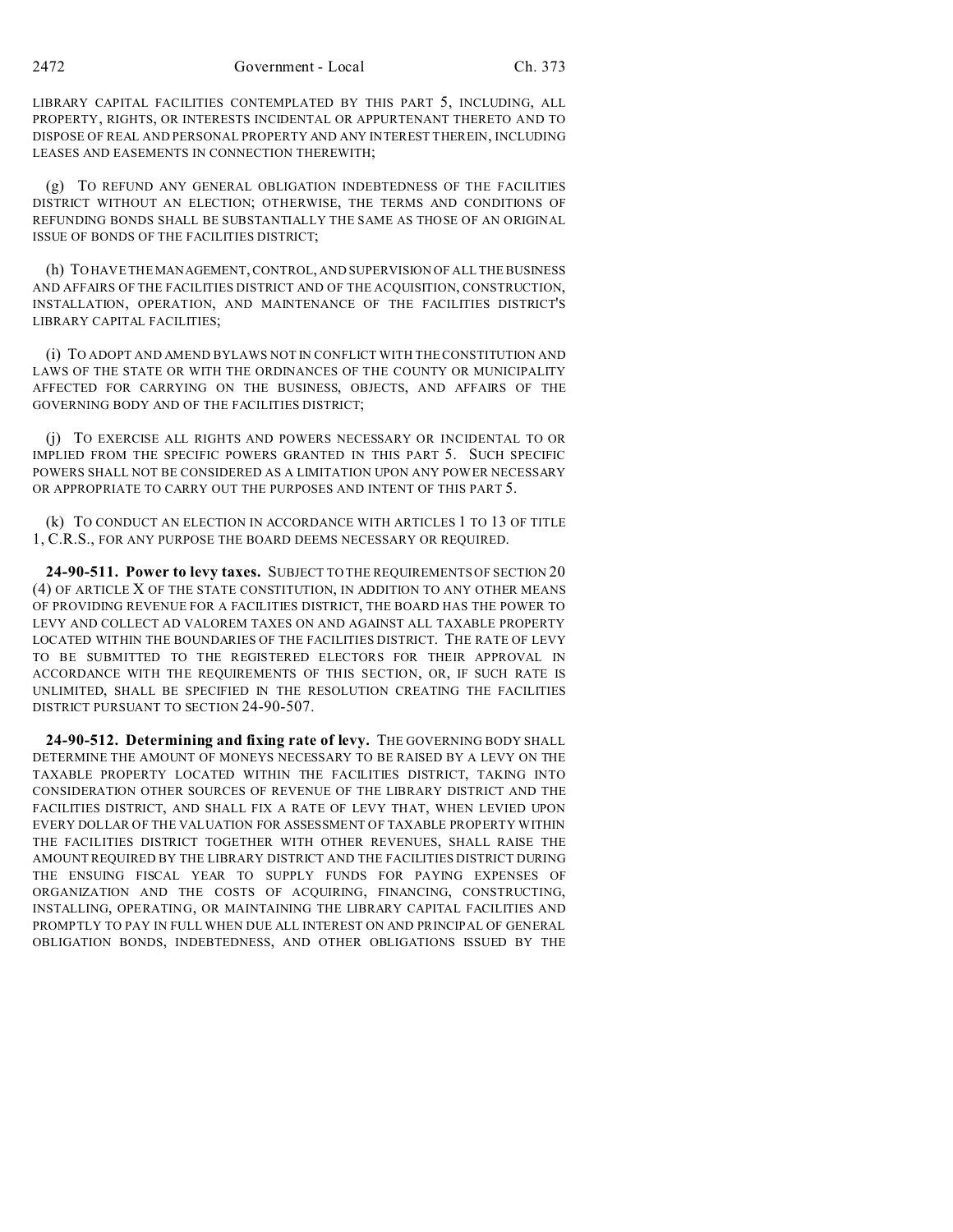LIBRARY CAPITAL FACILITIES CONTEMPLATED BY THIS PART 5, INCLUDING, ALL PROPERTY, RIGHTS, OR INTERESTS INCIDENTAL OR APPURTENANT THERETO AND TO DISPOSE OF REAL AND PERSONAL PROPERTY AND ANY INTEREST THEREIN, INCLUDING LEASES AND EASEMENTS IN CONNECTION THEREWITH;

(g) TO REFUND ANY GENERAL OBLIGATION INDEBTEDNESS OF THE FACILITIES DISTRICT WITHOUT AN ELECTION; OTHERWISE, THE TERMS AND CONDITIONS OF REFUNDING BONDS SHALL BE SUBSTANTIALLY THE SAME AS THOSE OF AN ORIGINAL ISSUE OF BONDS OF THE FACILITIES DISTRICT;

(h) TO HAVE THE MANAGEMENT, CONTROL, AND SUPERVISION OF ALL THE BUSINESS AND AFFAIRS OF THE FACILITIES DISTRICT AND OF THE ACQUISITION, CONSTRUCTION, INSTALLATION, OPERATION, AND MAINTENANCE OF THE FACILITIES DISTRICT'S LIBRARY CAPITAL FACILITIES;

(i) TO ADOPT AND AMEND BYLAWS NOT IN CONFLICT WITH THE CONSTITUTION AND LAWS OF THE STATE OR WITH THE ORDINANCES OF THE COUNTY OR MUNICIPALITY AFFECTED FOR CARRYING ON THE BUSINESS, OBJECTS, AND AFFAIRS OF THE GOVERNING BODY AND OF THE FACILITIES DISTRICT;

(j) TO EXERCISE ALL RIGHTS AND POWERS NECESSARY OR INCIDENTAL TO OR IMPLIED FROM THE SPECIFIC POWERS GRANTED IN THIS PART 5. SUCH SPECIFIC POWERS SHALL NOT BE CONSIDERED AS A LIMITATION UPON ANY POWER NECESSARY OR APPROPRIATE TO CARRY OUT THE PURPOSES AND INTENT OF THIS PART 5.

(k) TO CONDUCT AN ELECTION IN ACCORDANCE WITH ARTICLES 1 TO 13 OF TITLE 1, C.R.S., FOR ANY PURPOSE THE BOARD DEEMS NECESSARY OR REQUIRED.

**24-90-511. Power to levy taxes.** SUBJECT TO THE REQUIREMENTS OF SECTION 20 (4) OF ARTICLE X OF THE STATE CONSTITUTION, IN ADDITION TO ANY OTHER MEANS OF PROVIDING REVENUE FOR A FACILITIES DISTRICT, THE BOARD HAS THE POWER TO LEVY AND COLLECT AD VALOREM TAXES ON AND AGAINST ALL TAXABLE PROPERTY LOCATED WITHIN THE BOUNDARIES OF THE FACILITIES DISTRICT. THE RATE OF LEVY TO BE SUBMITTED TO THE REGISTERED ELECTORS FOR THEIR APPROVAL IN ACCORDANCE WITH THE REQUIREMENTS OF THIS SECTION, OR, IF SUCH RATE IS UNLIMITED, SHALL BE SPECIFIED IN THE RESOLUTION CREATING THE FACILITIES DISTRICT PURSUANT TO SECTION 24-90-507.

**24-90-512. Determining and fixing rate of levy.** THE GOVERNING BODY SHALL DETERMINE THE AMOUNT OF MONEYS NECESSARY TO BE RAISED BY A LEVY ON THE TAXABLE PROPERTY LOCATED WITHIN THE FACILITIES DISTRICT, TAKING INTO CONSIDERATION OTHER SOURCES OF REVENUE OF THE LIBRARY DISTRICT AND THE FACILITIES DISTRICT, AND SHALL FIX A RATE OF LEVY THAT, WHEN LEVIED UPON EVERY DOLLAR OF THE VALUATION FOR ASSESSMENT OF TAXABLE PROPERTY WITHIN THE FACILITIES DISTRICT TOGETHER WITH OTHER REVENUES, SHALL RAISE THE AMOUNT REQUIRED BY THE LIBRARY DISTRICT AND THE FACILITIES DISTRICT DURING THE ENSUING FISCAL YEAR TO SUPPLY FUNDS FOR PAYING EXPENSES OF ORGANIZATION AND THE COSTS OF ACQUIRING, FINANCING, CONSTRUCTING, INSTALLING, OPERATING, OR MAINTAINING THE LIBRARY CAPITAL FACILITIES AND PROMPTLY TO PAY IN FULL WHEN DUE ALL INTEREST ON AND PRINCIPAL OF GENERAL OBLIGATION BONDS, INDEBTEDNESS, AND OTHER OBLIGATIONS ISSUED BY THE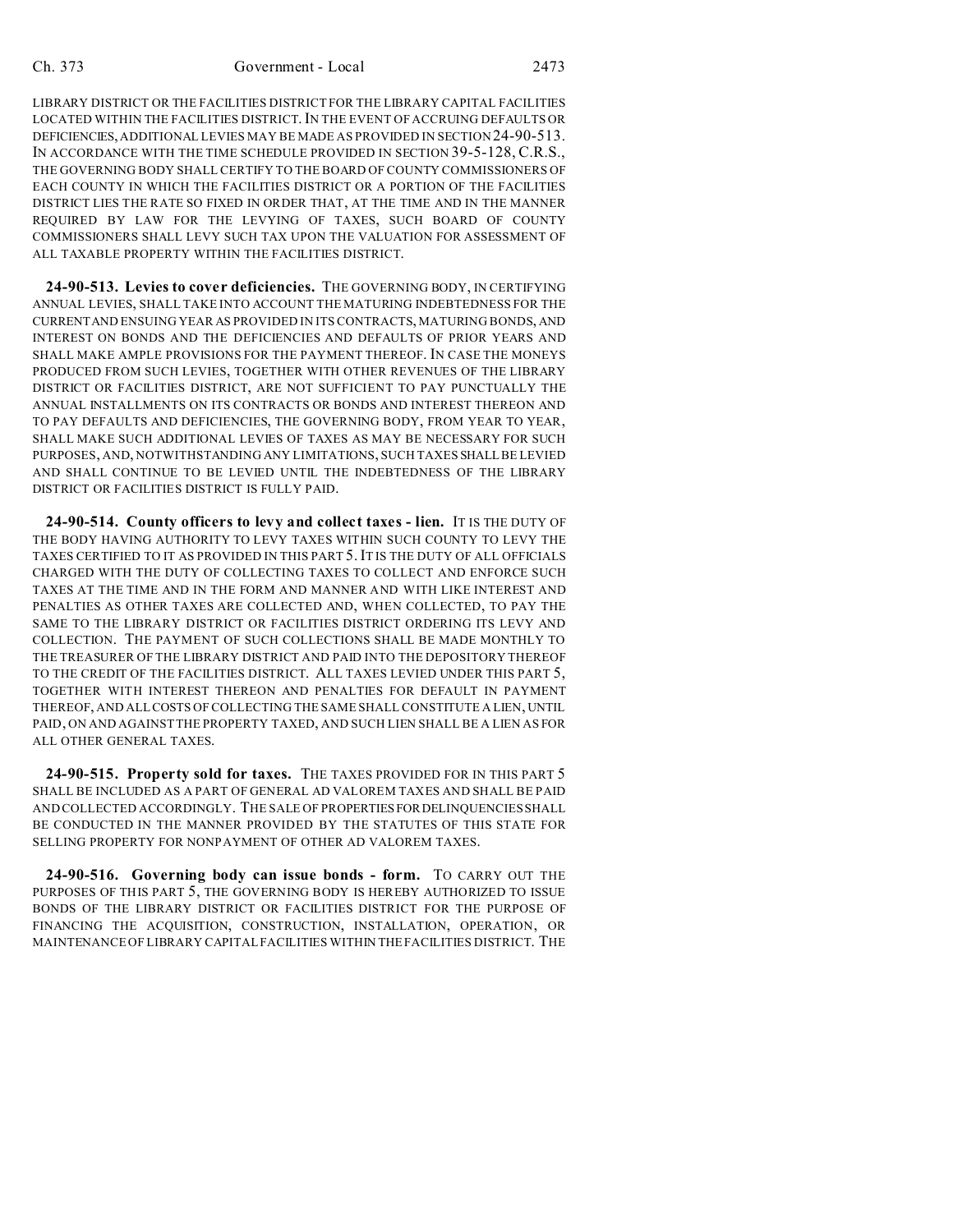LIBRARY DISTRICT OR THE FACILITIES DISTRICT FOR THE LIBRARY CAPITAL FACILITIES LOCATED WITHIN THE FACILITIES DISTRICT. IN THE EVENT OF ACCRUING DEFAULTS OR DEFICIENCIES, ADDITIONAL LEVIES MAY BE MADE AS PROVIDED IN SECTION 24-90-513. IN ACCORDANCE WITH THE TIME SCHEDULE PROVIDED IN SECTION 39-5-128, C.R.S., THE GOVERNING BODY SHALL CERTIFY TO THE BOARD OF COUNTY COMMISSIONERS OF EACH COUNTY IN WHICH THE FACILITIES DISTRICT OR A PORTION OF THE FACILITIES DISTRICT LIES THE RATE SO FIXED IN ORDER THAT, AT THE TIME AND IN THE MANNER REQUIRED BY LAW FOR THE LEVYING OF TAXES, SUCH BOARD OF COUNTY COMMISSIONERS SHALL LEVY SUCH TAX UPON THE VALUATION FOR ASSESSMENT OF ALL TAXABLE PROPERTY WITHIN THE FACILITIES DISTRICT.

**24-90-513. Levies to cover deficiencies.** THE GOVERNING BODY, IN CERTIFYING ANNUAL LEVIES, SHALL TAKE INTO ACCOUNT THE MATURING INDEBTEDNESS FOR THE CURRENT AND ENSUING YEAR AS PROVIDED IN ITS CONTRACTS, MATURING BONDS, AND INTEREST ON BONDS AND THE DEFICIENCIES AND DEFAULTS OF PRIOR YEARS AND SHALL MAKE AMPLE PROVISIONS FOR THE PAYMENT THEREOF. IN CASE THE MONEYS PRODUCED FROM SUCH LEVIES, TOGETHER WITH OTHER REVENUES OF THE LIBRARY DISTRICT OR FACILITIES DISTRICT, ARE NOT SUFFICIENT TO PAY PUNCTUALLY THE ANNUAL INSTALLMENTS ON ITS CONTRACTS OR BONDS AND INTEREST THEREON AND TO PAY DEFAULTS AND DEFICIENCIES, THE GOVERNING BODY, FROM YEAR TO YEAR, SHALL MAKE SUCH ADDITIONAL LEVIES OF TAXES AS MAY BE NECESSARY FOR SUCH PURPOSES, AND, NOTWITHSTANDING ANY LIMITATIONS, SUCH TAXES SHALL BE LEVIED AND SHALL CONTINUE TO BE LEVIED UNTIL THE INDEBTEDNESS OF THE LIBRARY DISTRICT OR FACILITIES DISTRICT IS FULLY PAID.

**24-90-514. County officers to levy and collect taxes - lien.** IT IS THE DUTY OF THE BODY HAVING AUTHORITY TO LEVY TAXES WITHIN SUCH COUNTY TO LEVY THE TAXES CERTIFIED TO IT AS PROVIDED IN THIS PART 5. IT IS THE DUTY OF ALL OFFICIALS CHARGED WITH THE DUTY OF COLLECTING TAXES TO COLLECT AND ENFORCE SUCH TAXES AT THE TIME AND IN THE FORM AND MANNER AND WITH LIKE INTEREST AND PENALTIES AS OTHER TAXES ARE COLLECTED AND, WHEN COLLECTED, TO PAY THE SAME TO THE LIBRARY DISTRICT OR FACILITIES DISTRICT ORDERING ITS LEVY AND COLLECTION. THE PAYMENT OF SUCH COLLECTIONS SHALL BE MADE MONTHLY TO THE TREASURER OF THE LIBRARY DISTRICT AND PAID INTO THE DEPOSITORY THEREOF TO THE CREDIT OF THE FACILITIES DISTRICT. ALL TAXES LEVIED UNDER THIS PART 5, TOGETHER WITH INTEREST THEREON AND PENALTIES FOR DEFAULT IN PAYMENT THEREOF, AND ALL COSTS OF COLLECTING THE SAME SHALL CONSTITUTE A LIEN, UNTIL PAID, ON AND AGAINST THE PROPERTY TAXED, AND SUCH LIEN SHALL BE A LIEN AS FOR ALL OTHER GENERAL TAXES.

**24-90-515. Property sold for taxes.** THE TAXES PROVIDED FOR IN THIS PART 5 SHALL BE INCLUDED AS A PART OF GENERAL AD VALOREM TAXES AND SHALL BE PAID AND COLLECTED ACCORDINGLY. THE SALE OF PROPERTIES FOR DELINQUENCIES SHALL BE CONDUCTED IN THE MANNER PROVIDED BY THE STATUTES OF THIS STATE FOR SELLING PROPERTY FOR NONPAYMENT OF OTHER AD VALOREM TAXES.

**24-90-516. Governing body can issue bonds - form.** TO CARRY OUT THE PURPOSES OF THIS PART 5, THE GOVERNING BODY IS HEREBY AUTHORIZED TO ISSUE BONDS OF THE LIBRARY DISTRICT OR FACILITIES DISTRICT FOR THE PURPOSE OF FINANCING THE ACQUISITION, CONSTRUCTION, INSTALLATION, OPERATION, OR MAINTENANCE OF LIBRARY CAPITAL FACILITIES WITHIN THE FACILITIES DISTRICT. THE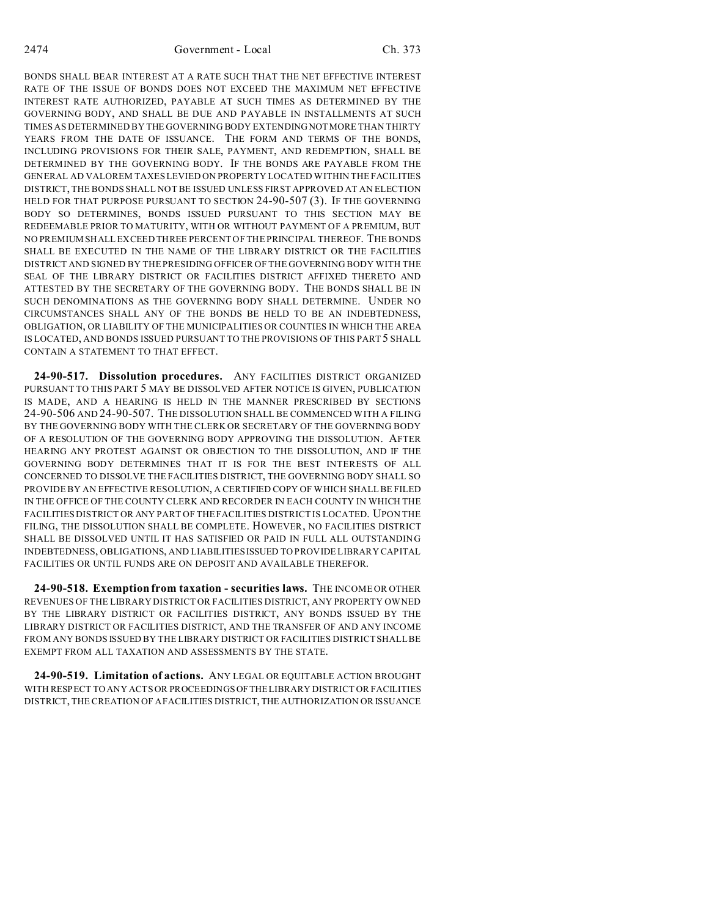BONDS SHALL BEAR INTEREST AT A RATE SUCH THAT THE NET EFFECTIVE INTEREST RATE OF THE ISSUE OF BONDS DOES NOT EXCEED THE MAXIMUM NET EFFECTIVE INTEREST RATE AUTHORIZED, PAYABLE AT SUCH TIMES AS DETERMINED BY THE GOVERNING BODY, AND SHALL BE DUE AND PAYABLE IN INSTALLMENTS AT SUCH TIMES AS DETERMINED BY THE GOVERNING BODY EXTENDING NOT MORE THAN THIRTY YEARS FROM THE DATE OF ISSUANCE. THE FORM AND TERMS OF THE BONDS, INCLUDING PROVISIONS FOR THEIR SALE, PAYMENT, AND REDEMPTION, SHALL BE DETERMINED BY THE GOVERNING BODY. IF THE BONDS ARE PAYABLE FROM THE GENERAL AD VALOREM TAXES LEVIED ON PROPERTY LOCATED WITHIN THE FACILITIES DISTRICT, THE BONDS SHALL NOT BE ISSUED UNLESS FIRST APPROVED AT AN ELECTION HELD FOR THAT PURPOSE PURSUANT TO SECTION 24-90-507 (3). IF THE GOVERNING BODY SO DETERMINES, BONDS ISSUED PURSUANT TO THIS SECTION MAY BE REDEEMABLE PRIOR TO MATURITY, WITH OR WITHOUT PAYMENT OF A PREMIUM, BUT NO PREMIUM SHALL EXCEED THREE PERCENT OF THE PRINCIPAL THEREOF. THE BONDS SHALL BE EXECUTED IN THE NAME OF THE LIBRARY DISTRICT OR THE FACILITIES DISTRICT AND SIGNED BY THE PRESIDING OFFICER OF THE GOVERNING BODY WITH THE SEAL OF THE LIBRARY DISTRICT OR FACILITIES DISTRICT AFFIXED THERETO AND ATTESTED BY THE SECRETARY OF THE GOVERNING BODY. THE BONDS SHALL BE IN SUCH DENOMINATIONS AS THE GOVERNING BODY SHALL DETERMINE. UNDER NO CIRCUMSTANCES SHALL ANY OF THE BONDS BE HELD TO BE AN INDEBTEDNESS, OBLIGATION, OR LIABILITY OF THE MUNICIPALITIES OR COUNTIES IN WHICH THE AREA IS LOCATED, AND BONDS ISSUED PURSUANT TO THE PROVISIONS OF THIS PART 5 SHALL CONTAIN A STATEMENT TO THAT EFFECT.

**24-90-517. Dissolution procedures.** ANY FACILITIES DISTRICT ORGANIZED PURSUANT TO THIS PART 5 MAY BE DISSOLVED AFTER NOTICE IS GIVEN, PUBLICATION IS MADE, AND A HEARING IS HELD IN THE MANNER PRESCRIBED BY SECTIONS 24-90-506 AND 24-90-507. THE DISSOLUTION SHALL BE COMMENCED WITH A FILING BY THE GOVERNING BODY WITH THE CLERK OR SECRETARY OF THE GOVERNING BODY OF A RESOLUTION OF THE GOVERNING BODY APPROVING THE DISSOLUTION. AFTER HEARING ANY PROTEST AGAINST OR OBJECTION TO THE DISSOLUTION, AND IF THE GOVERNING BODY DETERMINES THAT IT IS FOR THE BEST INTERESTS OF ALL CONCERNED TO DISSOLVE THE FACILITIES DISTRICT, THE GOVERNING BODY SHALL SO PROVIDE BY AN EFFECTIVE RESOLUTION, A CERTIFIED COPY OF WHICH SHALL BE FILED IN THE OFFICE OF THE COUNTY CLERK AND RECORDER IN EACH COUNTY IN WHICH THE FACILITIES DISTRICT OR ANY PART OF THE FACILITIES DISTRICT IS LOCATED. UPON THE FILING, THE DISSOLUTION SHALL BE COMPLETE. HOWEVER, NO FACILITIES DISTRICT SHALL BE DISSOLVED UNTIL IT HAS SATISFIED OR PAID IN FULL ALL OUTSTANDING INDEBTEDNESS, OBLIGATIONS, AND LIABILITIES ISSUED TO PROVIDE LIBRARY CAPITAL FACILITIES OR UNTIL FUNDS ARE ON DEPOSIT AND AVAILABLE THEREFOR.

**24-90-518. Exemption from taxation - securities laws.** THE INCOME OR OTHER REVENUES OF THE LIBRARY DISTRICT OR FACILITIES DISTRICT, ANY PROPERTY OWNED BY THE LIBRARY DISTRICT OR FACILITIES DISTRICT, ANY BONDS ISSUED BY THE LIBRARY DISTRICT OR FACILITIES DISTRICT, AND THE TRANSFER OF AND ANY INCOME FROM ANY BONDS ISSUED BY THE LIBRARY DISTRICT OR FACILITIES DISTRICT SHALL BE EXEMPT FROM ALL TAXATION AND ASSESSMENTS BY THE STATE.

**24-90-519. Limitation of actions.** ANY LEGAL OR EQUITABLE ACTION BROUGHT WITH RESPECT TO ANY ACTS OR PROCEEDINGS OF THE LIBRARY DISTRICT OR FACILITIES DISTRICT, THE CREATION OF A FACILITIES DISTRICT, THE AUTHORIZATION OR ISSUANCE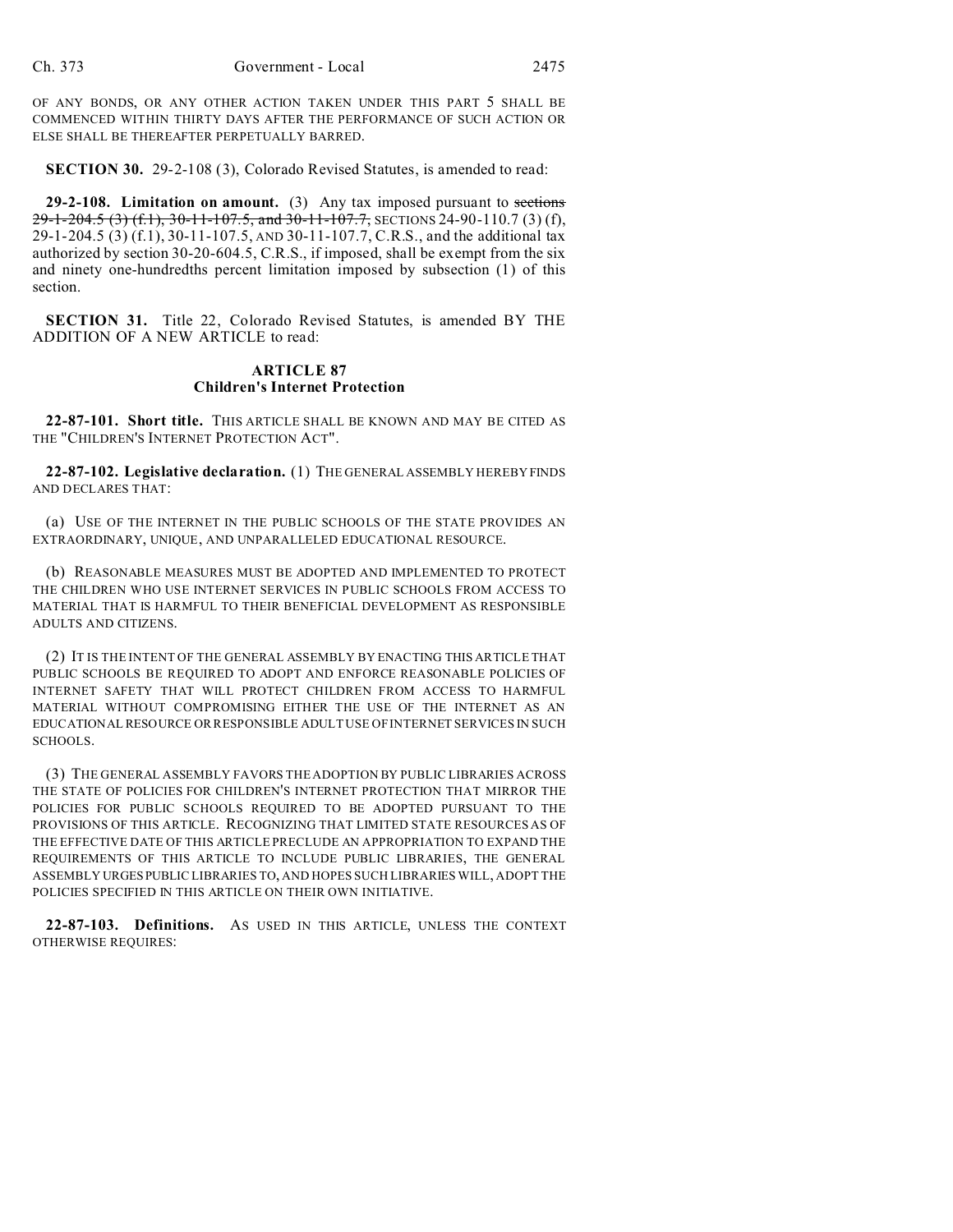OF ANY BONDS, OR ANY OTHER ACTION TAKEN UNDER THIS PART 5 SHALL BE COMMENCED WITHIN THIRTY DAYS AFTER THE PERFORMANCE OF SUCH ACTION OR ELSE SHALL BE THEREAFTER PERPETUALLY BARRED.

**SECTION 30.** 29-2-108 (3), Colorado Revised Statutes, is amended to read:

**29-2-108. Limitation on amount.** (3) Any tax imposed pursuant to ~~sections 29-1-204.5 (3) (f.1), 30-11-107.5, and 30-11-107.7,~~ SECTIONS 24-90-110.7 (3) (f), 29-1-204.5 (3) (f.1), 30-11-107.5, AND 30-11-107.7, C.R.S., and the additional tax authorized by section 30-20-604.5, C.R.S., if imposed, shall be exempt from the six and ninety one-hundredths percent limitation imposed by subsection (1) of this section.

**SECTION 31.** Title 22, Colorado Revised Statutes, is amended BY THE ADDITION OF A NEW ARTICLE to read:

## ARTICLE 87
## Children's Internet Protection

**22-87-101. Short title.** THIS ARTICLE SHALL BE KNOWN AND MAY BE CITED AS THE "CHILDREN'S INTERNET PROTECTION ACT".

**22-87-102. Legislative declaration.** (1) THE GENERAL ASSEMBLY HEREBY FINDS AND DECLARES THAT:

(a) USE OF THE INTERNET IN THE PUBLIC SCHOOLS OF THE STATE PROVIDES AN EXTRAORDINARY, UNIQUE, AND UNPARALLELED EDUCATIONAL RESOURCE.

(b) REASONABLE MEASURES MUST BE ADOPTED AND IMPLEMENTED TO PROTECT THE CHILDREN WHO USE INTERNET SERVICES IN PUBLIC SCHOOLS FROM ACCESS TO MATERIAL THAT IS HARMFUL TO THEIR BENEFICIAL DEVELOPMENT AS RESPONSIBLE ADULTS AND CITIZENS.

(2) IT IS THE INTENT OF THE GENERAL ASSEMBLY BY ENACTING THIS ARTICLE THAT PUBLIC SCHOOLS BE REQUIRED TO ADOPT AND ENFORCE REASONABLE POLICIES OF INTERNET SAFETY THAT WILL PROTECT CHILDREN FROM ACCESS TO HARMFUL MATERIAL WITHOUT COMPROMISING EITHER THE USE OF THE INTERNET AS AN EDUCATIONAL RESOURCE OR RESPONSIBLE ADULT USE OF INTERNET SERVICES IN SUCH SCHOOLS.

(3) THE GENERAL ASSEMBLY FAVORS THE ADOPTION BY PUBLIC LIBRARIES ACROSS THE STATE OF POLICIES FOR CHILDREN'S INTERNET PROTECTION THAT MIRROR THE POLICIES FOR PUBLIC SCHOOLS REQUIRED TO BE ADOPTED PURSUANT TO THE PROVISIONS OF THIS ARTICLE. RECOGNIZING THAT LIMITED STATE RESOURCES AS OF THE EFFECTIVE DATE OF THIS ARTICLE PRECLUDE AN APPROPRIATION TO EXPAND THE REQUIREMENTS OF THIS ARTICLE TO INCLUDE PUBLIC LIBRARIES, THE GENERAL ASSEMBLY URGES PUBLIC LIBRARIES TO, AND HOPES SUCH LIBRARIES WILL, ADOPT THE POLICIES SPECIFIED IN THIS ARTICLE ON THEIR OWN INITIATIVE.

**22-87-103. Definitions.** AS USED IN THIS ARTICLE, UNLESS THE CONTEXT OTHERWISE REQUIRES: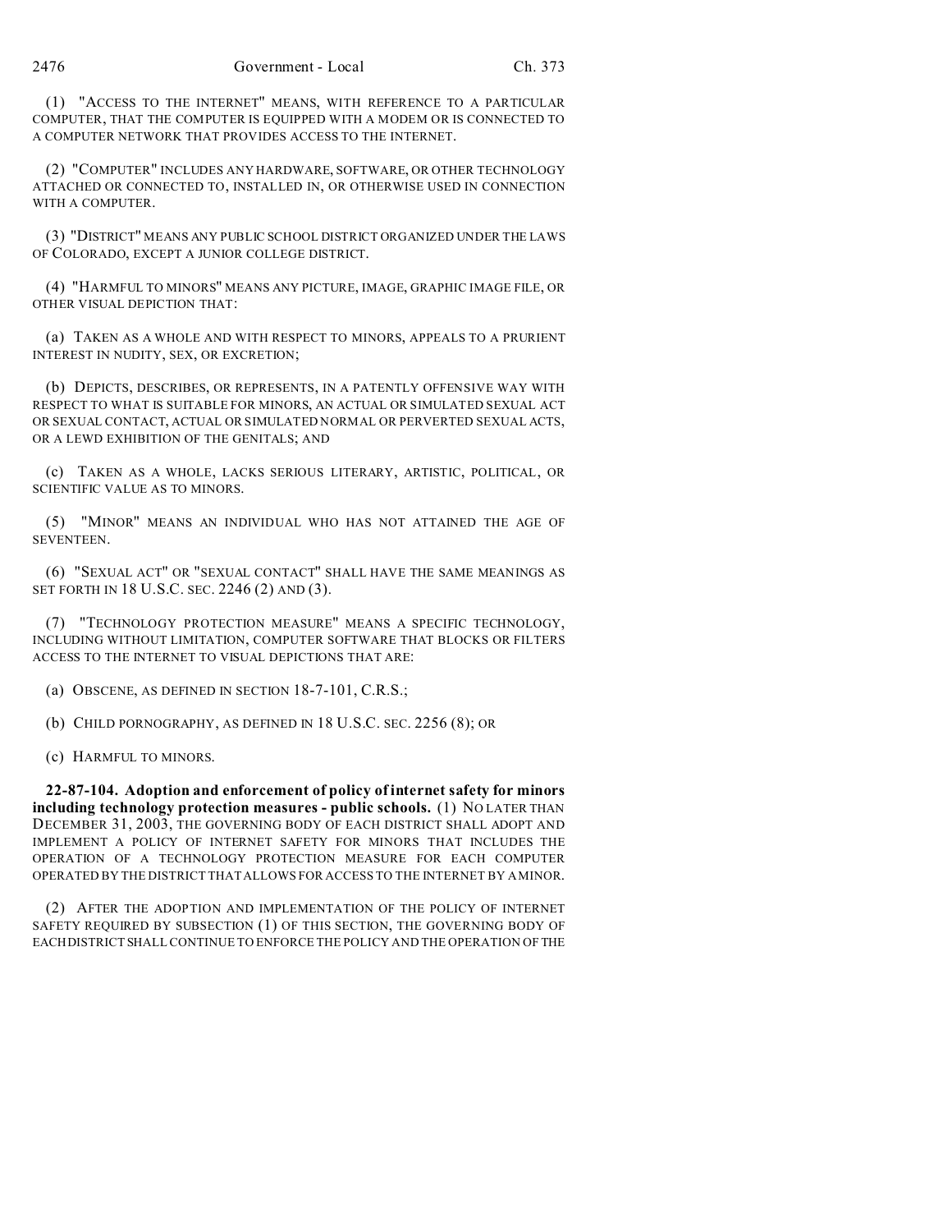(1) "ACCESS TO THE INTERNET" MEANS, WITH REFERENCE TO A PARTICULAR COMPUTER, THAT THE COMPUTER IS EQUIPPED WITH A MODEM OR IS CONNECTED TO A COMPUTER NETWORK THAT PROVIDES ACCESS TO THE INTERNET.

(2) "COMPUTER" INCLUDES ANY HARDWARE, SOFTWARE, OR OTHER TECHNOLOGY ATTACHED OR CONNECTED TO, INSTALLED IN, OR OTHERWISE USED IN CONNECTION WITH A COMPUTER.

(3) "DISTRICT" MEANS ANY PUBLIC SCHOOL DISTRICT ORGANIZED UNDER THE LAWS OF COLORADO, EXCEPT A JUNIOR COLLEGE DISTRICT.

(4) "HARMFUL TO MINORS" MEANS ANY PICTURE, IMAGE, GRAPHIC IMAGE FILE, OR OTHER VISUAL DEPICTION THAT:

(a) TAKEN AS A WHOLE AND WITH RESPECT TO MINORS, APPEALS TO A PRURIENT INTEREST IN NUDITY, SEX, OR EXCRETION;

(b) DEPICTS, DESCRIBES, OR REPRESENTS, IN A PATENTLY OFFENSIVE WAY WITH RESPECT TO WHAT IS SUITABLE FOR MINORS, AN ACTUAL OR SIMULATED SEXUAL ACT OR SEXUAL CONTACT, ACTUAL OR SIMULATED NORMAL OR PERVERTED SEXUAL ACTS, OR A LEWD EXHIBITION OF THE GENITALS; AND

(c) TAKEN AS A WHOLE, LACKS SERIOUS LITERARY, ARTISTIC, POLITICAL, OR SCIENTIFIC VALUE AS TO MINORS.

(5) "MINOR" MEANS AN INDIVIDUAL WHO HAS NOT ATTAINED THE AGE OF SEVENTEEN.

(6) "SEXUAL ACT" OR "SEXUAL CONTACT" SHALL HAVE THE SAME MEANINGS AS SET FORTH IN 18 U.S.C. SEC. 2246 (2) AND (3).

(7) "TECHNOLOGY PROTECTION MEASURE" MEANS A SPECIFIC TECHNOLOGY, INCLUDING WITHOUT LIMITATION, COMPUTER SOFTWARE THAT BLOCKS OR FILTERS ACCESS TO THE INTERNET TO VISUAL DEPICTIONS THAT ARE:

(a) OBSCENE, AS DEFINED IN SECTION 18-7-101, C.R.S.;

(b) CHILD PORNOGRAPHY, AS DEFINED IN 18 U.S.C. SEC. 2256 (8); OR

(c) HARMFUL TO MINORS.

**22-87-104. Adoption and enforcement of policy of internet safety for minors including technology protection measures - public schools.** (1) NO LATER THAN DECEMBER 31, 2003, THE GOVERNING BODY OF EACH DISTRICT SHALL ADOPT AND IMPLEMENT A POLICY OF INTERNET SAFETY FOR MINORS THAT INCLUDES THE OPERATION OF A TECHNOLOGY PROTECTION MEASURE FOR EACH COMPUTER OPERATED BY THE DISTRICT THAT ALLOWS FOR ACCESS TO THE INTERNET BY A MINOR.

(2) AFTER THE ADOPTION AND IMPLEMENTATION OF THE POLICY OF INTERNET SAFETY REQUIRED BY SUBSECTION (1) OF THIS SECTION, THE GOVERNING BODY OF EACH DISTRICT SHALL CONTINUE TO ENFORCE THE POLICY AND THE OPERATION OF THE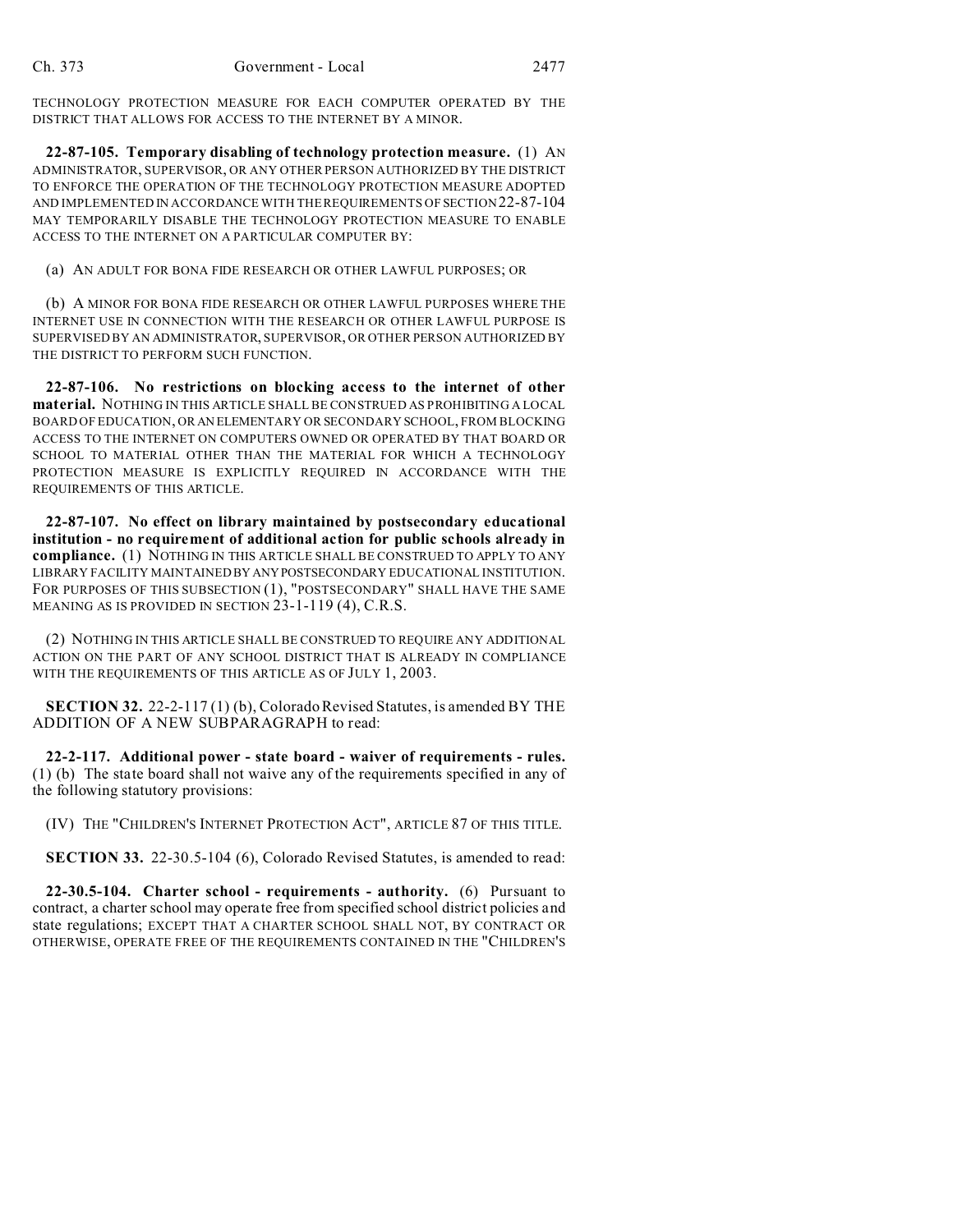TECHNOLOGY PROTECTION MEASURE FOR EACH COMPUTER OPERATED BY THE DISTRICT THAT ALLOWS FOR ACCESS TO THE INTERNET BY A MINOR.

**22-87-105. Temporary disabling of technology protection measure.** (1) AN ADMINISTRATOR, SUPERVISOR, OR ANY OTHER PERSON AUTHORIZED BY THE DISTRICT TO ENFORCE THE OPERATION OF THE TECHNOLOGY PROTECTION MEASURE ADOPTED AND IMPLEMENTED IN ACCORDANCE WITH THE REQUIREMENTS OF SECTION 22-87-104 MAY TEMPORARILY DISABLE THE TECHNOLOGY PROTECTION MEASURE TO ENABLE ACCESS TO THE INTERNET ON A PARTICULAR COMPUTER BY:

(a) AN ADULT FOR BONA FIDE RESEARCH OR OTHER LAWFUL PURPOSES; OR

(b) A MINOR FOR BONA FIDE RESEARCH OR OTHER LAWFUL PURPOSES WHERE THE INTERNET USE IN CONNECTION WITH THE RESEARCH OR OTHER LAWFUL PURPOSE IS SUPERVISED BY AN ADMINISTRATOR, SUPERVISOR, OR OTHER PERSON AUTHORIZED BY THE DISTRICT TO PERFORM SUCH FUNCTION.

**22-87-106. No restrictions on blocking access to the internet of other material.** NOTHING IN THIS ARTICLE SHALL BE CONSTRUED AS PROHIBITING A LOCAL BOARD OF EDUCATION, OR AN ELEMENTARY OR SECONDARY SCHOOL, FROM BLOCKING ACCESS TO THE INTERNET ON COMPUTERS OWNED OR OPERATED BY THAT BOARD OR SCHOOL TO MATERIAL OTHER THAN THE MATERIAL FOR WHICH A TECHNOLOGY PROTECTION MEASURE IS EXPLICITLY REQUIRED IN ACCORDANCE WITH THE REQUIREMENTS OF THIS ARTICLE.

**22-87-107. No effect on library maintained by postsecondary educational institution - no requirement of additional action for public schools already in compliance.** (1) NOTHING IN THIS ARTICLE SHALL BE CONSTRUED TO APPLY TO ANY LIBRARY FACILITY MAINTAINED BY ANY POSTSECONDARY EDUCATIONAL INSTITUTION. FOR PURPOSES OF THIS SUBSECTION (1), "POSTSECONDARY" SHALL HAVE THE SAME MEANING AS IS PROVIDED IN SECTION 23-1-119 (4), C.R.S.

(2) NOTHING IN THIS ARTICLE SHALL BE CONSTRUED TO REQUIRE ANY ADDITIONAL ACTION ON THE PART OF ANY SCHOOL DISTRICT THAT IS ALREADY IN COMPLIANCE WITH THE REQUIREMENTS OF THIS ARTICLE AS OF JULY 1, 2003.

**SECTION 32.** 22-2-117 (1) (b), Colorado Revised Statutes, is amended BY THE ADDITION OF A NEW SUBPARAGRAPH to read:

**22-2-117. Additional power - state board - waiver of requirements - rules.** (1) (b) The state board shall not waive any of the requirements specified in any of the following statutory provisions:

(IV) THE "CHILDREN'S INTERNET PROTECTION ACT", ARTICLE 87 OF THIS TITLE.

**SECTION 33.** 22-30.5-104 (6), Colorado Revised Statutes, is amended to read:

**22-30.5-104. Charter school - requirements - authority.** (6) Pursuant to contract, a charter school may operate free from specified school district policies and state regulations; EXCEPT THAT A CHARTER SCHOOL SHALL NOT, BY CONTRACT OR OTHERWISE, OPERATE FREE OF THE REQUIREMENTS CONTAINED IN THE "CHILDREN'S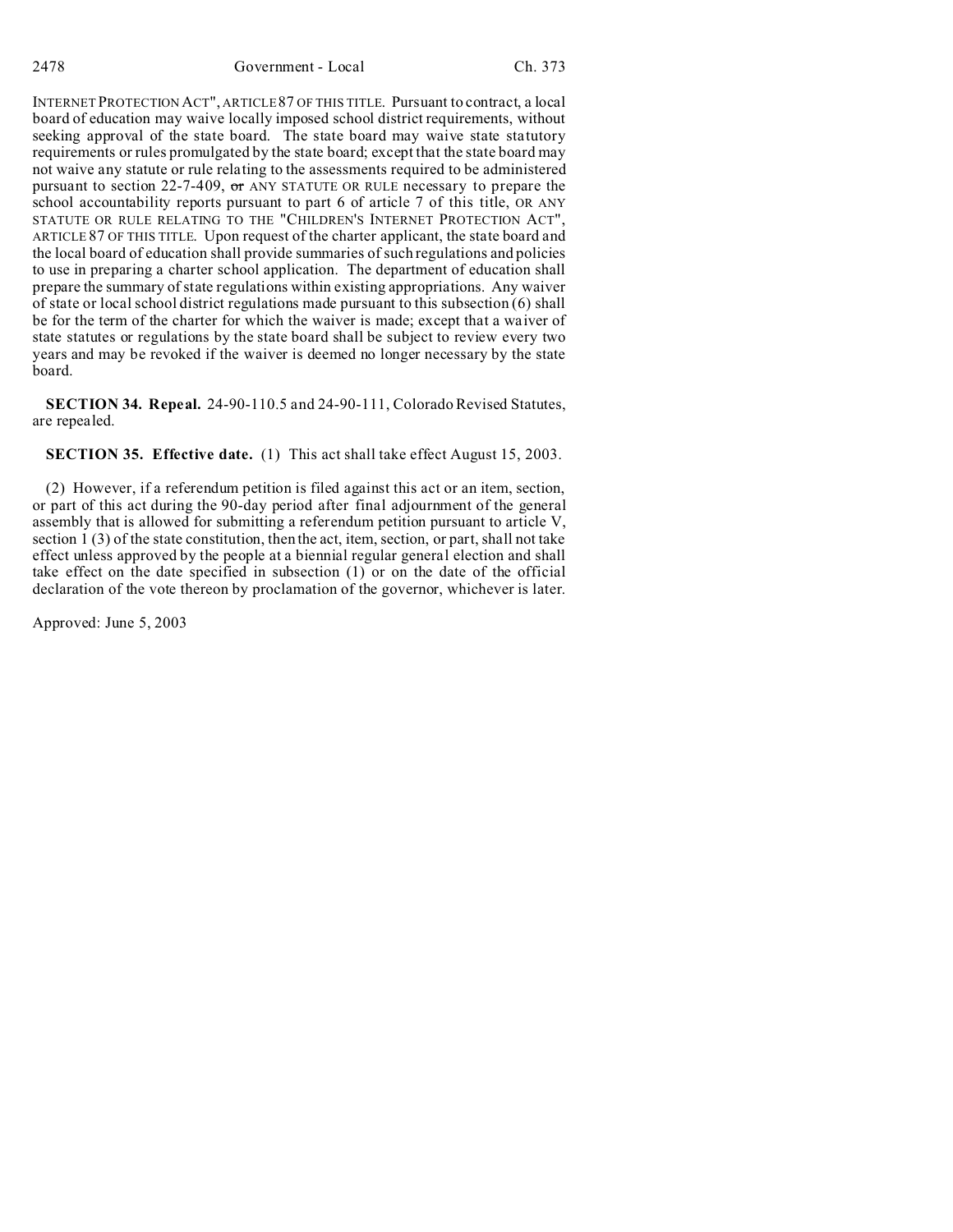INTERNET PROTECTION ACT", ARTICLE 87 OF THIS TITLE. Pursuant to contract, a local board of education may waive locally imposed school district requirements, without seeking approval of the state board. The state board may waive state statutory requirements or rules promulgated by the state board; except that the state board may not waive any statute or rule relating to the assessments required to be administered pursuant to section 22-7-409, ~~or~~ ANY STATUTE OR RULE necessary to prepare the school accountability reports pursuant to part 6 of article 7 of this title, OR ANY STATUTE OR RULE RELATING TO THE "CHILDREN'S INTERNET PROTECTION ACT", ARTICLE 87 OF THIS TITLE. Upon request of the charter applicant, the state board and the local board of education shall provide summaries of such regulations and policies to use in preparing a charter school application. The department of education shall prepare the summary of state regulations within existing appropriations. Any waiver of state or local school district regulations made pursuant to this subsection (6) shall be for the term of the charter for which the waiver is made; except that a waiver of state statutes or regulations by the state board shall be subject to review every two years and may be revoked if the waiver is deemed no longer necessary by the state board.

**SECTION 34. Repeal.** 24-90-110.5 and 24-90-111, Colorado Revised Statutes, are repealed.

**SECTION 35. Effective date.** (1) This act shall take effect August 15, 2003.

(2) However, if a referendum petition is filed against this act or an item, section, or part of this act during the 90-day period after final adjournment of the general assembly that is allowed for submitting a referendum petition pursuant to article V, section 1 (3) of the state constitution, then the act, item, section, or part, shall not take effect unless approved by the people at a biennial regular general election and shall take effect on the date specified in subsection (1) or on the date of the official declaration of the vote thereon by proclamation of the governor, whichever is later.

Approved: June 5, 2003